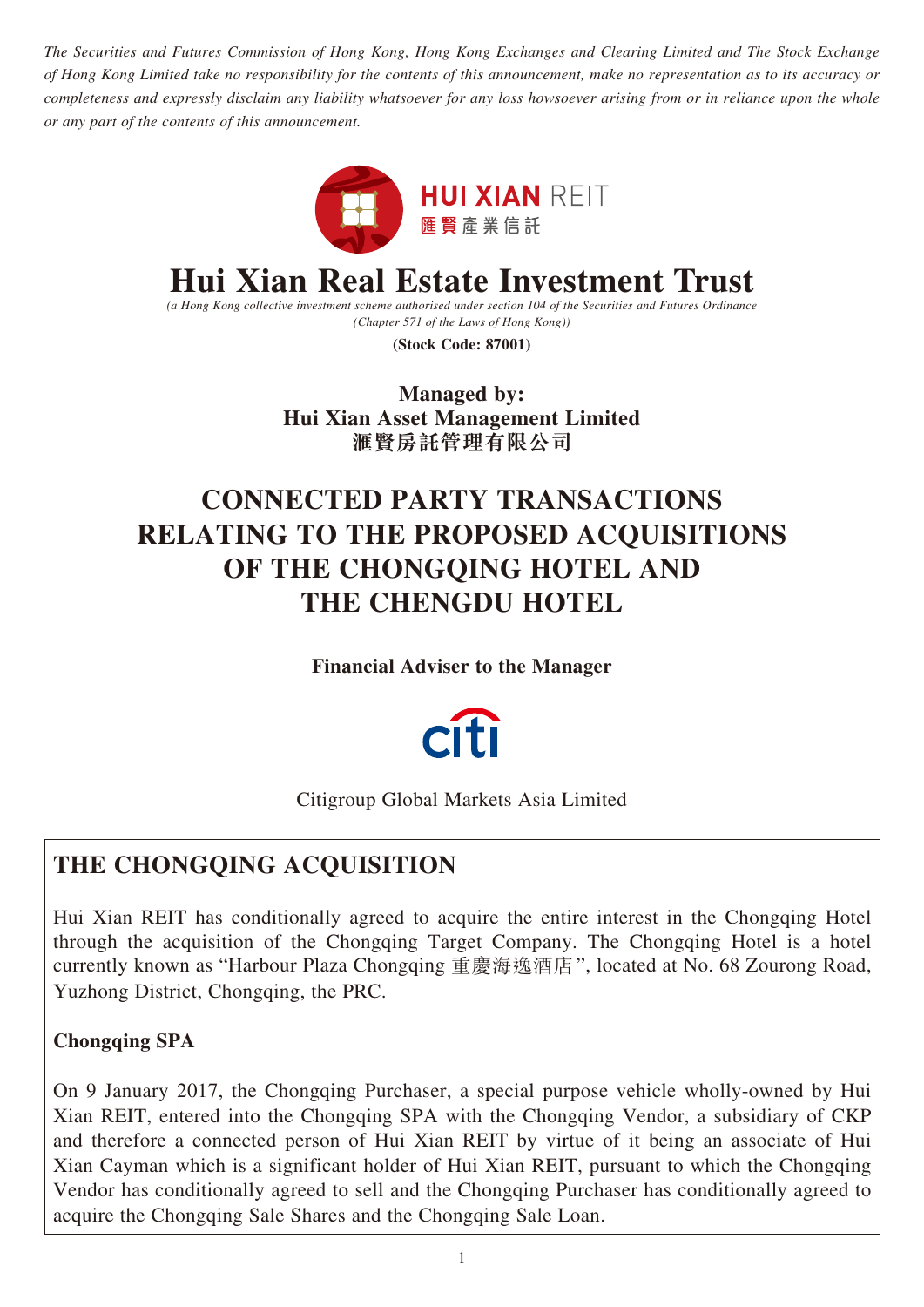*The Securities and Futures Commission of Hong Kong, Hong Kong Exchanges and Clearing Limited and The Stock Exchange of Hong Kong Limited take no responsibility for the contents of this announcement, make no representation as to its accuracy or completeness and expressly disclaim any liability whatsoever for any loss howsoever arising from or in reliance upon the whole or any part of the contents of this announcement.*

**HUI XIAN REIT**
**匯賢產業信託**

# Hui Xian Real Estate Investment Trust

*(a Hong Kong collective investment scheme authorised under section 104 of the Securities and Futures Ordinance (Chapter 571 of the Laws of Hong Kong))*

**(Stock Code: 87001)**

**Managed by:**
**Hui Xian Asset Management Limited**
**滙賢房託管理有限公司**

# CONNECTED PARTY TRANSACTIONS RELATING TO THE PROPOSED ACQUISITIONS OF THE CHONGQING HOTEL AND THE CHENGDU HOTEL

**Financial Adviser to the Manager**

citi

Citigroup Global Markets Asia Limited

## THE CHONGQING ACQUISITION

Hui Xian REIT has conditionally agreed to acquire the entire interest in the Chongqing Hotel through the acquisition of the Chongqing Target Company. The Chongqing Hotel is a hotel currently known as "Harbour Plaza Chongqing 重慶海逸酒店", located at No. 68 Zourong Road, Yuzhong District, Chongqing, the PRC.

### Chongqing SPA

On 9 January 2017, the Chongqing Purchaser, a special purpose vehicle wholly-owned by Hui Xian REIT, entered into the Chongqing SPA with the Chongqing Vendor, a subsidiary of CKP and therefore a connected person of Hui Xian REIT by virtue of it being an associate of Hui Xian Cayman which is a significant holder of Hui Xian REIT, pursuant to which the Chongqing Vendor has conditionally agreed to sell and the Chongqing Purchaser has conditionally agreed to acquire the Chongqing Sale Shares and the Chongqing Sale Loan.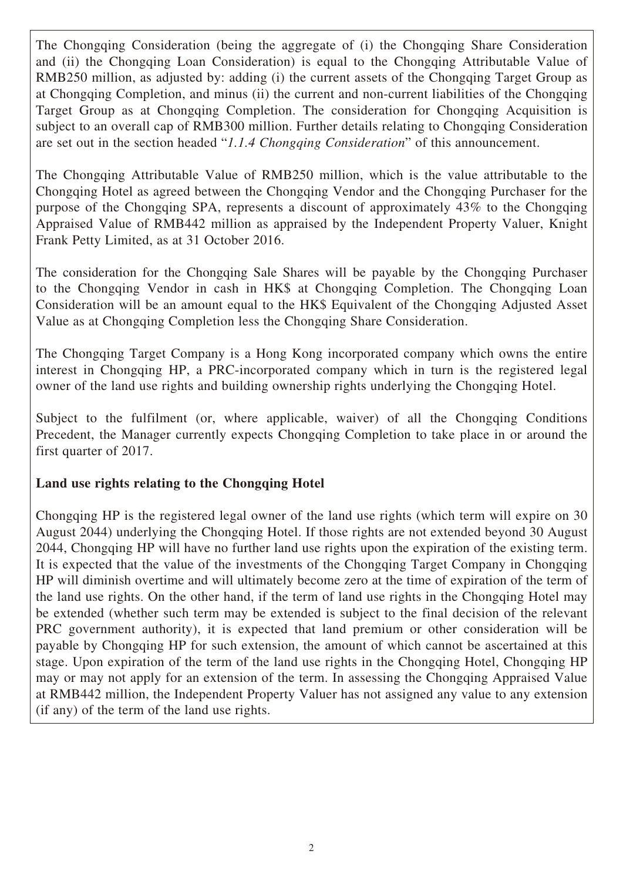The Chongqing Consideration (being the aggregate of (i) the Chongqing Share Consideration and (ii) the Chongqing Loan Consideration) is equal to the Chongqing Attributable Value of RMB250 million, as adjusted by: adding (i) the current assets of the Chongqing Target Group as at Chongqing Completion, and minus (ii) the current and non-current liabilities of the Chongqing Target Group as at Chongqing Completion. The consideration for Chongqing Acquisition is subject to an overall cap of RMB300 million. Further details relating to Chongqing Consideration are set out in the section headed "*1.1.4 Chongqing Consideration*" of this announcement.

The Chongqing Attributable Value of RMB250 million, which is the value attributable to the Chongqing Hotel as agreed between the Chongqing Vendor and the Chongqing Purchaser for the purpose of the Chongqing SPA, represents a discount of approximately 43% to the Chongqing Appraised Value of RMB442 million as appraised by the Independent Property Valuer, Knight Frank Petty Limited, as at 31 October 2016.

The consideration for the Chongqing Sale Shares will be payable by the Chongqing Purchaser to the Chongqing Vendor in cash in HK$ at Chongqing Completion. The Chongqing Loan Consideration will be an amount equal to the HK$ Equivalent of the Chongqing Adjusted Asset Value as at Chongqing Completion less the Chongqing Share Consideration.

The Chongqing Target Company is a Hong Kong incorporated company which owns the entire interest in Chongqing HP, a PRC-incorporated company which in turn is the registered legal owner of the land use rights and building ownership rights underlying the Chongqing Hotel.

Subject to the fulfilment (or, where applicable, waiver) of all the Chongqing Conditions Precedent, the Manager currently expects Chongqing Completion to take place in or around the first quarter of 2017.

**Land use rights relating to the Chongqing Hotel**

Chongqing HP is the registered legal owner of the land use rights (which term will expire on 30 August 2044) underlying the Chongqing Hotel. If those rights are not extended beyond 30 August 2044, Chongqing HP will have no further land use rights upon the expiration of the existing term. It is expected that the value of the investments of the Chongqing Target Company in Chongqing HP will diminish overtime and will ultimately become zero at the time of expiration of the term of the land use rights. On the other hand, if the term of land use rights in the Chongqing Hotel may be extended (whether such term may be extended is subject to the final decision of the relevant PRC government authority), it is expected that land premium or other consideration will be payable by Chongqing HP for such extension, the amount of which cannot be ascertained at this stage. Upon expiration of the term of the land use rights in the Chongqing Hotel, Chongqing HP may or may not apply for an extension of the term. In assessing the Chongqing Appraised Value at RMB442 million, the Independent Property Valuer has not assigned any value to any extension (if any) of the term of the land use rights.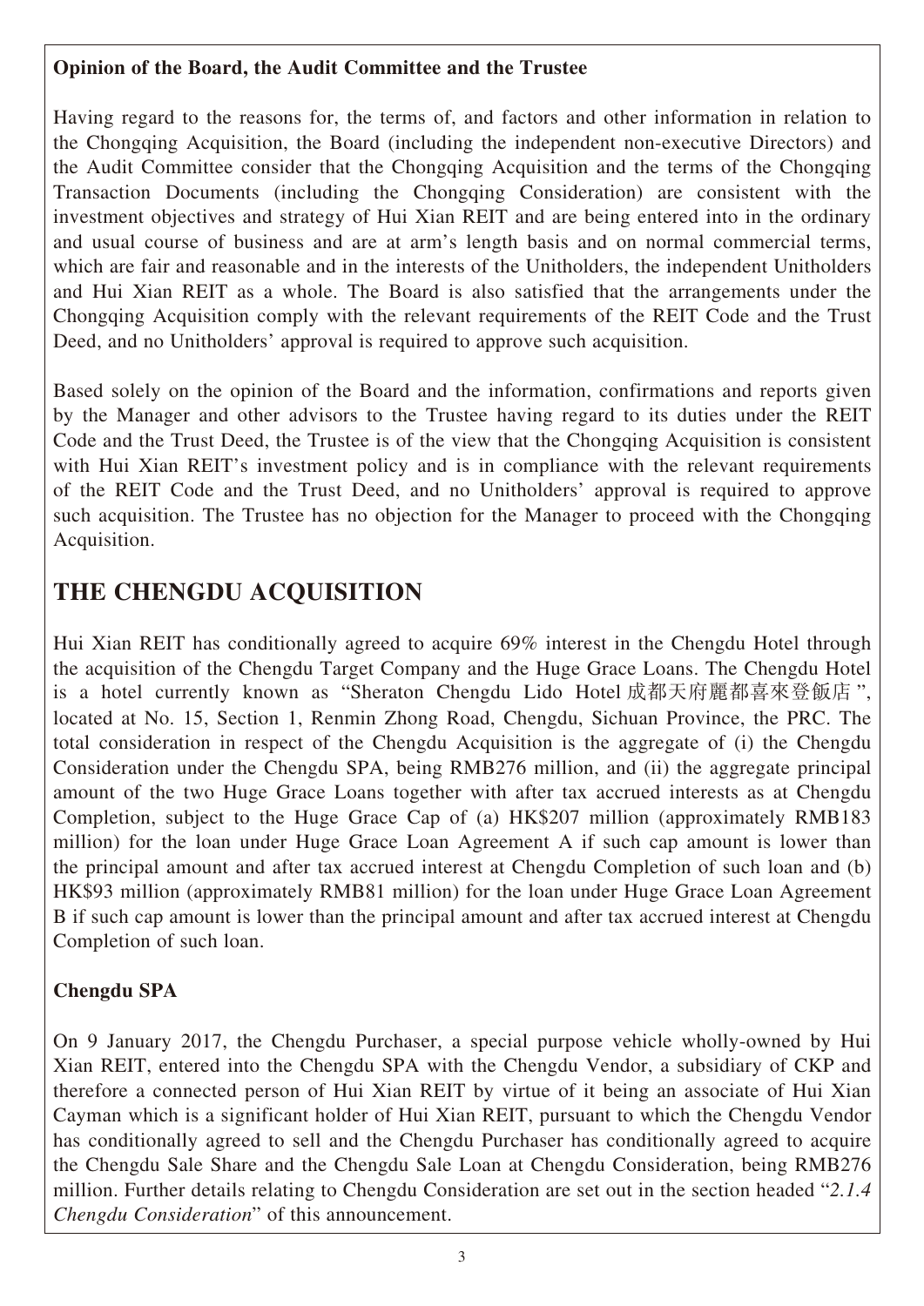**Opinion of the Board, the Audit Committee and the Trustee**

Having regard to the reasons for, the terms of, and factors and other information in relation to the Chongqing Acquisition, the Board (including the independent non-executive Directors) and the Audit Committee consider that the Chongqing Acquisition and the terms of the Chongqing Transaction Documents (including the Chongqing Consideration) are consistent with the investment objectives and strategy of Hui Xian REIT and are being entered into in the ordinary and usual course of business and are at arm's length basis and on normal commercial terms, which are fair and reasonable and in the interests of the Unitholders, the independent Unitholders and Hui Xian REIT as a whole. The Board is also satisfied that the arrangements under the Chongqing Acquisition comply with the relevant requirements of the REIT Code and the Trust Deed, and no Unitholders' approval is required to approve such acquisition.

Based solely on the opinion of the Board and the information, confirmations and reports given by the Manager and other advisors to the Trustee having regard to its duties under the REIT Code and the Trust Deed, the Trustee is of the view that the Chongqing Acquisition is consistent with Hui Xian REIT's investment policy and is in compliance with the relevant requirements of the REIT Code and the Trust Deed, and no Unitholders' approval is required to approve such acquisition. The Trustee has no objection for the Manager to proceed with the Chongqing Acquisition.

# THE CHENGDU ACQUISITION

Hui Xian REIT has conditionally agreed to acquire 69% interest in the Chengdu Hotel through the acquisition of the Chengdu Target Company and the Huge Grace Loans. The Chengdu Hotel is a hotel currently known as "Sheraton Chengdu Lido Hotel 成都天府麗都喜來登飯店", located at No. 15, Section 1, Renmin Zhong Road, Chengdu, Sichuan Province, the PRC. The total consideration in respect of the Chengdu Acquisition is the aggregate of (i) the Chengdu Consideration under the Chengdu SPA, being RMB276 million, and (ii) the aggregate principal amount of the two Huge Grace Loans together with after tax accrued interests as at Chengdu Completion, subject to the Huge Grace Cap of (a) HK$207 million (approximately RMB183 million) for the loan under Huge Grace Loan Agreement A if such cap amount is lower than the principal amount and after tax accrued interest at Chengdu Completion of such loan and (b) HK$93 million (approximately RMB81 million) for the loan under Huge Grace Loan Agreement B if such cap amount is lower than the principal amount and after tax accrued interest at Chengdu Completion of such loan.

**Chengdu SPA**

On 9 January 2017, the Chengdu Purchaser, a special purpose vehicle wholly-owned by Hui Xian REIT, entered into the Chengdu SPA with the Chengdu Vendor, a subsidiary of CKP and therefore a connected person of Hui Xian REIT by virtue of it being an associate of Hui Xian Cayman which is a significant holder of Hui Xian REIT, pursuant to which the Chengdu Vendor has conditionally agreed to sell and the Chengdu Purchaser has conditionally agreed to acquire the Chengdu Sale Share and the Chengdu Sale Loan at Chengdu Consideration, being RMB276 million. Further details relating to Chengdu Consideration are set out in the section headed "*2.1.4 Chengdu Consideration*" of this announcement.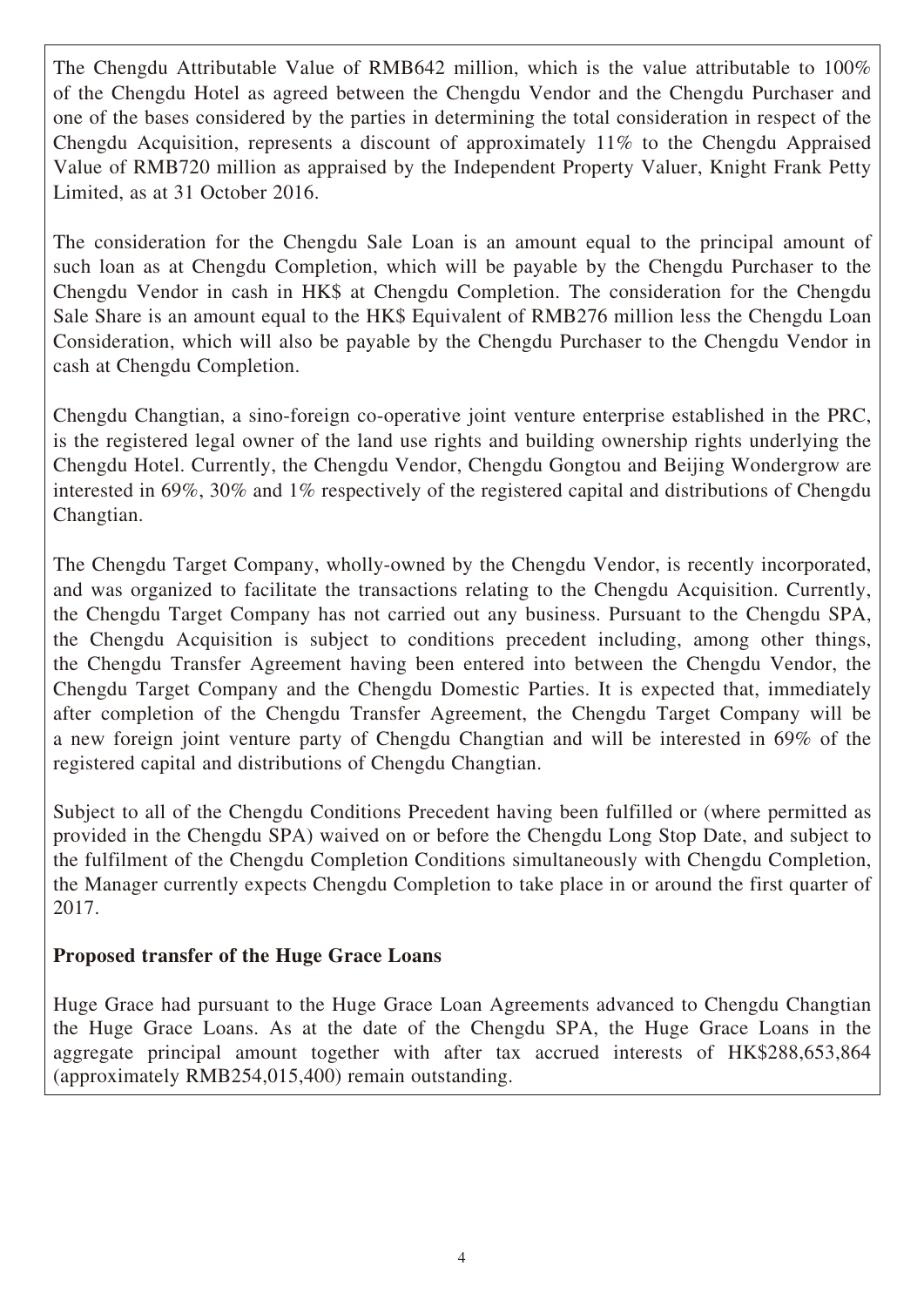The Chengdu Attributable Value of RMB642 million, which is the value attributable to 100% of the Chengdu Hotel as agreed between the Chengdu Vendor and the Chengdu Purchaser and one of the bases considered by the parties in determining the total consideration in respect of the Chengdu Acquisition, represents a discount of approximately 11% to the Chengdu Appraised Value of RMB720 million as appraised by the Independent Property Valuer, Knight Frank Petty Limited, as at 31 October 2016.

The consideration for the Chengdu Sale Loan is an amount equal to the principal amount of such loan as at Chengdu Completion, which will be payable by the Chengdu Purchaser to the Chengdu Vendor in cash in HK$ at Chengdu Completion. The consideration for the Chengdu Sale Share is an amount equal to the HK$ Equivalent of RMB276 million less the Chengdu Loan Consideration, which will also be payable by the Chengdu Purchaser to the Chengdu Vendor in cash at Chengdu Completion.

Chengdu Changtian, a sino-foreign co-operative joint venture enterprise established in the PRC, is the registered legal owner of the land use rights and building ownership rights underlying the Chengdu Hotel. Currently, the Chengdu Vendor, Chengdu Gongtou and Beijing Wondergrow are interested in 69%, 30% and 1% respectively of the registered capital and distributions of Chengdu Changtian.

The Chengdu Target Company, wholly-owned by the Chengdu Vendor, is recently incorporated, and was organized to facilitate the transactions relating to the Chengdu Acquisition. Currently, the Chengdu Target Company has not carried out any business. Pursuant to the Chengdu SPA, the Chengdu Acquisition is subject to conditions precedent including, among other things, the Chengdu Transfer Agreement having been entered into between the Chengdu Vendor, the Chengdu Target Company and the Chengdu Domestic Parties. It is expected that, immediately after completion of the Chengdu Transfer Agreement, the Chengdu Target Company will be a new foreign joint venture party of Chengdu Changtian and will be interested in 69% of the registered capital and distributions of Chengdu Changtian.

Subject to all of the Chengdu Conditions Precedent having been fulfilled or (where permitted as provided in the Chengdu SPA) waived on or before the Chengdu Long Stop Date, and subject to the fulfilment of the Chengdu Completion Conditions simultaneously with Chengdu Completion, the Manager currently expects Chengdu Completion to take place in or around the first quarter of 2017.

**Proposed transfer of the Huge Grace Loans**

Huge Grace had pursuant to the Huge Grace Loan Agreements advanced to Chengdu Changtian the Huge Grace Loans. As at the date of the Chengdu SPA, the Huge Grace Loans in the aggregate principal amount together with after tax accrued interests of HK$288,653,864 (approximately RMB254,015,400) remain outstanding.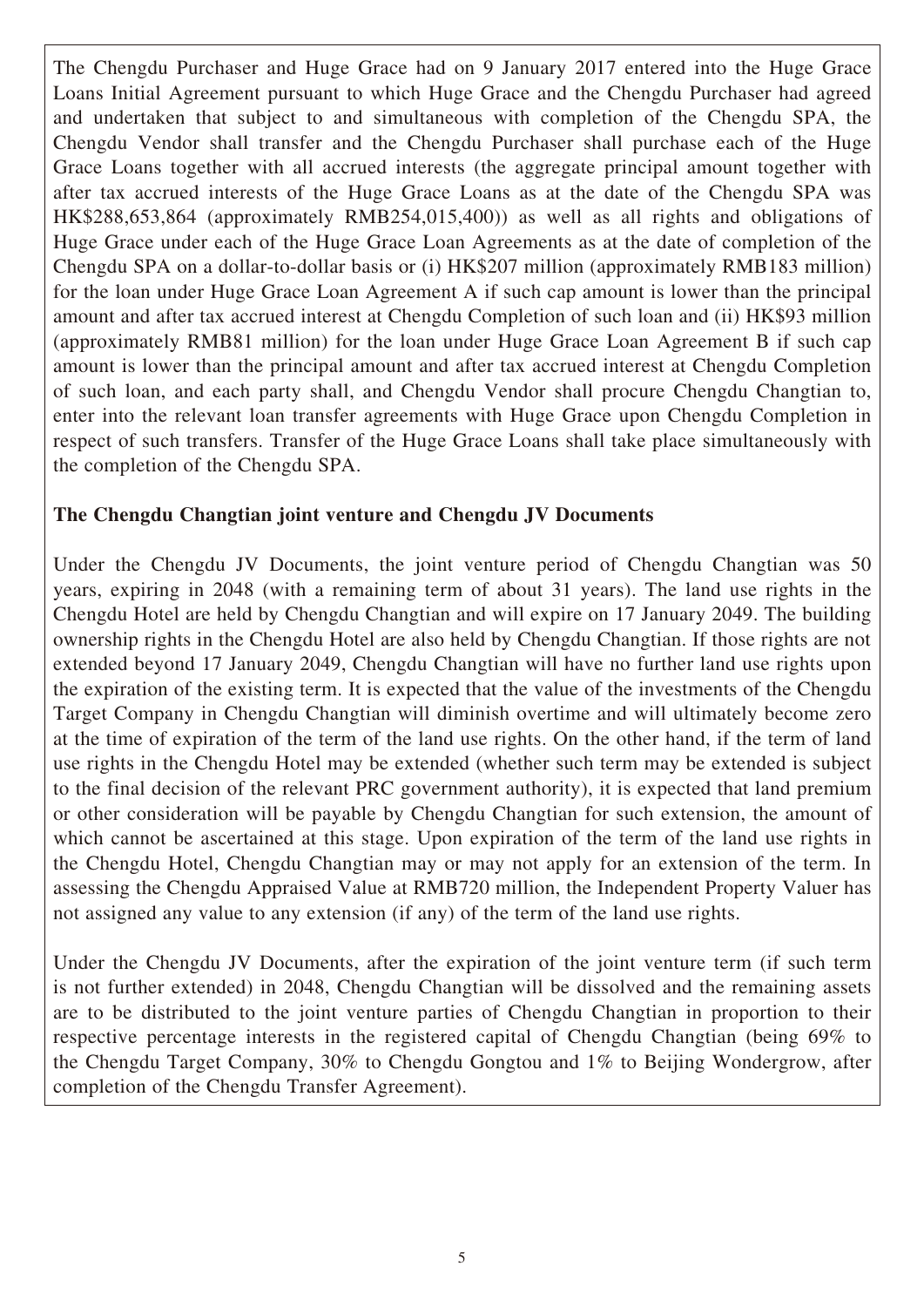The Chengdu Purchaser and Huge Grace had on 9 January 2017 entered into the Huge Grace Loans Initial Agreement pursuant to which Huge Grace and the Chengdu Purchaser had agreed and undertaken that subject to and simultaneous with completion of the Chengdu SPA, the Chengdu Vendor shall transfer and the Chengdu Purchaser shall purchase each of the Huge Grace Loans together with all accrued interests (the aggregate principal amount together with after tax accrued interests of the Huge Grace Loans as at the date of the Chengdu SPA was HK$288,653,864 (approximately RMB254,015,400)) as well as all rights and obligations of Huge Grace under each of the Huge Grace Loan Agreements as at the date of completion of the Chengdu SPA on a dollar-to-dollar basis or (i) HK$207 million (approximately RMB183 million) for the loan under Huge Grace Loan Agreement A if such cap amount is lower than the principal amount and after tax accrued interest at Chengdu Completion of such loan and (ii) HK$93 million (approximately RMB81 million) for the loan under Huge Grace Loan Agreement B if such cap amount is lower than the principal amount and after tax accrued interest at Chengdu Completion of such loan, and each party shall, and Chengdu Vendor shall procure Chengdu Changtian to, enter into the relevant loan transfer agreements with Huge Grace upon Chengdu Completion in respect of such transfers. Transfer of the Huge Grace Loans shall take place simultaneously with the completion of the Chengdu SPA.

**The Chengdu Changtian joint venture and Chengdu JV Documents**

Under the Chengdu JV Documents, the joint venture period of Chengdu Changtian was 50 years, expiring in 2048 (with a remaining term of about 31 years). The land use rights in the Chengdu Hotel are held by Chengdu Changtian and will expire on 17 January 2049. The building ownership rights in the Chengdu Hotel are also held by Chengdu Changtian. If those rights are not extended beyond 17 January 2049, Chengdu Changtian will have no further land use rights upon the expiration of the existing term. It is expected that the value of the investments of the Chengdu Target Company in Chengdu Changtian will diminish overtime and will ultimately become zero at the time of expiration of the term of the land use rights. On the other hand, if the term of land use rights in the Chengdu Hotel may be extended (whether such term may be extended is subject to the final decision of the relevant PRC government authority), it is expected that land premium or other consideration will be payable by Chengdu Changtian for such extension, the amount of which cannot be ascertained at this stage. Upon expiration of the term of the land use rights in the Chengdu Hotel, Chengdu Changtian may or may not apply for an extension of the term. In assessing the Chengdu Appraised Value at RMB720 million, the Independent Property Valuer has not assigned any value to any extension (if any) of the term of the land use rights.

Under the Chengdu JV Documents, after the expiration of the joint venture term (if such term is not further extended) in 2048, Chengdu Changtian will be dissolved and the remaining assets are to be distributed to the joint venture parties of Chengdu Changtian in proportion to their respective percentage interests in the registered capital of Chengdu Changtian (being 69% to the Chengdu Target Company, 30% to Chengdu Gongtou and 1% to Beijing Wondergrow, after completion of the Chengdu Transfer Agreement).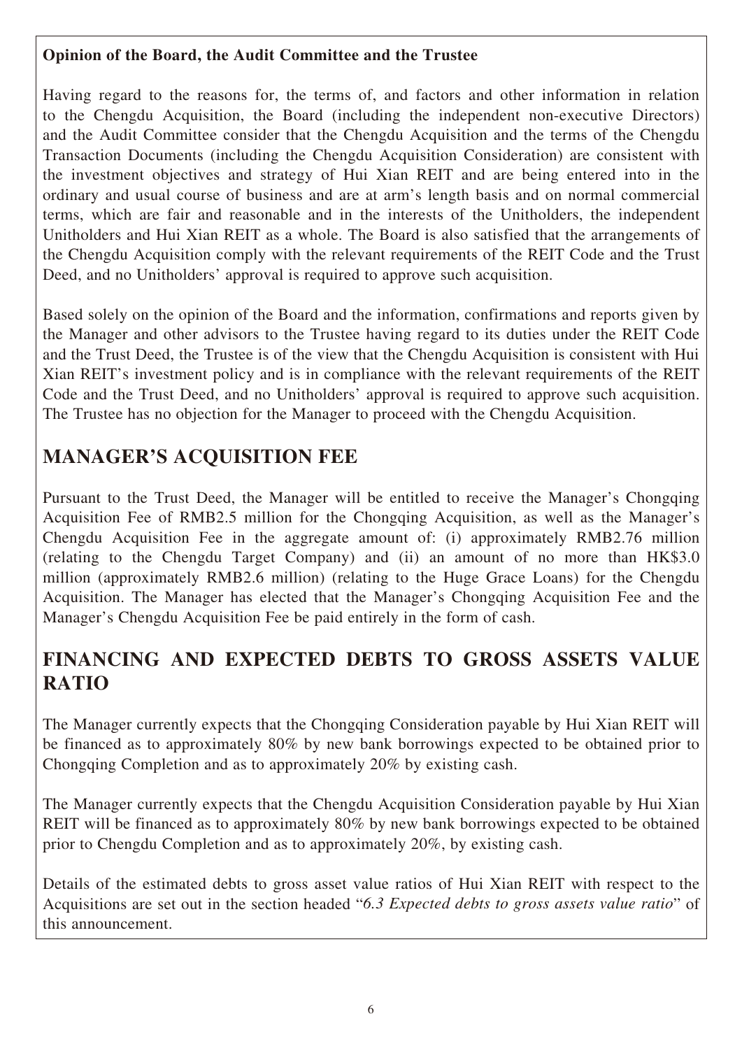**Opinion of the Board, the Audit Committee and the Trustee**

Having regard to the reasons for, the terms of, and factors and other information in relation to the Chengdu Acquisition, the Board (including the independent non-executive Directors) and the Audit Committee consider that the Chengdu Acquisition and the terms of the Chengdu Transaction Documents (including the Chengdu Acquisition Consideration) are consistent with the investment objectives and strategy of Hui Xian REIT and are being entered into in the ordinary and usual course of business and are at arm's length basis and on normal commercial terms, which are fair and reasonable and in the interests of the Unitholders, the independent Unitholders and Hui Xian REIT as a whole. The Board is also satisfied that the arrangements of the Chengdu Acquisition comply with the relevant requirements of the REIT Code and the Trust Deed, and no Unitholders' approval is required to approve such acquisition.

Based solely on the opinion of the Board and the information, confirmations and reports given by the Manager and other advisors to the Trustee having regard to its duties under the REIT Code and the Trust Deed, the Trustee is of the view that the Chengdu Acquisition is consistent with Hui Xian REIT's investment policy and is in compliance with the relevant requirements of the REIT Code and the Trust Deed, and no Unitholders' approval is required to approve such acquisition. The Trustee has no objection for the Manager to proceed with the Chengdu Acquisition.

## MANAGER'S ACQUISITION FEE

Pursuant to the Trust Deed, the Manager will be entitled to receive the Manager's Chongqing Acquisition Fee of RMB2.5 million for the Chongqing Acquisition, as well as the Manager's Chengdu Acquisition Fee in the aggregate amount of: (i) approximately RMB2.76 million (relating to the Chengdu Target Company) and (ii) an amount of no more than HK$3.0 million (approximately RMB2.6 million) (relating to the Huge Grace Loans) for the Chengdu Acquisition. The Manager has elected that the Manager's Chongqing Acquisition Fee and the Manager's Chengdu Acquisition Fee be paid entirely in the form of cash.

## FINANCING AND EXPECTED DEBTS TO GROSS ASSETS VALUE RATIO

The Manager currently expects that the Chongqing Consideration payable by Hui Xian REIT will be financed as to approximately 80% by new bank borrowings expected to be obtained prior to Chongqing Completion and as to approximately 20% by existing cash.

The Manager currently expects that the Chengdu Acquisition Consideration payable by Hui Xian REIT will be financed as to approximately 80% by new bank borrowings expected to be obtained prior to Chengdu Completion and as to approximately 20%, by existing cash.

Details of the estimated debts to gross asset value ratios of Hui Xian REIT with respect to the Acquisitions are set out in the section headed "*6.3 Expected debts to gross assets value ratio*" of this announcement.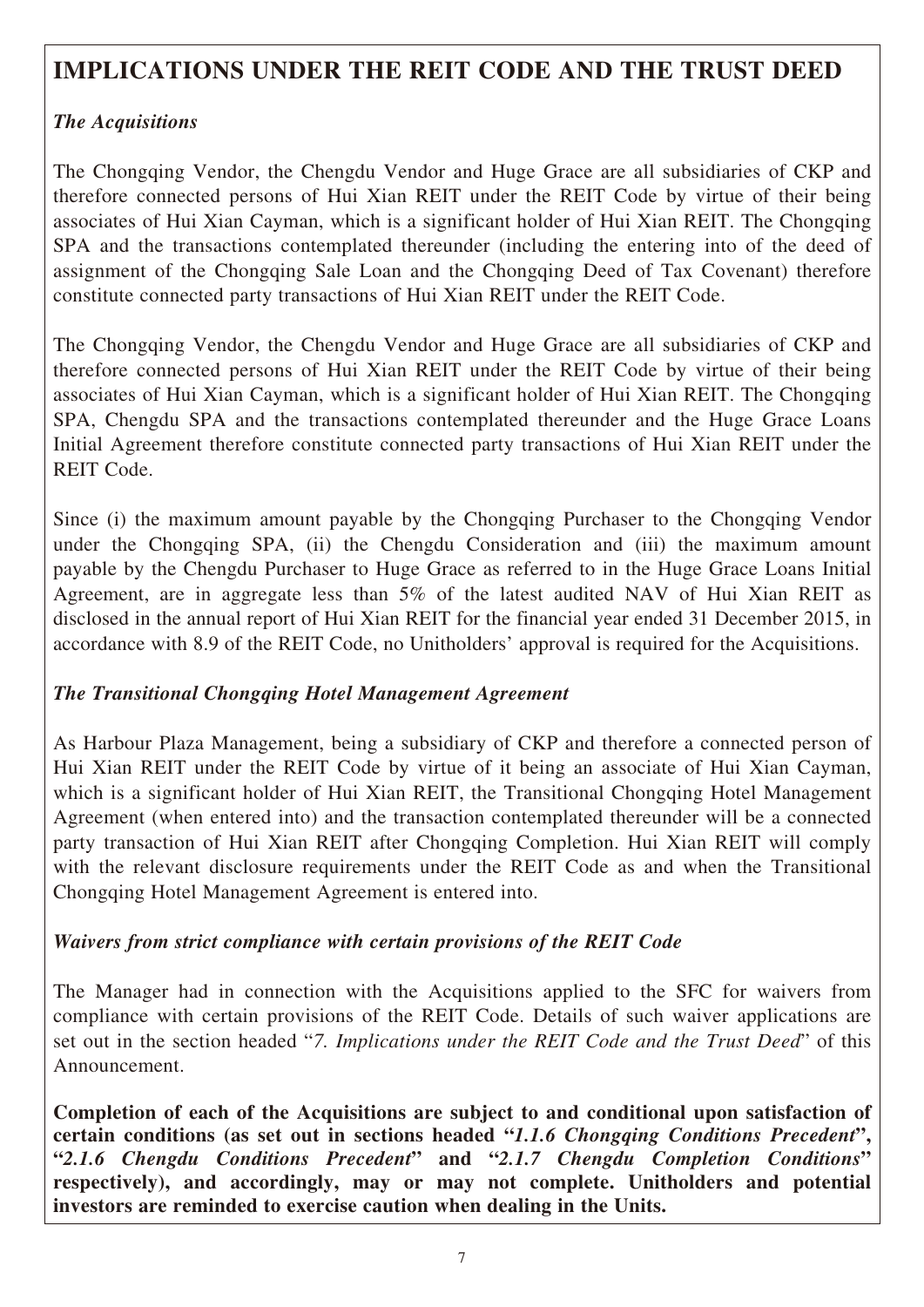## IMPLICATIONS UNDER THE REIT CODE AND THE TRUST DEED

### *The Acquisitions*

The Chongqing Vendor, the Chengdu Vendor and Huge Grace are all subsidiaries of CKP and therefore connected persons of Hui Xian REIT under the REIT Code by virtue of their being associates of Hui Xian Cayman, which is a significant holder of Hui Xian REIT. The Chongqing SPA and the transactions contemplated thereunder (including the entering into of the deed of assignment of the Chongqing Sale Loan and the Chongqing Deed of Tax Covenant) therefore constitute connected party transactions of Hui Xian REIT under the REIT Code.

The Chongqing Vendor, the Chengdu Vendor and Huge Grace are all subsidiaries of CKP and therefore connected persons of Hui Xian REIT under the REIT Code by virtue of their being associates of Hui Xian Cayman, which is a significant holder of Hui Xian REIT. The Chongqing SPA, Chengdu SPA and the transactions contemplated thereunder and the Huge Grace Loans Initial Agreement therefore constitute connected party transactions of Hui Xian REIT under the REIT Code.

Since (i) the maximum amount payable by the Chongqing Purchaser to the Chongqing Vendor under the Chongqing SPA, (ii) the Chengdu Consideration and (iii) the maximum amount payable by the Chengdu Purchaser to Huge Grace as referred to in the Huge Grace Loans Initial Agreement, are in aggregate less than 5% of the latest audited NAV of Hui Xian REIT as disclosed in the annual report of Hui Xian REIT for the financial year ended 31 December 2015, in accordance with 8.9 of the REIT Code, no Unitholders' approval is required for the Acquisitions.

### *The Transitional Chongqing Hotel Management Agreement*

As Harbour Plaza Management, being a subsidiary of CKP and therefore a connected person of Hui Xian REIT under the REIT Code by virtue of it being an associate of Hui Xian Cayman, which is a significant holder of Hui Xian REIT, the Transitional Chongqing Hotel Management Agreement (when entered into) and the transaction contemplated thereunder will be a connected party transaction of Hui Xian REIT after Chongqing Completion. Hui Xian REIT will comply with the relevant disclosure requirements under the REIT Code as and when the Transitional Chongqing Hotel Management Agreement is entered into.

### *Waivers from strict compliance with certain provisions of the REIT Code*

The Manager had in connection with the Acquisitions applied to the SFC for waivers from compliance with certain provisions of the REIT Code. Details of such waiver applications are set out in the section headed "*7. Implications under the REIT Code and the Trust Deed*" of this Announcement.

**Completion of each of the Acquisitions are subject to and conditional upon satisfaction of certain conditions (as set out in sections headed "*1.1.6 Chongqing Conditions Precedent*", "*2.1.6 Chengdu Conditions Precedent*" and "*2.1.7 Chengdu Completion Conditions*" respectively), and accordingly, may or may not complete. Unitholders and potential investors are reminded to exercise caution when dealing in the Units.**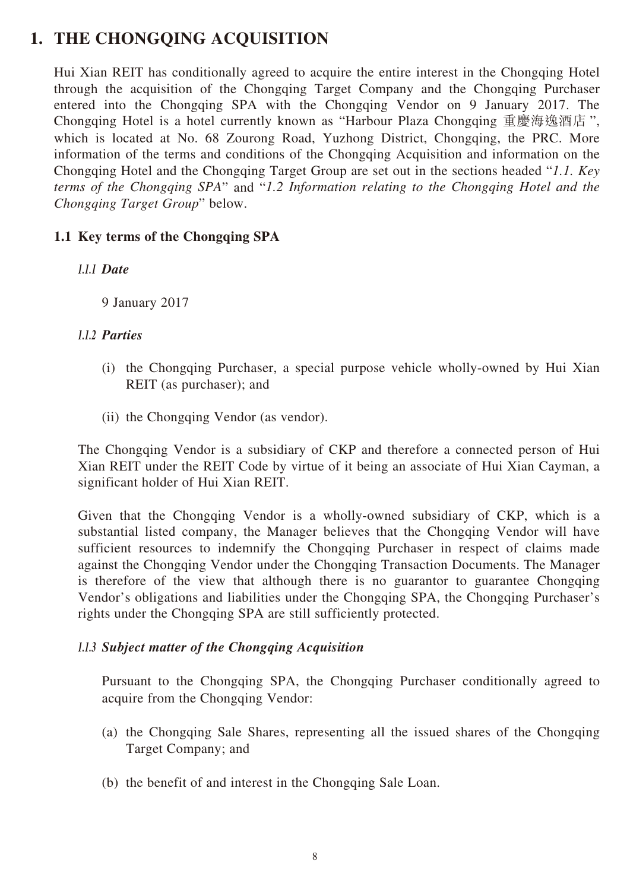# 1. THE CHONGQING ACQUISITION

Hui Xian REIT has conditionally agreed to acquire the entire interest in the Chongqing Hotel through the acquisition of the Chongqing Target Company and the Chongqing Purchaser entered into the Chongqing SPA with the Chongqing Vendor on 9 January 2017. The Chongqing Hotel is a hotel currently known as "Harbour Plaza Chongqing 重慶海逸酒店", which is located at No. 68 Zourong Road, Yuzhong District, Chongqing, the PRC. More information of the terms and conditions of the Chongqing Acquisition and information on the Chongqing Hotel and the Chongqing Target Group are set out in the sections headed "*1.1. Key terms of the Chongqing SPA*" and "*1.2 Information relating to the Chongqing Hotel and the Chongqing Target Group*" below.

## 1.1 Key terms of the Chongqing SPA

### *1.1.1 Date*

9 January 2017

### *1.1.2 Parties*

(i) the Chongqing Purchaser, a special purpose vehicle wholly-owned by Hui Xian REIT (as purchaser); and

(ii) the Chongqing Vendor (as vendor).

The Chongqing Vendor is a subsidiary of CKP and therefore a connected person of Hui Xian REIT under the REIT Code by virtue of it being an associate of Hui Xian Cayman, a significant holder of Hui Xian REIT.

Given that the Chongqing Vendor is a wholly-owned subsidiary of CKP, which is a substantial listed company, the Manager believes that the Chongqing Vendor will have sufficient resources to indemnify the Chongqing Purchaser in respect of claims made against the Chongqing Vendor under the Chongqing Transaction Documents. The Manager is therefore of the view that although there is no guarantor to guarantee Chongqing Vendor's obligations and liabilities under the Chongqing SPA, the Chongqing Purchaser's rights under the Chongqing SPA are still sufficiently protected.

### *1.1.3 Subject matter of the Chongqing Acquisition*

Pursuant to the Chongqing SPA, the Chongqing Purchaser conditionally agreed to acquire from the Chongqing Vendor:

(a) the Chongqing Sale Shares, representing all the issued shares of the Chongqing Target Company; and

(b) the benefit of and interest in the Chongqing Sale Loan.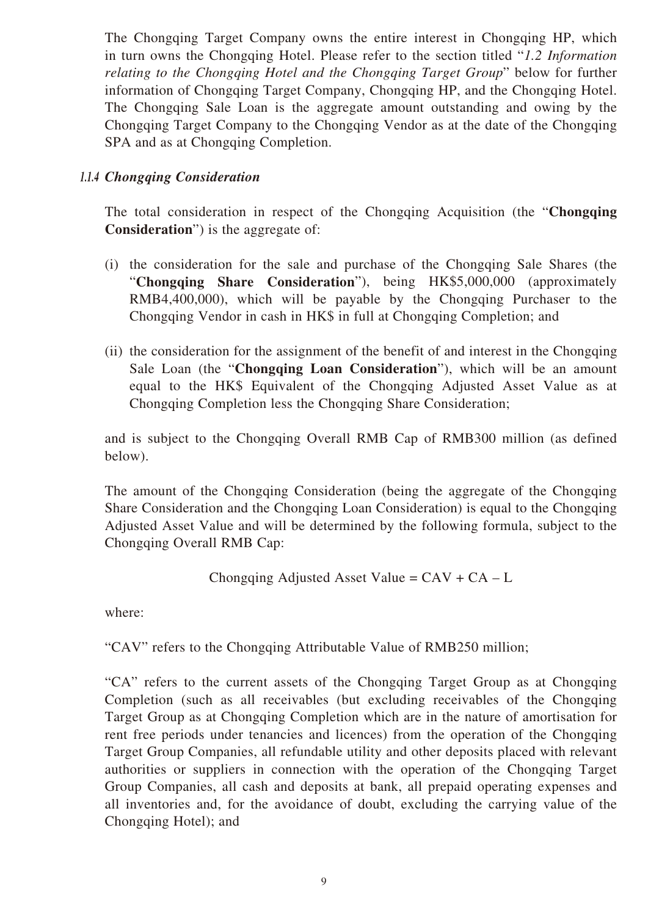The Chongqing Target Company owns the entire interest in Chongqing HP, which in turn owns the Chongqing Hotel. Please refer to the section titled "*1.2 Information relating to the Chongqing Hotel and the Chongqing Target Group*" below for further information of Chongqing Target Company, Chongqing HP, and the Chongqing Hotel. The Chongqing Sale Loan is the aggregate amount outstanding and owing by the Chongqing Target Company to the Chongqing Vendor as at the date of the Chongqing SPA and as at Chongqing Completion.

#### *1.1.4 Chongqing Consideration*

The total consideration in respect of the Chongqing Acquisition (the "**Chongqing Consideration**") is the aggregate of:

(i) the consideration for the sale and purchase of the Chongqing Sale Shares (the "**Chongqing Share Consideration**"), being HK$5,000,000 (approximately RMB4,400,000), which will be payable by the Chongqing Purchaser to the Chongqing Vendor in cash in HK$ in full at Chongqing Completion; and

(ii) the consideration for the assignment of the benefit of and interest in the Chongqing Sale Loan (the "**Chongqing Loan Consideration**"), which will be an amount equal to the HK$ Equivalent of the Chongqing Adjusted Asset Value as at Chongqing Completion less the Chongqing Share Consideration;

and is subject to the Chongqing Overall RMB Cap of RMB300 million (as defined below).

The amount of the Chongqing Consideration (being the aggregate of the Chongqing Share Consideration and the Chongqing Loan Consideration) is equal to the Chongqing Adjusted Asset Value and will be determined by the following formula, subject to the Chongqing Overall RMB Cap:

$$\text{Chongqing Adjusted Asset Value} = CAV + CA - L$$

where:

"CAV" refers to the Chongqing Attributable Value of RMB250 million;

"CA" refers to the current assets of the Chongqing Target Group as at Chongqing Completion (such as all receivables (but excluding receivables of the Chongqing Target Group as at Chongqing Completion which are in the nature of amortisation for rent free periods under tenancies and licences) from the operation of the Chongqing Target Group Companies, all refundable utility and other deposits placed with relevant authorities or suppliers in connection with the operation of the Chongqing Target Group Companies, all cash and deposits at bank, all prepaid operating expenses and all inventories and, for the avoidance of doubt, excluding the carrying value of the Chongqing Hotel); and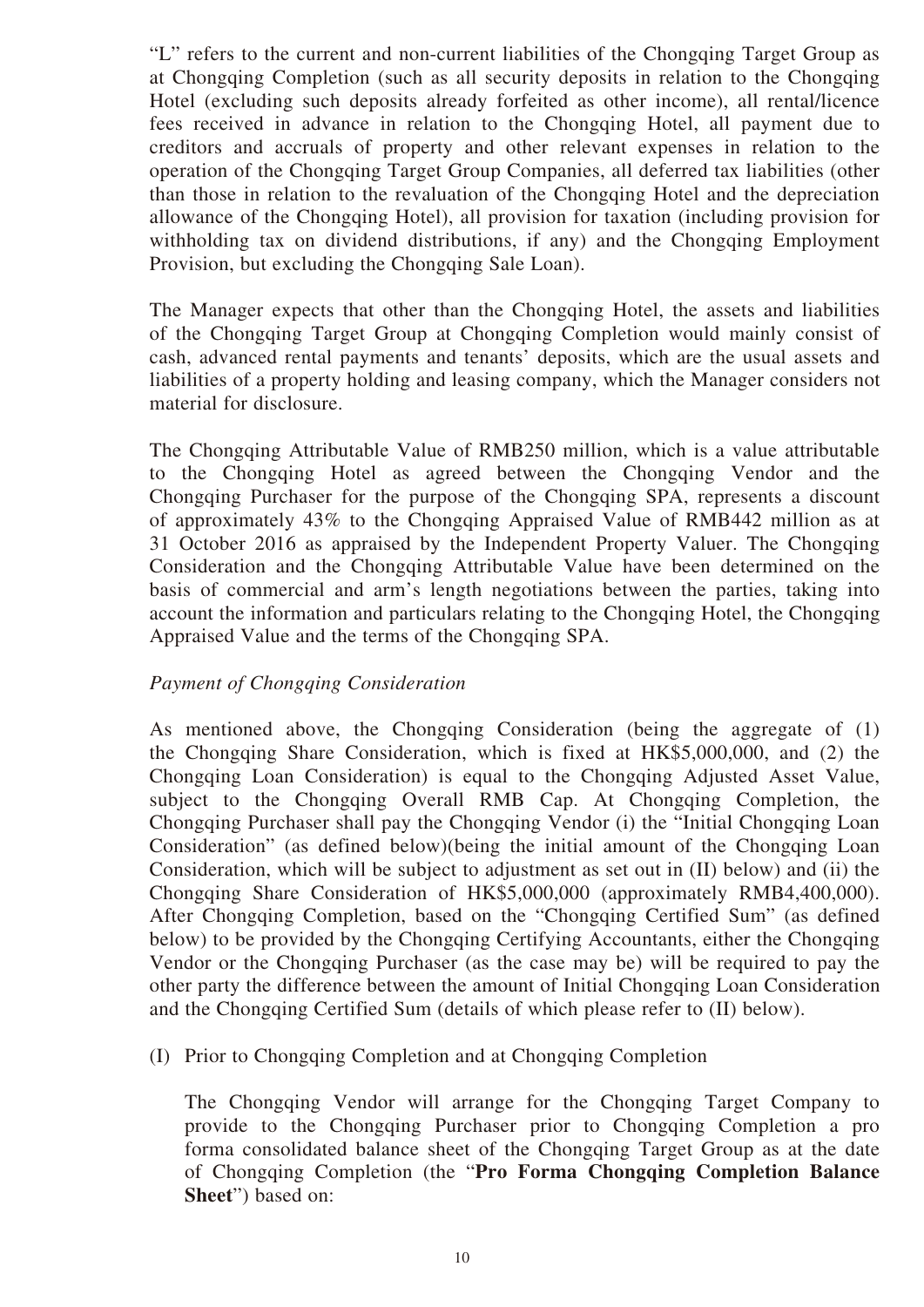"L" refers to the current and non-current liabilities of the Chongqing Target Group as at Chongqing Completion (such as all security deposits in relation to the Chongqing Hotel (excluding such deposits already forfeited as other income), all rental/licence fees received in advance in relation to the Chongqing Hotel, all payment due to creditors and accruals of property and other relevant expenses in relation to the operation of the Chongqing Target Group Companies, all deferred tax liabilities (other than those in relation to the revaluation of the Chongqing Hotel and the depreciation allowance of the Chongqing Hotel), all provision for taxation (including provision for withholding tax on dividend distributions, if any) and the Chongqing Employment Provision, but excluding the Chongqing Sale Loan).

The Manager expects that other than the Chongqing Hotel, the assets and liabilities of the Chongqing Target Group at Chongqing Completion would mainly consist of cash, advanced rental payments and tenants' deposits, which are the usual assets and liabilities of a property holding and leasing company, which the Manager considers not material for disclosure.

The Chongqing Attributable Value of RMB250 million, which is a value attributable to the Chongqing Hotel as agreed between the Chongqing Vendor and the Chongqing Purchaser for the purpose of the Chongqing SPA, represents a discount of approximately 43% to the Chongqing Appraised Value of RMB442 million as at 31 October 2016 as appraised by the Independent Property Valuer. The Chongqing Consideration and the Chongqing Attributable Value have been determined on the basis of commercial and arm's length negotiations between the parties, taking into account the information and particulars relating to the Chongqing Hotel, the Chongqing Appraised Value and the terms of the Chongqing SPA.

*Payment of Chongqing Consideration*

As mentioned above, the Chongqing Consideration (being the aggregate of (1) the Chongqing Share Consideration, which is fixed at HK$5,000,000, and (2) the Chongqing Loan Consideration) is equal to the Chongqing Adjusted Asset Value, subject to the Chongqing Overall RMB Cap. At Chongqing Completion, the Chongqing Purchaser shall pay the Chongqing Vendor (i) the "Initial Chongqing Loan Consideration" (as defined below)(being the initial amount of the Chongqing Loan Consideration, which will be subject to adjustment as set out in (II) below) and (ii) the Chongqing Share Consideration of HK$5,000,000 (approximately RMB4,400,000). After Chongqing Completion, based on the "Chongqing Certified Sum" (as defined below) to be provided by the Chongqing Certifying Accountants, either the Chongqing Vendor or the Chongqing Purchaser (as the case may be) will be required to pay the other party the difference between the amount of Initial Chongqing Loan Consideration and the Chongqing Certified Sum (details of which please refer to (II) below).

(I) Prior to Chongqing Completion and at Chongqing Completion

The Chongqing Vendor will arrange for the Chongqing Target Company to provide to the Chongqing Purchaser prior to Chongqing Completion a pro forma consolidated balance sheet of the Chongqing Target Group as at the date of Chongqing Completion (the "**Pro Forma Chongqing Completion Balance Sheet**") based on: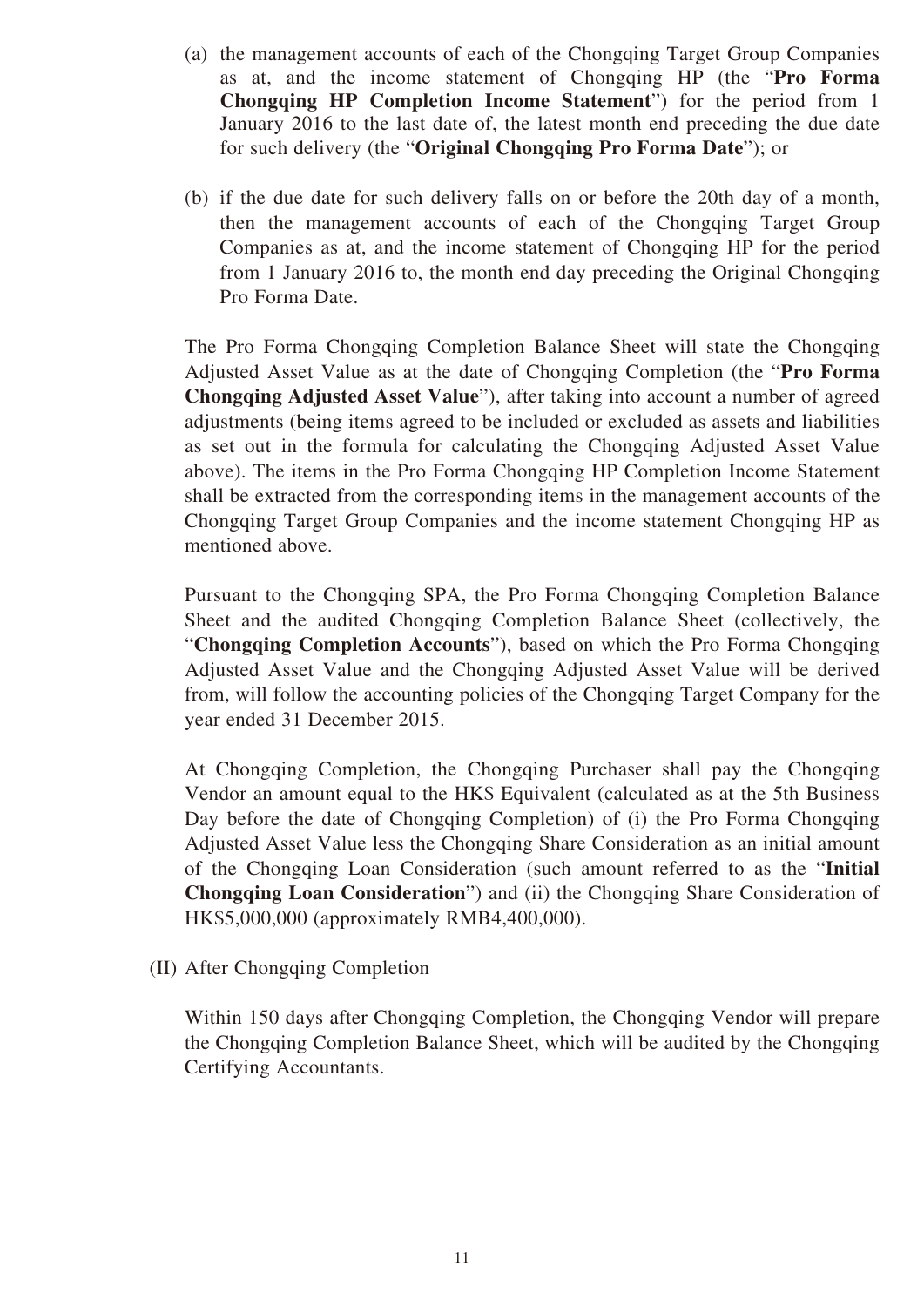(a) the management accounts of each of the Chongqing Target Group Companies as at, and the income statement of Chongqing HP (the "**Pro Forma Chongqing HP Completion Income Statement**") for the period from 1 January 2016 to the last date of, the latest month end preceding the due date for such delivery (the "**Original Chongqing Pro Forma Date**"); or

(b) if the due date for such delivery falls on or before the 20th day of a month, then the management accounts of each of the Chongqing Target Group Companies as at, and the income statement of Chongqing HP for the period from 1 January 2016 to, the month end day preceding the Original Chongqing Pro Forma Date.

The Pro Forma Chongqing Completion Balance Sheet will state the Chongqing Adjusted Asset Value as at the date of Chongqing Completion (the "**Pro Forma Chongqing Adjusted Asset Value**"), after taking into account a number of agreed adjustments (being items agreed to be included or excluded as assets and liabilities as set out in the formula for calculating the Chongqing Adjusted Asset Value above). The items in the Pro Forma Chongqing HP Completion Income Statement shall be extracted from the corresponding items in the management accounts of the Chongqing Target Group Companies and the income statement Chongqing HP as mentioned above.

Pursuant to the Chongqing SPA, the Pro Forma Chongqing Completion Balance Sheet and the audited Chongqing Completion Balance Sheet (collectively, the "**Chongqing Completion Accounts**"), based on which the Pro Forma Chongqing Adjusted Asset Value and the Chongqing Adjusted Asset Value will be derived from, will follow the accounting policies of the Chongqing Target Company for the year ended 31 December 2015.

At Chongqing Completion, the Chongqing Purchaser shall pay the Chongqing Vendor an amount equal to the HK$ Equivalent (calculated as at the 5th Business Day before the date of Chongqing Completion) of (i) the Pro Forma Chongqing Adjusted Asset Value less the Chongqing Share Consideration as an initial amount of the Chongqing Loan Consideration (such amount referred to as the "**Initial Chongqing Loan Consideration**") and (ii) the Chongqing Share Consideration of HK$5,000,000 (approximately RMB4,400,000).

(II) After Chongqing Completion

Within 150 days after Chongqing Completion, the Chongqing Vendor will prepare the Chongqing Completion Balance Sheet, which will be audited by the Chongqing Certifying Accountants.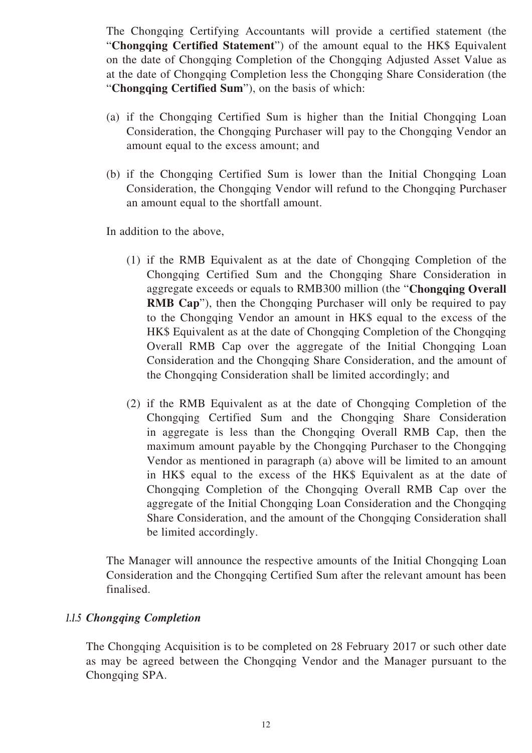The Chongqing Certifying Accountants will provide a certified statement (the "**Chongqing Certified Statement**") of the amount equal to the HK$ Equivalent on the date of Chongqing Completion of the Chongqing Adjusted Asset Value as at the date of Chongqing Completion less the Chongqing Share Consideration (the "**Chongqing Certified Sum**"), on the basis of which:

(a) if the Chongqing Certified Sum is higher than the Initial Chongqing Loan Consideration, the Chongqing Purchaser will pay to the Chongqing Vendor an amount equal to the excess amount; and

(b) if the Chongqing Certified Sum is lower than the Initial Chongqing Loan Consideration, the Chongqing Vendor will refund to the Chongqing Purchaser an amount equal to the shortfall amount.

In addition to the above,

(1) if the RMB Equivalent as at the date of Chongqing Completion of the Chongqing Certified Sum and the Chongqing Share Consideration in aggregate exceeds or equals to RMB300 million (the "**Chongqing Overall RMB Cap**"), then the Chongqing Purchaser will only be required to pay to the Chongqing Vendor an amount in HK$ equal to the excess of the HK$ Equivalent as at the date of Chongqing Completion of the Chongqing Overall RMB Cap over the aggregate of the Initial Chongqing Loan Consideration and the Chongqing Share Consideration, and the amount of the Chongqing Consideration shall be limited accordingly; and

(2) if the RMB Equivalent as at the date of Chongqing Completion of the Chongqing Certified Sum and the Chongqing Share Consideration in aggregate is less than the Chongqing Overall RMB Cap, then the maximum amount payable by the Chongqing Purchaser to the Chongqing Vendor as mentioned in paragraph (a) above will be limited to an amount in HK$ equal to the excess of the HK$ Equivalent as at the date of Chongqing Completion of the Chongqing Overall RMB Cap over the aggregate of the Initial Chongqing Loan Consideration and the Chongqing Share Consideration, and the amount of the Chongqing Consideration shall be limited accordingly.

The Manager will announce the respective amounts of the Initial Chongqing Loan Consideration and the Chongqing Certified Sum after the relevant amount has been finalised.

### *1.1.5 Chongqing Completion*

The Chongqing Acquisition is to be completed on 28 February 2017 or such other date as may be agreed between the Chongqing Vendor and the Manager pursuant to the Chongqing SPA.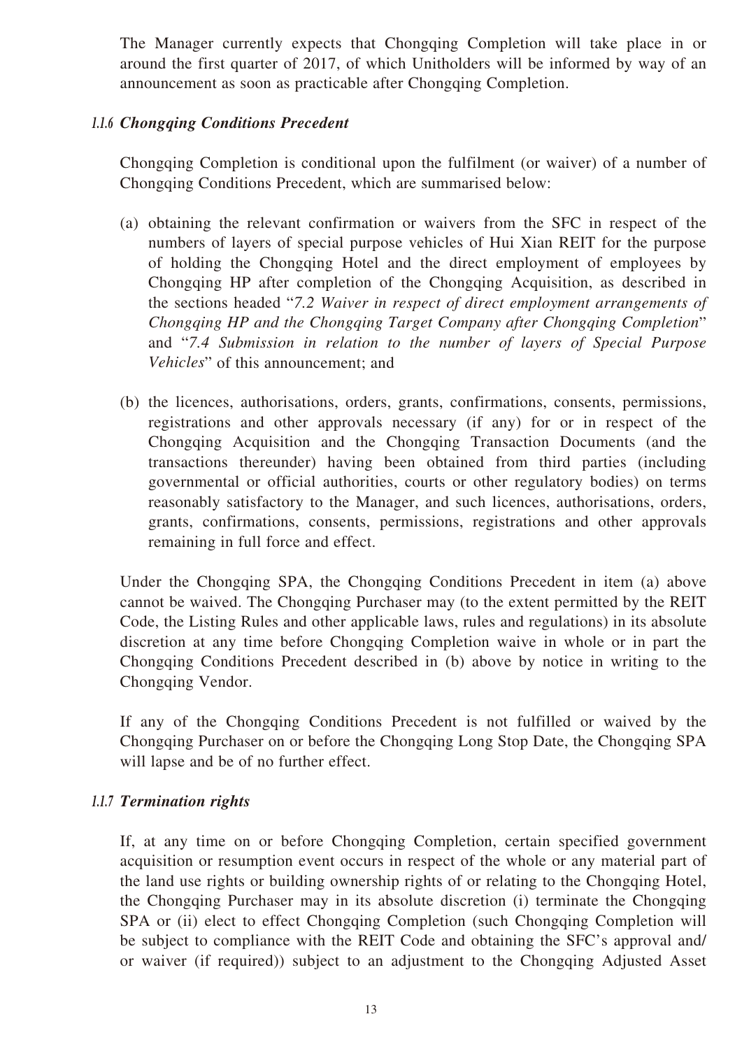The Manager currently expects that Chongqing Completion will take place in or around the first quarter of 2017, of which Unitholders will be informed by way of an announcement as soon as practicable after Chongqing Completion.

#### *1.1.6 Chongqing Conditions Precedent*

Chongqing Completion is conditional upon the fulfilment (or waiver) of a number of Chongqing Conditions Precedent, which are summarised below:

(a) obtaining the relevant confirmation or waivers from the SFC in respect of the numbers of layers of special purpose vehicles of Hui Xian REIT for the purpose of holding the Chongqing Hotel and the direct employment of employees by Chongqing HP after completion of the Chongqing Acquisition, as described in the sections headed "*7.2 Waiver in respect of direct employment arrangements of Chongqing HP and the Chongqing Target Company after Chongqing Completion*" and "*7.4 Submission in relation to the number of layers of Special Purpose Vehicles*" of this announcement; and

(b) the licences, authorisations, orders, grants, confirmations, consents, permissions, registrations and other approvals necessary (if any) for or in respect of the Chongqing Acquisition and the Chongqing Transaction Documents (and the transactions thereunder) having been obtained from third parties (including governmental or official authorities, courts or other regulatory bodies) on terms reasonably satisfactory to the Manager, and such licences, authorisations, orders, grants, confirmations, consents, permissions, registrations and other approvals remaining in full force and effect.

Under the Chongqing SPA, the Chongqing Conditions Precedent in item (a) above cannot be waived. The Chongqing Purchaser may (to the extent permitted by the REIT Code, the Listing Rules and other applicable laws, rules and regulations) in its absolute discretion at any time before Chongqing Completion waive in whole or in part the Chongqing Conditions Precedent described in (b) above by notice in writing to the Chongqing Vendor.

If any of the Chongqing Conditions Precedent is not fulfilled or waived by the Chongqing Purchaser on or before the Chongqing Long Stop Date, the Chongqing SPA will lapse and be of no further effect.

#### *1.1.7 Termination rights*

If, at any time on or before Chongqing Completion, certain specified government acquisition or resumption event occurs in respect of the whole or any material part of the land use rights or building ownership rights of or relating to the Chongqing Hotel, the Chongqing Purchaser may in its absolute discretion (i) terminate the Chongqing SPA or (ii) elect to effect Chongqing Completion (such Chongqing Completion will be subject to compliance with the REIT Code and obtaining the SFC's approval and/ or waiver (if required)) subject to an adjustment to the Chongqing Adjusted Asset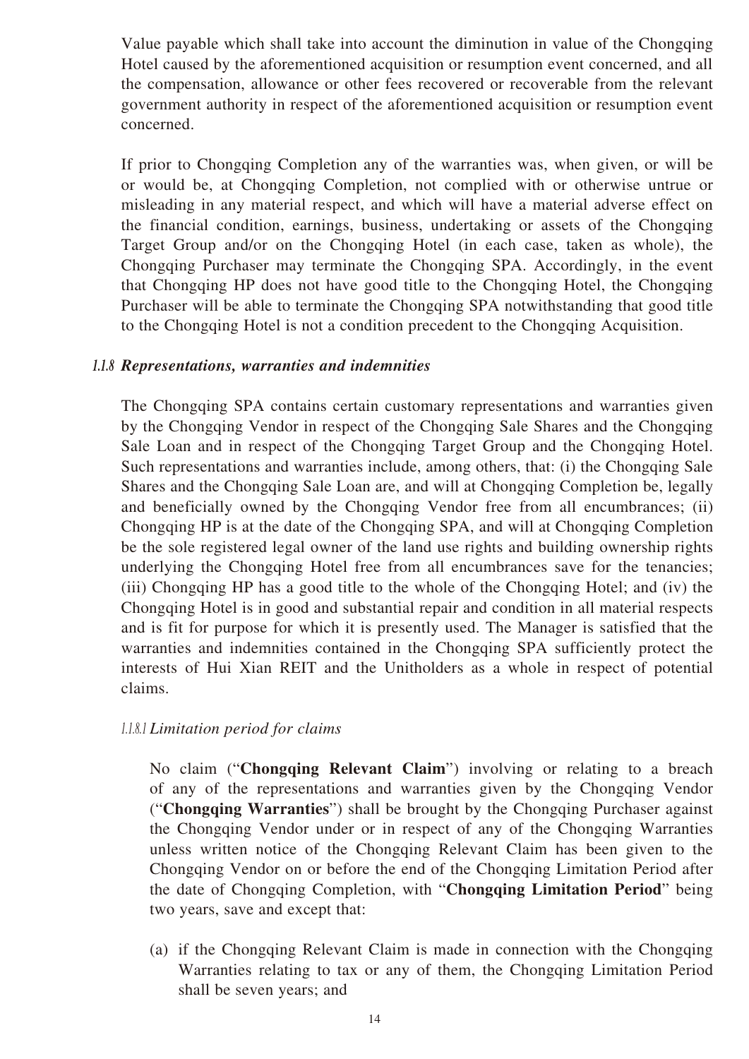Value payable which shall take into account the diminution in value of the Chongqing Hotel caused by the aforementioned acquisition or resumption event concerned, and all the compensation, allowance or other fees recovered or recoverable from the relevant government authority in respect of the aforementioned acquisition or resumption event concerned.

If prior to Chongqing Completion any of the warranties was, when given, or will be or would be, at Chongqing Completion, not complied with or otherwise untrue or misleading in any material respect, and which will have a material adverse effect on the financial condition, earnings, business, undertaking or assets of the Chongqing Target Group and/or on the Chongqing Hotel (in each case, taken as whole), the Chongqing Purchaser may terminate the Chongqing SPA. Accordingly, in the event that Chongqing HP does not have good title to the Chongqing Hotel, the Chongqing Purchaser will be able to terminate the Chongqing SPA notwithstanding that good title to the Chongqing Hotel is not a condition precedent to the Chongqing Acquisition.

#### *1.1.8 Representations, warranties and indemnities*

The Chongqing SPA contains certain customary representations and warranties given by the Chongqing Vendor in respect of the Chongqing Sale Shares and the Chongqing Sale Loan and in respect of the Chongqing Target Group and the Chongqing Hotel. Such representations and warranties include, among others, that: (i) the Chongqing Sale Shares and the Chongqing Sale Loan are, and will at Chongqing Completion be, legally and beneficially owned by the Chongqing Vendor free from all encumbrances; (ii) Chongqing HP is at the date of the Chongqing SPA, and will at Chongqing Completion be the sole registered legal owner of the land use rights and building ownership rights underlying the Chongqing Hotel free from all encumbrances save for the tenancies; (iii) Chongqing HP has a good title to the whole of the Chongqing Hotel; and (iv) the Chongqing Hotel is in good and substantial repair and condition in all material respects and is fit for purpose for which it is presently used. The Manager is satisfied that the warranties and indemnities contained in the Chongqing SPA sufficiently protect the interests of Hui Xian REIT and the Unitholders as a whole in respect of potential claims.

##### *1.1.8.1 Limitation period for claims*

No claim ("**Chongqing Relevant Claim**") involving or relating to a breach of any of the representations and warranties given by the Chongqing Vendor ("**Chongqing Warranties**") shall be brought by the Chongqing Purchaser against the Chongqing Vendor under or in respect of any of the Chongqing Warranties unless written notice of the Chongqing Relevant Claim has been given to the Chongqing Vendor on or before the end of the Chongqing Limitation Period after the date of Chongqing Completion, with "**Chongqing Limitation Period**" being two years, save and except that:

(a) if the Chongqing Relevant Claim is made in connection with the Chongqing Warranties relating to tax or any of them, the Chongqing Limitation Period shall be seven years; and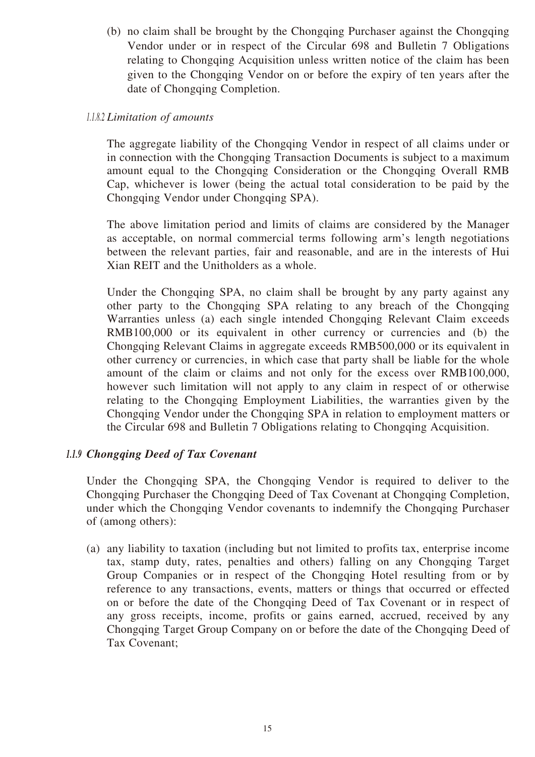(b) no claim shall be brought by the Chongqing Purchaser against the Chongqing Vendor under or in respect of the Circular 698 and Bulletin 7 Obligations relating to Chongqing Acquisition unless written notice of the claim has been given to the Chongqing Vendor on or before the expiry of ten years after the date of Chongqing Completion.

#### 1.1.8.2 *Limitation of amounts*

The aggregate liability of the Chongqing Vendor in respect of all claims under or in connection with the Chongqing Transaction Documents is subject to a maximum amount equal to the Chongqing Consideration or the Chongqing Overall RMB Cap, whichever is lower (being the actual total consideration to be paid by the Chongqing Vendor under Chongqing SPA).

The above limitation period and limits of claims are considered by the Manager as acceptable, on normal commercial terms following arm's length negotiations between the relevant parties, fair and reasonable, and are in the interests of Hui Xian REIT and the Unitholders as a whole.

Under the Chongqing SPA, no claim shall be brought by any party against any other party to the Chongqing SPA relating to any breach of the Chongqing Warranties unless (a) each single intended Chongqing Relevant Claim exceeds RMB100,000 or its equivalent in other currency or currencies and (b) the Chongqing Relevant Claims in aggregate exceeds RMB500,000 or its equivalent in other currency or currencies, in which case that party shall be liable for the whole amount of the claim or claims and not only for the excess over RMB100,000, however such limitation will not apply to any claim in respect of or otherwise relating to the Chongqing Employment Liabilities, the warranties given by the Chongqing Vendor under the Chongqing SPA in relation to employment matters or the Circular 698 and Bulletin 7 Obligations relating to Chongqing Acquisition.

### 1.1.9 *Chongqing Deed of Tax Covenant*

Under the Chongqing SPA, the Chongqing Vendor is required to deliver to the Chongqing Purchaser the Chongqing Deed of Tax Covenant at Chongqing Completion, under which the Chongqing Vendor covenants to indemnify the Chongqing Purchaser of (among others):

(a) any liability to taxation (including but not limited to profits tax, enterprise income tax, stamp duty, rates, penalties and others) falling on any Chongqing Target Group Companies or in respect of the Chongqing Hotel resulting from or by reference to any transactions, events, matters or things that occurred or effected on or before the date of the Chongqing Deed of Tax Covenant or in respect of any gross receipts, income, profits or gains earned, accrued, received by any Chongqing Target Group Company on or before the date of the Chongqing Deed of Tax Covenant;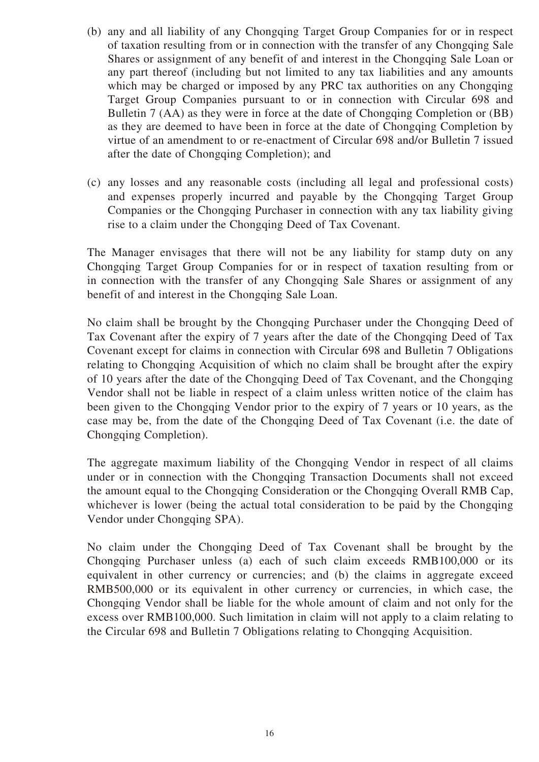(b) any and all liability of any Chongqing Target Group Companies for or in respect of taxation resulting from or in connection with the transfer of any Chongqing Sale Shares or assignment of any benefit of and interest in the Chongqing Sale Loan or any part thereof (including but not limited to any tax liabilities and any amounts which may be charged or imposed by any PRC tax authorities on any Chongqing Target Group Companies pursuant to or in connection with Circular 698 and Bulletin 7 (AA) as they were in force at the date of Chongqing Completion or (BB) as they are deemed to have been in force at the date of Chongqing Completion by virtue of an amendment to or re-enactment of Circular 698 and/or Bulletin 7 issued after the date of Chongqing Completion); and

(c) any losses and any reasonable costs (including all legal and professional costs) and expenses properly incurred and payable by the Chongqing Target Group Companies or the Chongqing Purchaser in connection with any tax liability giving rise to a claim under the Chongqing Deed of Tax Covenant.

The Manager envisages that there will not be any liability for stamp duty on any Chongqing Target Group Companies for or in respect of taxation resulting from or in connection with the transfer of any Chongqing Sale Shares or assignment of any benefit of and interest in the Chongqing Sale Loan.

No claim shall be brought by the Chongqing Purchaser under the Chongqing Deed of Tax Covenant after the expiry of 7 years after the date of the Chongqing Deed of Tax Covenant except for claims in connection with Circular 698 and Bulletin 7 Obligations relating to Chongqing Acquisition of which no claim shall be brought after the expiry of 10 years after the date of the Chongqing Deed of Tax Covenant, and the Chongqing Vendor shall not be liable in respect of a claim unless written notice of the claim has been given to the Chongqing Vendor prior to the expiry of 7 years or 10 years, as the case may be, from the date of the Chongqing Deed of Tax Covenant (i.e. the date of Chongqing Completion).

The aggregate maximum liability of the Chongqing Vendor in respect of all claims under or in connection with the Chongqing Transaction Documents shall not exceed the amount equal to the Chongqing Consideration or the Chongqing Overall RMB Cap, whichever is lower (being the actual total consideration to be paid by the Chongqing Vendor under Chongqing SPA).

No claim under the Chongqing Deed of Tax Covenant shall be brought by the Chongqing Purchaser unless (a) each of such claim exceeds RMB100,000 or its equivalent in other currency or currencies; and (b) the claims in aggregate exceed RMB500,000 or its equivalent in other currency or currencies, in which case, the Chongqing Vendor shall be liable for the whole amount of claim and not only for the excess over RMB100,000. Such limitation in claim will not apply to a claim relating to the Circular 698 and Bulletin 7 Obligations relating to Chongqing Acquisition.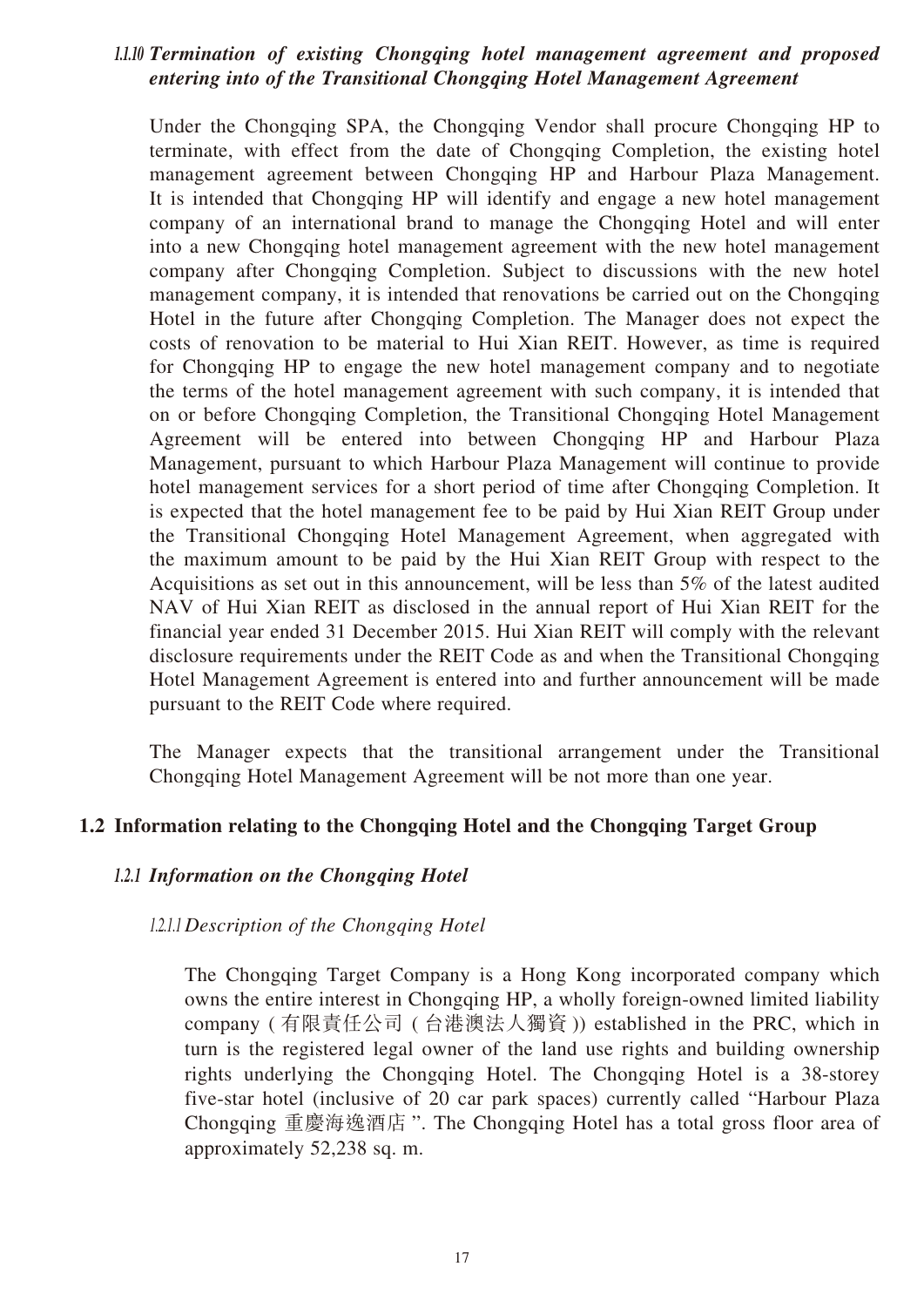#### *1.1.10 Termination of existing Chongqing hotel management agreement and proposed entering into of the Transitional Chongqing Hotel Management Agreement*

Under the Chongqing SPA, the Chongqing Vendor shall procure Chongqing HP to terminate, with effect from the date of Chongqing Completion, the existing hotel management agreement between Chongqing HP and Harbour Plaza Management. It is intended that Chongqing HP will identify and engage a new hotel management company of an international brand to manage the Chongqing Hotel and will enter into a new Chongqing hotel management agreement with the new hotel management company after Chongqing Completion. Subject to discussions with the new hotel management company, it is intended that renovations be carried out on the Chongqing Hotel in the future after Chongqing Completion. The Manager does not expect the costs of renovation to be material to Hui Xian REIT. However, as time is required for Chongqing HP to engage the new hotel management company and to negotiate the terms of the hotel management agreement with such company, it is intended that on or before Chongqing Completion, the Transitional Chongqing Hotel Management Agreement will be entered into between Chongqing HP and Harbour Plaza Management, pursuant to which Harbour Plaza Management will continue to provide hotel management services for a short period of time after Chongqing Completion. It is expected that the hotel management fee to be paid by Hui Xian REIT Group under the Transitional Chongqing Hotel Management Agreement, when aggregated with the maximum amount to be paid by the Hui Xian REIT Group with respect to the Acquisitions as set out in this announcement, will be less than 5% of the latest audited NAV of Hui Xian REIT as disclosed in the annual report of Hui Xian REIT for the financial year ended 31 December 2015. Hui Xian REIT will comply with the relevant disclosure requirements under the REIT Code as and when the Transitional Chongqing Hotel Management Agreement is entered into and further announcement will be made pursuant to the REIT Code where required.

The Manager expects that the transitional arrangement under the Transitional Chongqing Hotel Management Agreement will be not more than one year.

### 1.2 Information relating to the Chongqing Hotel and the Chongqing Target Group

#### *1.2.1 Information on the Chongqing Hotel*

##### *1.2.1.1 Description of the Chongqing Hotel*

The Chongqing Target Company is a Hong Kong incorporated company which owns the entire interest in Chongqing HP, a wholly foreign-owned limited liability company (有限責任公司 (台港澳法人獨資)) established in the PRC, which in turn is the registered legal owner of the land use rights and building ownership rights underlying the Chongqing Hotel. The Chongqing Hotel is a 38-storey five-star hotel (inclusive of 20 car park spaces) currently called "Harbour Plaza Chongqing 重慶海逸酒店". The Chongqing Hotel has a total gross floor area of approximately 52,238 sq. m.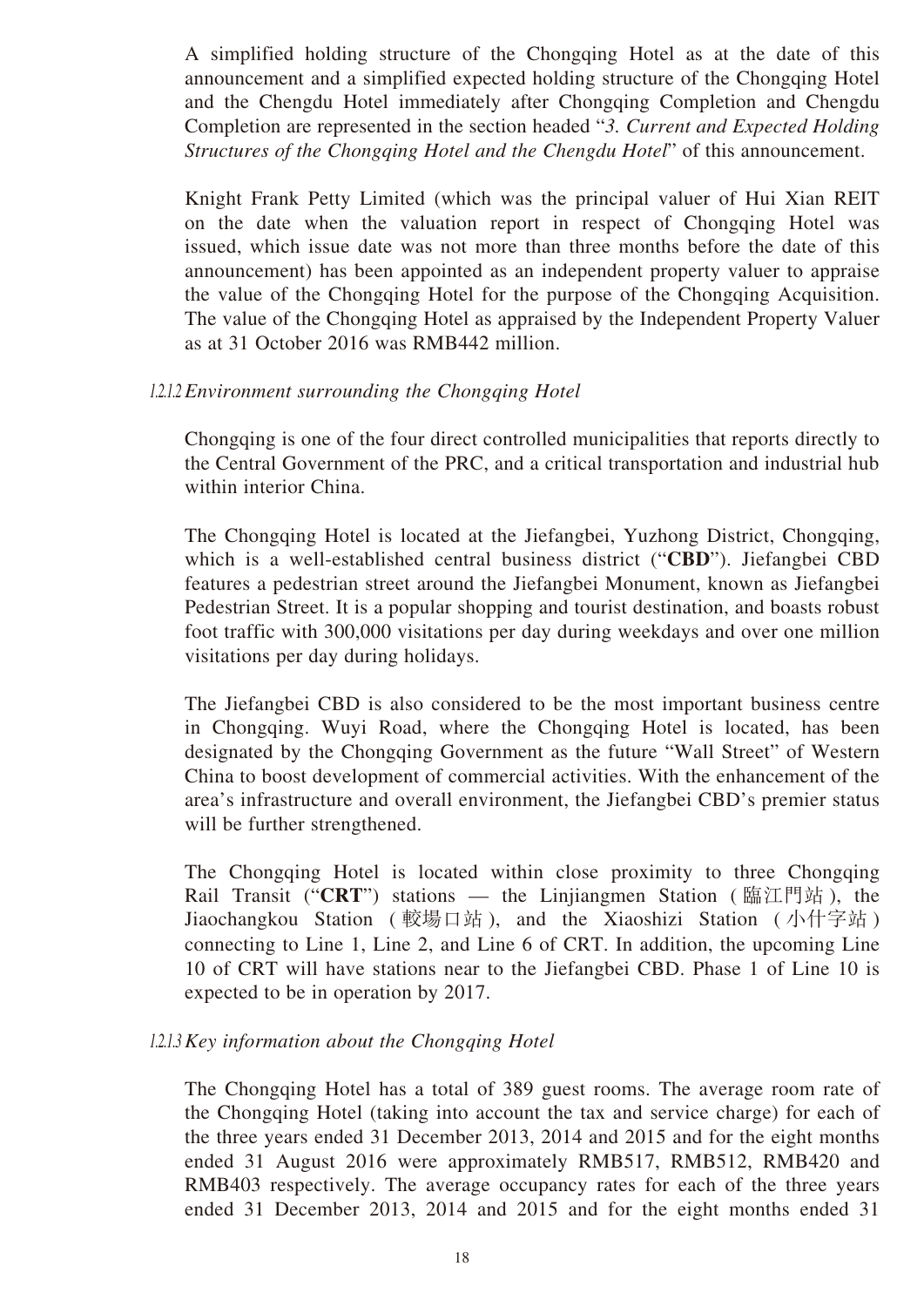A simplified holding structure of the Chongqing Hotel as at the date of this announcement and a simplified expected holding structure of the Chongqing Hotel and the Chengdu Hotel immediately after Chongqing Completion and Chengdu Completion are represented in the section headed "*3. Current and Expected Holding Structures of the Chongqing Hotel and the Chengdu Hotel*" of this announcement.

Knight Frank Petty Limited (which was the principal valuer of Hui Xian REIT on the date when the valuation report in respect of Chongqing Hotel was issued, which issue date was not more than three months before the date of this announcement) has been appointed as an independent property valuer to appraise the value of the Chongqing Hotel for the purpose of the Chongqing Acquisition. The value of the Chongqing Hotel as appraised by the Independent Property Valuer as at 31 October 2016 was RMB442 million.

#### 1.2.1.2 *Environment surrounding the Chongqing Hotel*

Chongqing is one of the four direct controlled municipalities that reports directly to the Central Government of the PRC, and a critical transportation and industrial hub within interior China.

The Chongqing Hotel is located at the Jiefangbei, Yuzhong District, Chongqing, which is a well-established central business district ("**CBD**"). Jiefangbei CBD features a pedestrian street around the Jiefangbei Monument, known as Jiefangbei Pedestrian Street. It is a popular shopping and tourist destination, and boasts robust foot traffic with 300,000 visitations per day during weekdays and over one million visitations per day during holidays.

The Jiefangbei CBD is also considered to be the most important business centre in Chongqing. Wuyi Road, where the Chongqing Hotel is located, has been designated by the Chongqing Government as the future "Wall Street" of Western China to boost development of commercial activities. With the enhancement of the area's infrastructure and overall environment, the Jiefangbei CBD's premier status will be further strengthened.

The Chongqing Hotel is located within close proximity to three Chongqing Rail Transit ("**CRT**") stations — the Linjiangmen Station (臨江門站), the Jiaochangkou Station (較場口站), and the Xiaoshizi Station (小什字站) connecting to Line 1, Line 2, and Line 6 of CRT. In addition, the upcoming Line 10 of CRT will have stations near to the Jiefangbei CBD. Phase 1 of Line 10 is expected to be in operation by 2017.

#### 1.2.1.3 *Key information about the Chongqing Hotel*

The Chongqing Hotel has a total of 389 guest rooms. The average room rate of the Chongqing Hotel (taking into account the tax and service charge) for each of the three years ended 31 December 2013, 2014 and 2015 and for the eight months ended 31 August 2016 were approximately RMB517, RMB512, RMB420 and RMB403 respectively. The average occupancy rates for each of the three years ended 31 December 2013, 2014 and 2015 and for the eight months ended 31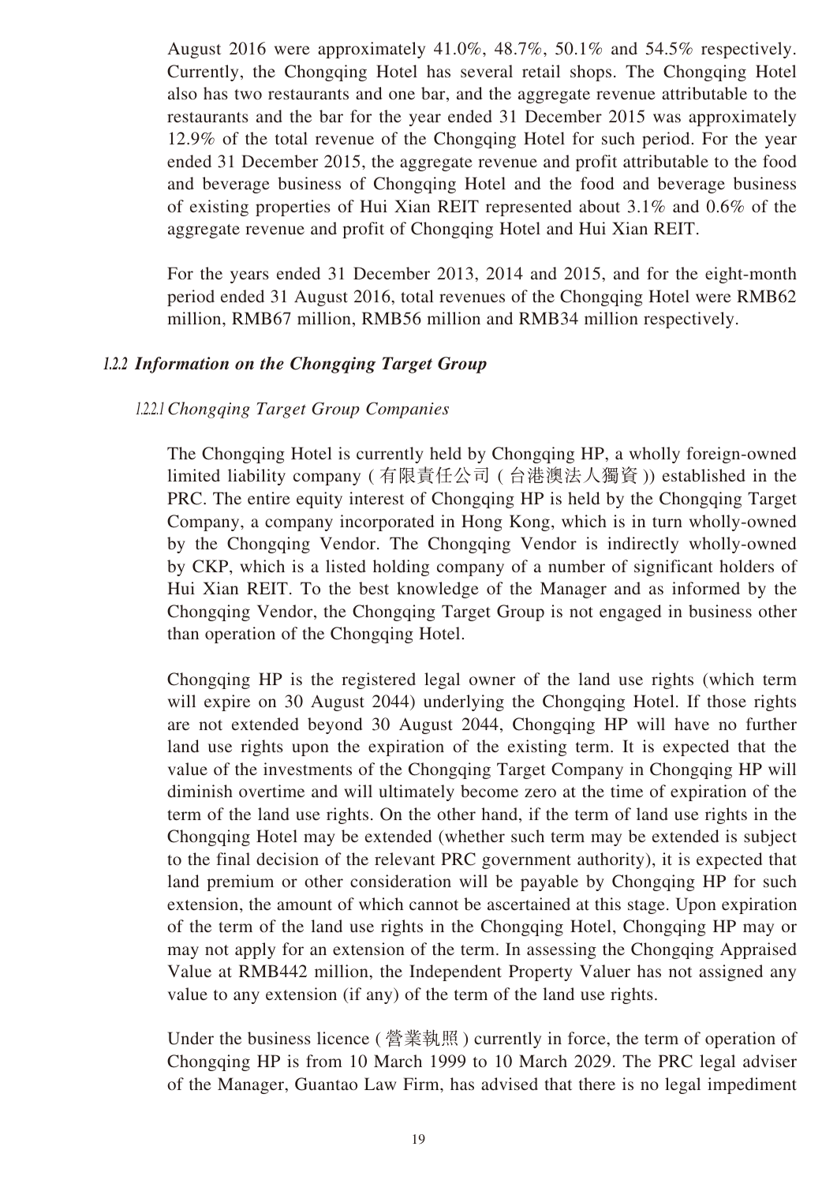August 2016 were approximately 41.0%, 48.7%, 50.1% and 54.5% respectively. Currently, the Chongqing Hotel has several retail shops. The Chongqing Hotel also has two restaurants and one bar, and the aggregate revenue attributable to the restaurants and the bar for the year ended 31 December 2015 was approximately 12.9% of the total revenue of the Chongqing Hotel for such period. For the year ended 31 December 2015, the aggregate revenue and profit attributable to the food and beverage business of Chongqing Hotel and the food and beverage business of existing properties of Hui Xian REIT represented about 3.1% and 0.6% of the aggregate revenue and profit of Chongqing Hotel and Hui Xian REIT.

For the years ended 31 December 2013, 2014 and 2015, and for the eight-month period ended 31 August 2016, total revenues of the Chongqing Hotel were RMB62 million, RMB67 million, RMB56 million and RMB34 million respectively.

### *1.2.2 Information on the Chongqing Target Group*

#### *1.2.2.1 Chongqing Target Group Companies*

The Chongqing Hotel is currently held by Chongqing HP, a wholly foreign-owned limited liability company (有限責任公司 (台港澳法人獨資)) established in the PRC. The entire equity interest of Chongqing HP is held by the Chongqing Target Company, a company incorporated in Hong Kong, which is in turn wholly-owned by the Chongqing Vendor. The Chongqing Vendor is indirectly wholly-owned by CKP, which is a listed holding company of a number of significant holders of Hui Xian REIT. To the best knowledge of the Manager and as informed by the Chongqing Vendor, the Chongqing Target Group is not engaged in business other than operation of the Chongqing Hotel.

Chongqing HP is the registered legal owner of the land use rights (which term will expire on 30 August 2044) underlying the Chongqing Hotel. If those rights are not extended beyond 30 August 2044, Chongqing HP will have no further land use rights upon the expiration of the existing term. It is expected that the value of the investments of the Chongqing Target Company in Chongqing HP will diminish overtime and will ultimately become zero at the time of expiration of the term of the land use rights. On the other hand, if the term of land use rights in the Chongqing Hotel may be extended (whether such term may be extended is subject to the final decision of the relevant PRC government authority), it is expected that land premium or other consideration will be payable by Chongqing HP for such extension, the amount of which cannot be ascertained at this stage. Upon expiration of the term of the land use rights in the Chongqing Hotel, Chongqing HP may or may not apply for an extension of the term. In assessing the Chongqing Appraised Value at RMB442 million, the Independent Property Valuer has not assigned any value to any extension (if any) of the term of the land use rights.

Under the business licence (營業執照) currently in force, the term of operation of Chongqing HP is from 10 March 1999 to 10 March 2029. The PRC legal adviser of the Manager, Guantao Law Firm, has advised that there is no legal impediment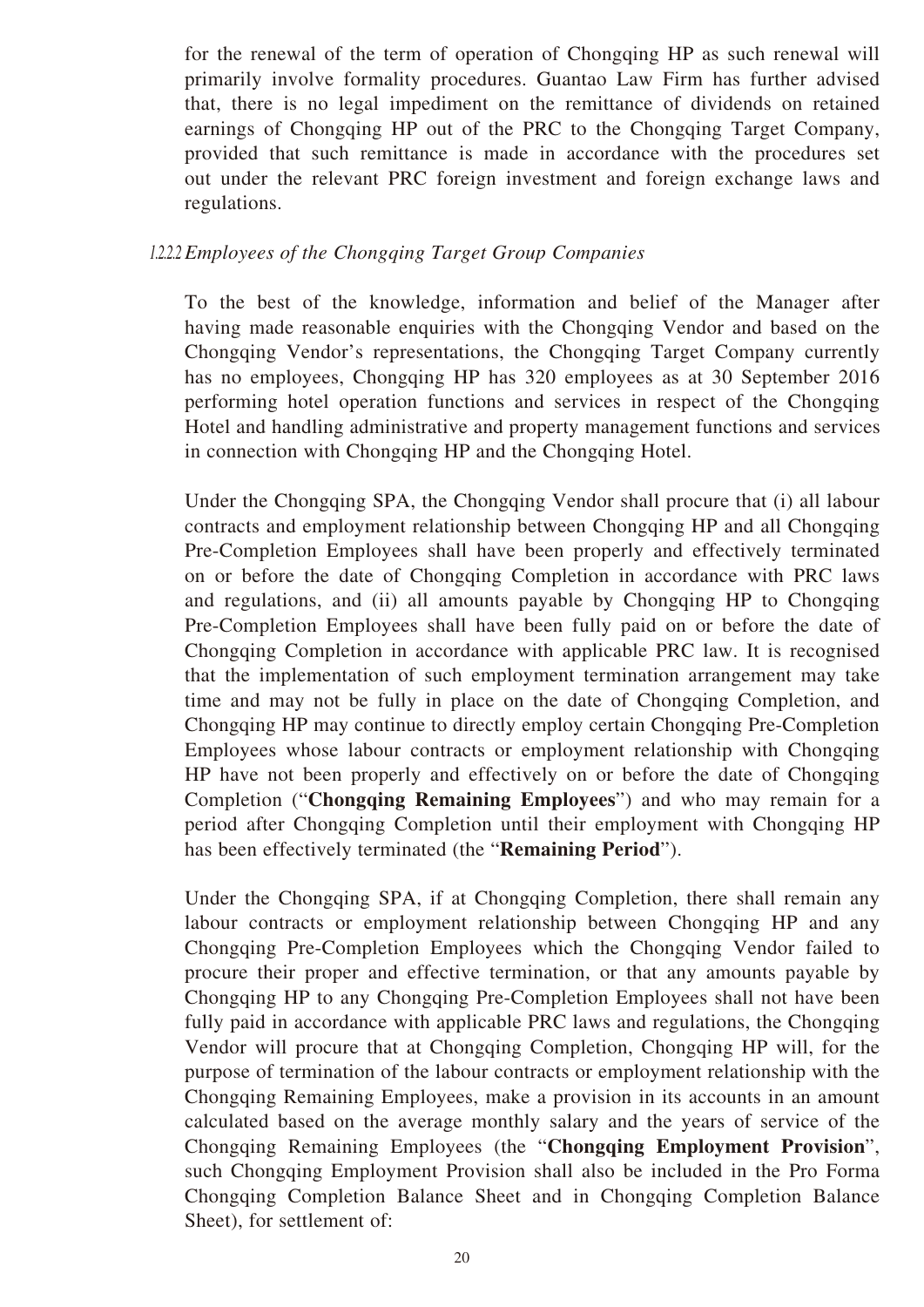for the renewal of the term of operation of Chongqing HP as such renewal will primarily involve formality procedures. Guantao Law Firm has further advised that, there is no legal impediment on the remittance of dividends on retained earnings of Chongqing HP out of the PRC to the Chongqing Target Company, provided that such remittance is made in accordance with the procedures set out under the relevant PRC foreign investment and foreign exchange laws and regulations.

#### 1.2.2.2 *Employees of the Chongqing Target Group Companies*

To the best of the knowledge, information and belief of the Manager after having made reasonable enquiries with the Chongqing Vendor and based on the Chongqing Vendor's representations, the Chongqing Target Company currently has no employees, Chongqing HP has 320 employees as at 30 September 2016 performing hotel operation functions and services in respect of the Chongqing Hotel and handling administrative and property management functions and services in connection with Chongqing HP and the Chongqing Hotel.

Under the Chongqing SPA, the Chongqing Vendor shall procure that (i) all labour contracts and employment relationship between Chongqing HP and all Chongqing Pre-Completion Employees shall have been properly and effectively terminated on or before the date of Chongqing Completion in accordance with PRC laws and regulations, and (ii) all amounts payable by Chongqing HP to Chongqing Pre-Completion Employees shall have been fully paid on or before the date of Chongqing Completion in accordance with applicable PRC law. It is recognised that the implementation of such employment termination arrangement may take time and may not be fully in place on the date of Chongqing Completion, and Chongqing HP may continue to directly employ certain Chongqing Pre-Completion Employees whose labour contracts or employment relationship with Chongqing HP have not been properly and effectively on or before the date of Chongqing Completion ("**Chongqing Remaining Employees**") and who may remain for a period after Chongqing Completion until their employment with Chongqing HP has been effectively terminated (the "**Remaining Period**").

Under the Chongqing SPA, if at Chongqing Completion, there shall remain any labour contracts or employment relationship between Chongqing HP and any Chongqing Pre-Completion Employees which the Chongqing Vendor failed to procure their proper and effective termination, or that any amounts payable by Chongqing HP to any Chongqing Pre-Completion Employees shall not have been fully paid in accordance with applicable PRC laws and regulations, the Chongqing Vendor will procure that at Chongqing Completion, Chongqing HP will, for the purpose of termination of the labour contracts or employment relationship with the Chongqing Remaining Employees, make a provision in its accounts in an amount calculated based on the average monthly salary and the years of service of the Chongqing Remaining Employees (the "**Chongqing Employment Provision**", such Chongqing Employment Provision shall also be included in the Pro Forma Chongqing Completion Balance Sheet and in Chongqing Completion Balance Sheet), for settlement of: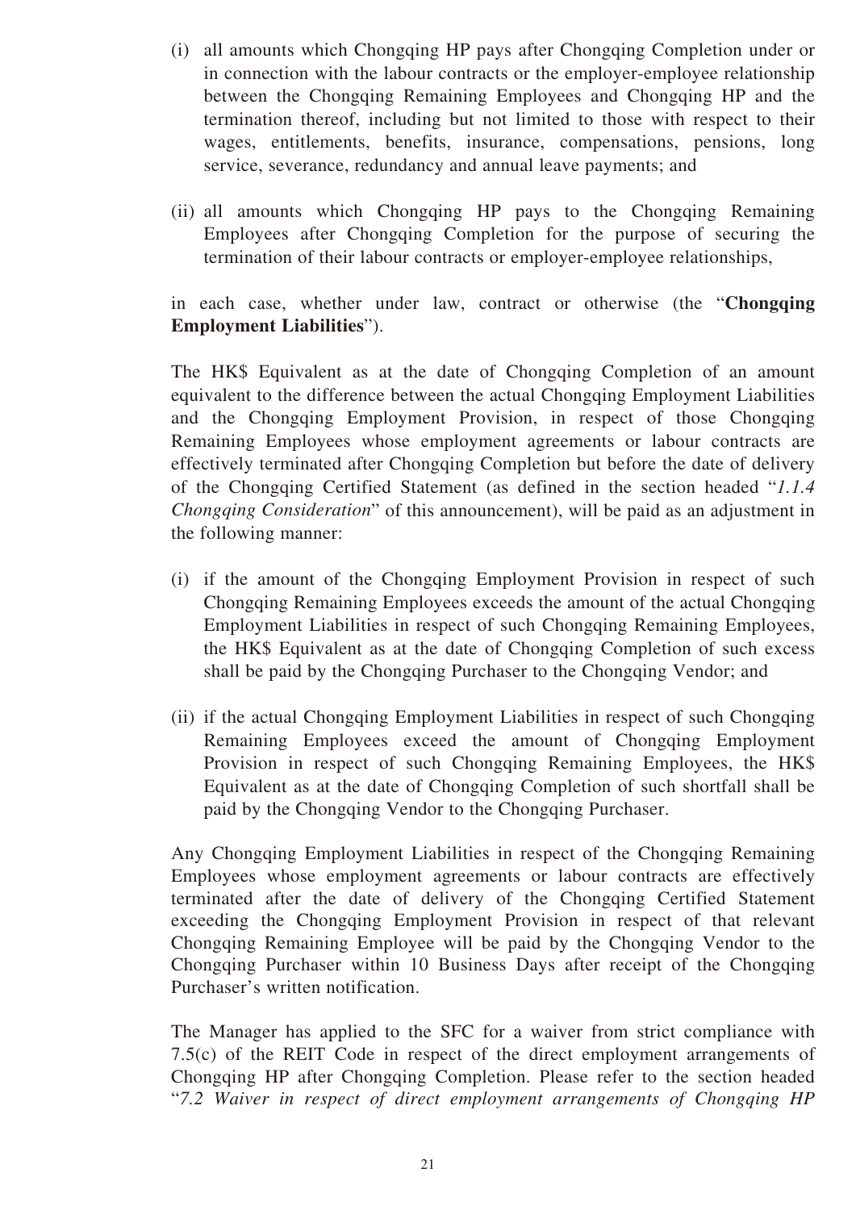(i) all amounts which Chongqing HP pays after Chongqing Completion under or in connection with the labour contracts or the employer-employee relationship between the Chongqing Remaining Employees and Chongqing HP and the termination thereof, including but not limited to those with respect to their wages, entitlements, benefits, insurance, compensations, pensions, long service, severance, redundancy and annual leave payments; and

(ii) all amounts which Chongqing HP pays to the Chongqing Remaining Employees after Chongqing Completion for the purpose of securing the termination of their labour contracts or employer-employee relationships,

in each case, whether under law, contract or otherwise (the "**Chongqing Employment Liabilities**").

The HK$ Equivalent as at the date of Chongqing Completion of an amount equivalent to the difference between the actual Chongqing Employment Liabilities and the Chongqing Employment Provision, in respect of those Chongqing Remaining Employees whose employment agreements or labour contracts are effectively terminated after Chongqing Completion but before the date of delivery of the Chongqing Certified Statement (as defined in the section headed "*1.1.4 Chongqing Consideration*" of this announcement), will be paid as an adjustment in the following manner:

(i) if the amount of the Chongqing Employment Provision in respect of such Chongqing Remaining Employees exceeds the amount of the actual Chongqing Employment Liabilities in respect of such Chongqing Remaining Employees, the HK$ Equivalent as at the date of Chongqing Completion of such excess shall be paid by the Chongqing Purchaser to the Chongqing Vendor; and

(ii) if the actual Chongqing Employment Liabilities in respect of such Chongqing Remaining Employees exceed the amount of Chongqing Employment Provision in respect of such Chongqing Remaining Employees, the HK$ Equivalent as at the date of Chongqing Completion of such shortfall shall be paid by the Chongqing Vendor to the Chongqing Purchaser.

Any Chongqing Employment Liabilities in respect of the Chongqing Remaining Employees whose employment agreements or labour contracts are effectively terminated after the date of delivery of the Chongqing Certified Statement exceeding the Chongqing Employment Provision in respect of that relevant Chongqing Remaining Employee will be paid by the Chongqing Vendor to the Chongqing Purchaser within 10 Business Days after receipt of the Chongqing Purchaser's written notification.

The Manager has applied to the SFC for a waiver from strict compliance with 7.5(c) of the REIT Code in respect of the direct employment arrangements of Chongqing HP after Chongqing Completion. Please refer to the section headed "*7.2 Waiver in respect of direct employment arrangements of Chongqing HP*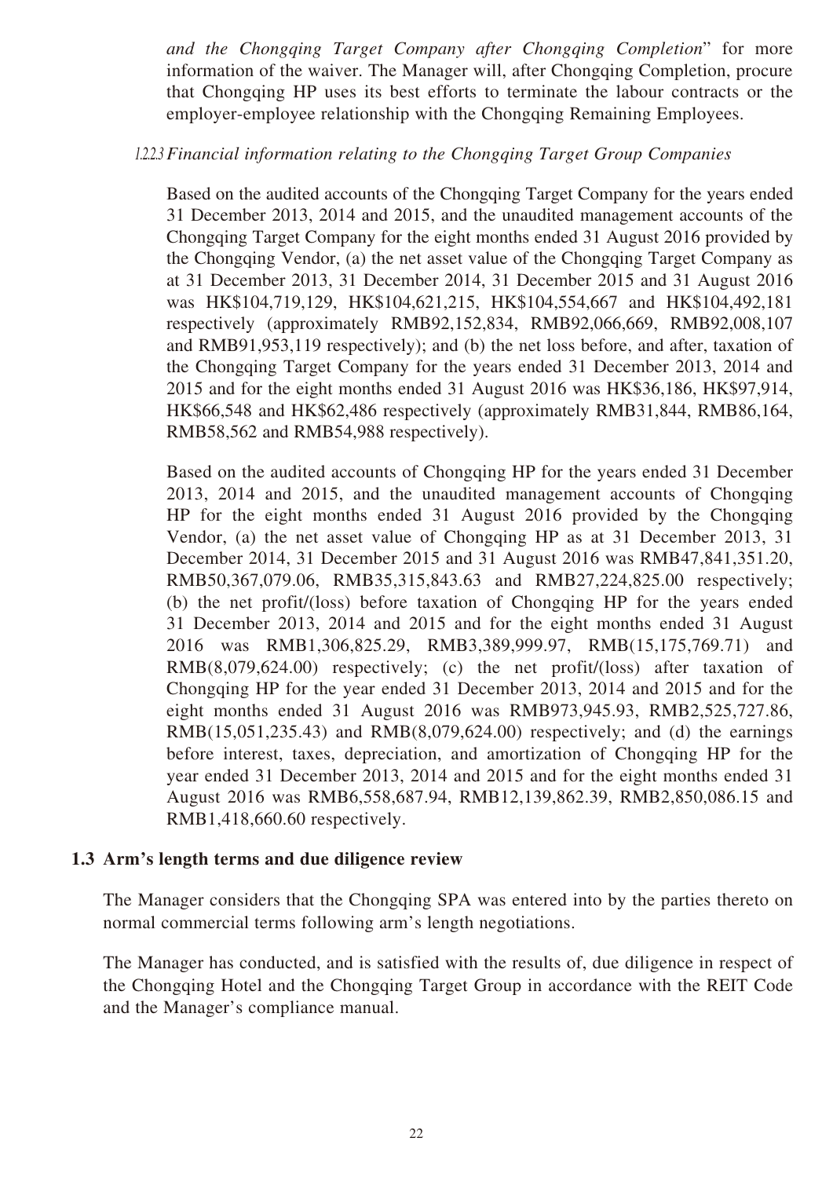*and the Chongqing Target Company after Chongqing Completion*" for more information of the waiver. The Manager will, after Chongqing Completion, procure that Chongqing HP uses its best efforts to terminate the labour contracts or the employer-employee relationship with the Chongqing Remaining Employees.

#### *1.2.2.3 Financial information relating to the Chongqing Target Group Companies*

Based on the audited accounts of the Chongqing Target Company for the years ended 31 December 2013, 2014 and 2015, and the unaudited management accounts of the Chongqing Target Company for the eight months ended 31 August 2016 provided by the Chongqing Vendor, (a) the net asset value of the Chongqing Target Company as at 31 December 2013, 31 December 2014, 31 December 2015 and 31 August 2016 was HK$104,719,129, HK$104,621,215, HK$104,554,667 and HK$104,492,181 respectively (approximately RMB92,152,834, RMB92,066,669, RMB92,008,107 and RMB91,953,119 respectively); and (b) the net loss before, and after, taxation of the Chongqing Target Company for the years ended 31 December 2013, 2014 and 2015 and for the eight months ended 31 August 2016 was HK$36,186, HK$97,914, HK$66,548 and HK$62,486 respectively (approximately RMB31,844, RMB86,164, RMB58,562 and RMB54,988 respectively).

Based on the audited accounts of Chongqing HP for the years ended 31 December 2013, 2014 and 2015, and the unaudited management accounts of Chongqing HP for the eight months ended 31 August 2016 provided by the Chongqing Vendor, (a) the net asset value of Chongqing HP as at 31 December 2013, 31 December 2014, 31 December 2015 and 31 August 2016 was RMB47,841,351.20, RMB50,367,079.06, RMB35,315,843.63 and RMB27,224,825.00 respectively; (b) the net profit/(loss) before taxation of Chongqing HP for the years ended 31 December 2013, 2014 and 2015 and for the eight months ended 31 August 2016 was RMB1,306,825.29, RMB3,389,999.97, RMB(15,175,769.71) and RMB(8,079,624.00) respectively; (c) the net profit/(loss) after taxation of Chongqing HP for the year ended 31 December 2013, 2014 and 2015 and for the eight months ended 31 August 2016 was RMB973,945.93, RMB2,525,727.86, RMB(15,051,235.43) and RMB(8,079,624.00) respectively; and (d) the earnings before interest, taxes, depreciation, and amortization of Chongqing HP for the year ended 31 December 2013, 2014 and 2015 and for the eight months ended 31 August 2016 was RMB6,558,687.94, RMB12,139,862.39, RMB2,850,086.15 and RMB1,418,660.60 respectively.

### 1.3 Arm's length terms and due diligence review

The Manager considers that the Chongqing SPA was entered into by the parties thereto on normal commercial terms following arm's length negotiations.

The Manager has conducted, and is satisfied with the results of, due diligence in respect of the Chongqing Hotel and the Chongqing Target Group in accordance with the REIT Code and the Manager's compliance manual.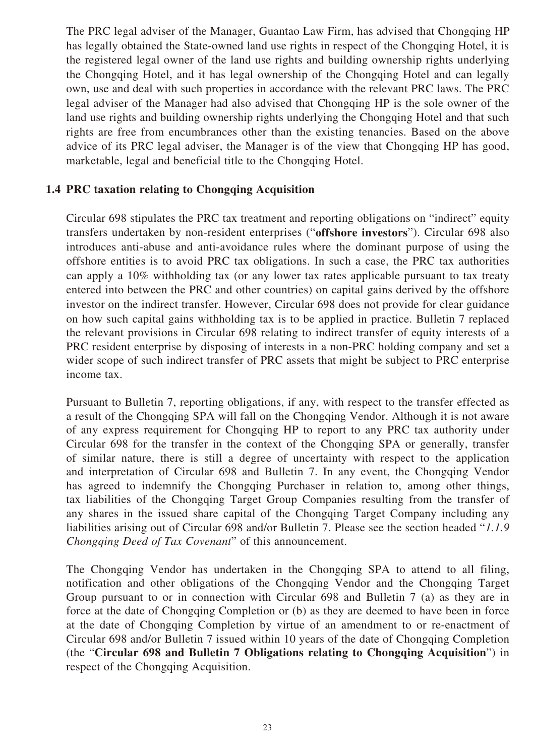The PRC legal adviser of the Manager, Guantao Law Firm, has advised that Chongqing HP has legally obtained the State-owned land use rights in respect of the Chongqing Hotel, it is the registered legal owner of the land use rights and building ownership rights underlying the Chongqing Hotel, and it has legal ownership of the Chongqing Hotel and can legally own, use and deal with such properties in accordance with the relevant PRC laws. The PRC legal adviser of the Manager had also advised that Chongqing HP is the sole owner of the land use rights and building ownership rights underlying the Chongqing Hotel and that such rights are free from encumbrances other than the existing tenancies. Based on the above advice of its PRC legal adviser, the Manager is of the view that Chongqing HP has good, marketable, legal and beneficial title to the Chongqing Hotel.

### 1.4 PRC taxation relating to Chongqing Acquisition

Circular 698 stipulates the PRC tax treatment and reporting obligations on "indirect" equity transfers undertaken by non-resident enterprises ("**offshore investors**"). Circular 698 also introduces anti-abuse and anti-avoidance rules where the dominant purpose of using the offshore entities is to avoid PRC tax obligations. In such a case, the PRC tax authorities can apply a 10% withholding tax (or any lower tax rates applicable pursuant to tax treaty entered into between the PRC and other countries) on capital gains derived by the offshore investor on the indirect transfer. However, Circular 698 does not provide for clear guidance on how such capital gains withholding tax is to be applied in practice. Bulletin 7 replaced the relevant provisions in Circular 698 relating to indirect transfer of equity interests of a PRC resident enterprise by disposing of interests in a non-PRC holding company and set a wider scope of such indirect transfer of PRC assets that might be subject to PRC enterprise income tax.

Pursuant to Bulletin 7, reporting obligations, if any, with respect to the transfer effected as a result of the Chongqing SPA will fall on the Chongqing Vendor. Although it is not aware of any express requirement for Chongqing HP to report to any PRC tax authority under Circular 698 for the transfer in the context of the Chongqing SPA or generally, transfer of similar nature, there is still a degree of uncertainty with respect to the application and interpretation of Circular 698 and Bulletin 7. In any event, the Chongqing Vendor has agreed to indemnify the Chongqing Purchaser in relation to, among other things, tax liabilities of the Chongqing Target Group Companies resulting from the transfer of any shares in the issued share capital of the Chongqing Target Company including any liabilities arising out of Circular 698 and/or Bulletin 7. Please see the section headed "*1.1.9 Chongqing Deed of Tax Covenant*" of this announcement.

The Chongqing Vendor has undertaken in the Chongqing SPA to attend to all filing, notification and other obligations of the Chongqing Vendor and the Chongqing Target Group pursuant to or in connection with Circular 698 and Bulletin 7 (a) as they are in force at the date of Chongqing Completion or (b) as they are deemed to have been in force at the date of Chongqing Completion by virtue of an amendment to or re-enactment of Circular 698 and/or Bulletin 7 issued within 10 years of the date of Chongqing Completion (the "**Circular 698 and Bulletin 7 Obligations relating to Chongqing Acquisition**") in respect of the Chongqing Acquisition.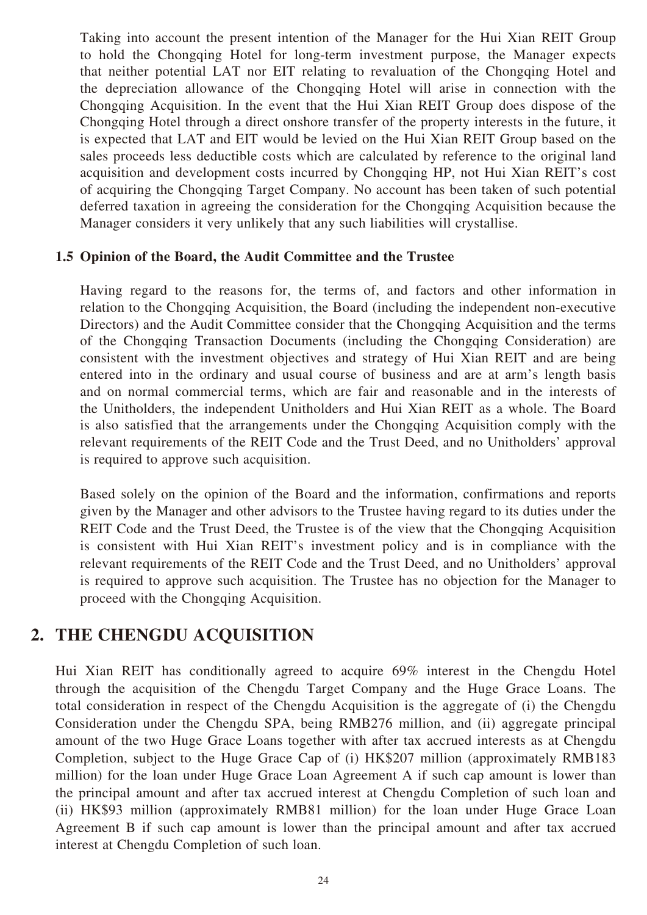Taking into account the present intention of the Manager for the Hui Xian REIT Group to hold the Chongqing Hotel for long-term investment purpose, the Manager expects that neither potential LAT nor EIT relating to revaluation of the Chongqing Hotel and the depreciation allowance of the Chongqing Hotel will arise in connection with the Chongqing Acquisition. In the event that the Hui Xian REIT Group does dispose of the Chongqing Hotel through a direct onshore transfer of the property interests in the future, it is expected that LAT and EIT would be levied on the Hui Xian REIT Group based on the sales proceeds less deductible costs which are calculated by reference to the original land acquisition and development costs incurred by Chongqing HP, not Hui Xian REIT's cost of acquiring the Chongqing Target Company. No account has been taken of such potential deferred taxation in agreeing the consideration for the Chongqing Acquisition because the Manager considers it very unlikely that any such liabilities will crystallise.

### 1.5 Opinion of the Board, the Audit Committee and the Trustee

Having regard to the reasons for, the terms of, and factors and other information in relation to the Chongqing Acquisition, the Board (including the independent non-executive Directors) and the Audit Committee consider that the Chongqing Acquisition and the terms of the Chongqing Transaction Documents (including the Chongqing Consideration) are consistent with the investment objectives and strategy of Hui Xian REIT and are being entered into in the ordinary and usual course of business and are at arm's length basis and on normal commercial terms, which are fair and reasonable and in the interests of the Unitholders, the independent Unitholders and Hui Xian REIT as a whole. The Board is also satisfied that the arrangements under the Chongqing Acquisition comply with the relevant requirements of the REIT Code and the Trust Deed, and no Unitholders' approval is required to approve such acquisition.

Based solely on the opinion of the Board and the information, confirmations and reports given by the Manager and other advisors to the Trustee having regard to its duties under the REIT Code and the Trust Deed, the Trustee is of the view that the Chongqing Acquisition is consistent with Hui Xian REIT's investment policy and is in compliance with the relevant requirements of the REIT Code and the Trust Deed, and no Unitholders' approval is required to approve such acquisition. The Trustee has no objection for the Manager to proceed with the Chongqing Acquisition.

## 2. THE CHENGDU ACQUISITION

Hui Xian REIT has conditionally agreed to acquire 69% interest in the Chengdu Hotel through the acquisition of the Chengdu Target Company and the Huge Grace Loans. The total consideration in respect of the Chengdu Acquisition is the aggregate of (i) the Chengdu Consideration under the Chengdu SPA, being RMB276 million, and (ii) aggregate principal amount of the two Huge Grace Loans together with after tax accrued interests as at Chengdu Completion, subject to the Huge Grace Cap of (i) HK$207 million (approximately RMB183 million) for the loan under Huge Grace Loan Agreement A if such cap amount is lower than the principal amount and after tax accrued interest at Chengdu Completion of such loan and (ii) HK$93 million (approximately RMB81 million) for the loan under Huge Grace Loan Agreement B if such cap amount is lower than the principal amount and after tax accrued interest at Chengdu Completion of such loan.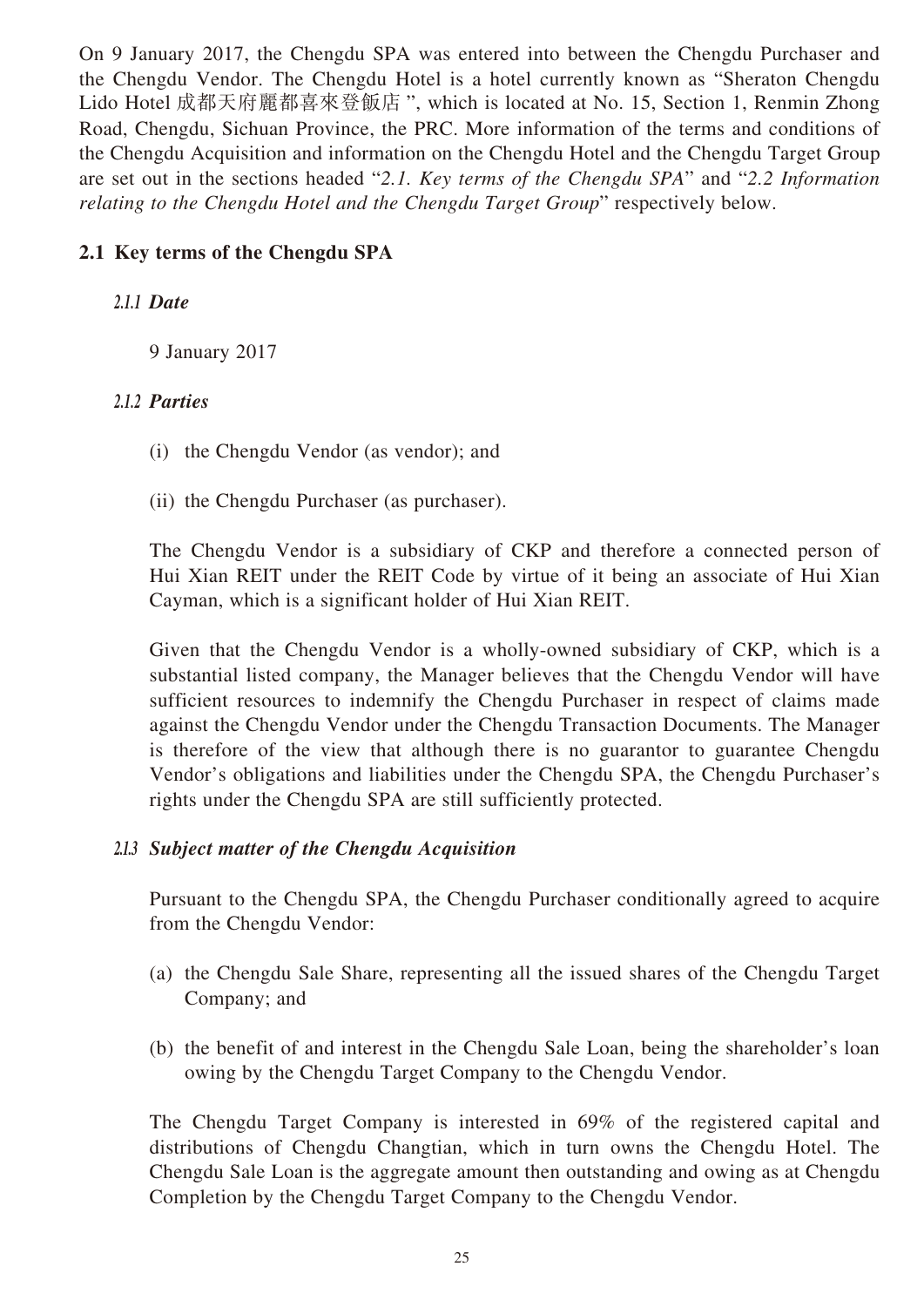On 9 January 2017, the Chengdu SPA was entered into between the Chengdu Purchaser and the Chengdu Vendor. The Chengdu Hotel is a hotel currently known as "Sheraton Chengdu Lido Hotel 成都天府麗都喜來登飯店", which is located at No. 15, Section 1, Renmin Zhong Road, Chengdu, Sichuan Province, the PRC. More information of the terms and conditions of the Chengdu Acquisition and information on the Chengdu Hotel and the Chengdu Target Group are set out in the sections headed "*2.1. Key terms of the Chengdu SPA*" and "*2.2 Information relating to the Chengdu Hotel and the Chengdu Target Group*" respectively below.

## 2.1 Key terms of the Chengdu SPA

### *2.1.1 Date*

9 January 2017

### *2.1.2 Parties*

(i) the Chengdu Vendor (as vendor); and

(ii) the Chengdu Purchaser (as purchaser).

The Chengdu Vendor is a subsidiary of CKP and therefore a connected person of Hui Xian REIT under the REIT Code by virtue of it being an associate of Hui Xian Cayman, which is a significant holder of Hui Xian REIT.

Given that the Chengdu Vendor is a wholly-owned subsidiary of CKP, which is a substantial listed company, the Manager believes that the Chengdu Vendor will have sufficient resources to indemnify the Chengdu Purchaser in respect of claims made against the Chengdu Vendor under the Chengdu Transaction Documents. The Manager is therefore of the view that although there is no guarantor to guarantee Chengdu Vendor's obligations and liabilities under the Chengdu SPA, the Chengdu Purchaser's rights under the Chengdu SPA are still sufficiently protected.

### *2.1.3 Subject matter of the Chengdu Acquisition*

Pursuant to the Chengdu SPA, the Chengdu Purchaser conditionally agreed to acquire from the Chengdu Vendor:

(a) the Chengdu Sale Share, representing all the issued shares of the Chengdu Target Company; and

(b) the benefit of and interest in the Chengdu Sale Loan, being the shareholder's loan owing by the Chengdu Target Company to the Chengdu Vendor.

The Chengdu Target Company is interested in 69% of the registered capital and distributions of Chengdu Changtian, which in turn owns the Chengdu Hotel. The Chengdu Sale Loan is the aggregate amount then outstanding and owing as at Chengdu Completion by the Chengdu Target Company to the Chengdu Vendor.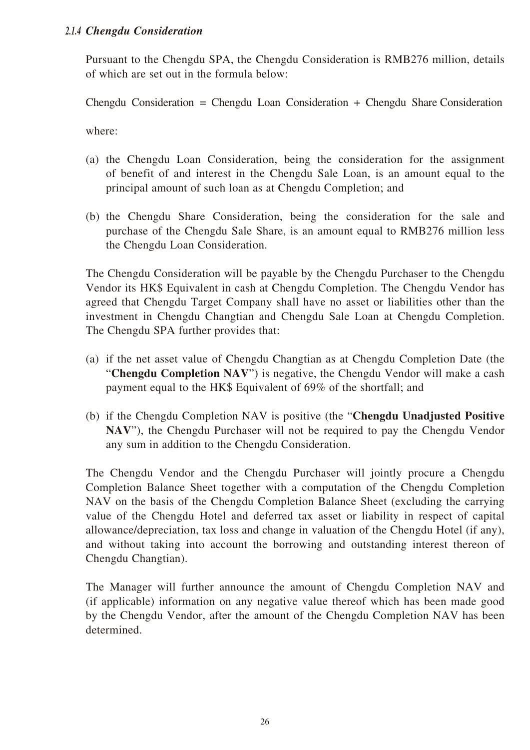#### 2.1.4 *Chengdu Consideration*

Pursuant to the Chengdu SPA, the Chengdu Consideration is RMB276 million, details of which are set out in the formula below:

Chengdu Consideration = Chengdu Loan Consideration + Chengdu Share Consideration

where:

(a) the Chengdu Loan Consideration, being the consideration for the assignment of benefit of and interest in the Chengdu Sale Loan, is an amount equal to the principal amount of such loan as at Chengdu Completion; and

(b) the Chengdu Share Consideration, being the consideration for the sale and purchase of the Chengdu Sale Share, is an amount equal to RMB276 million less the Chengdu Loan Consideration.

The Chengdu Consideration will be payable by the Chengdu Purchaser to the Chengdu Vendor its HK$ Equivalent in cash at Chengdu Completion. The Chengdu Vendor has agreed that Chengdu Target Company shall have no asset or liabilities other than the investment in Chengdu Changtian and Chengdu Sale Loan at Chengdu Completion. The Chengdu SPA further provides that:

(a) if the net asset value of Chengdu Changtian as at Chengdu Completion Date (the "**Chengdu Completion NAV**") is negative, the Chengdu Vendor will make a cash payment equal to the HK$ Equivalent of 69% of the shortfall; and

(b) if the Chengdu Completion NAV is positive (the "**Chengdu Unadjusted Positive NAV**"), the Chengdu Purchaser will not be required to pay the Chengdu Vendor any sum in addition to the Chengdu Consideration.

The Chengdu Vendor and the Chengdu Purchaser will jointly procure a Chengdu Completion Balance Sheet together with a computation of the Chengdu Completion NAV on the basis of the Chengdu Completion Balance Sheet (excluding the carrying value of the Chengdu Hotel and deferred tax asset or liability in respect of capital allowance/depreciation, tax loss and change in valuation of the Chengdu Hotel (if any), and without taking into account the borrowing and outstanding interest thereon of Chengdu Changtian).

The Manager will further announce the amount of Chengdu Completion NAV and (if applicable) information on any negative value thereof which has been made good by the Chengdu Vendor, after the amount of the Chengdu Completion NAV has been determined.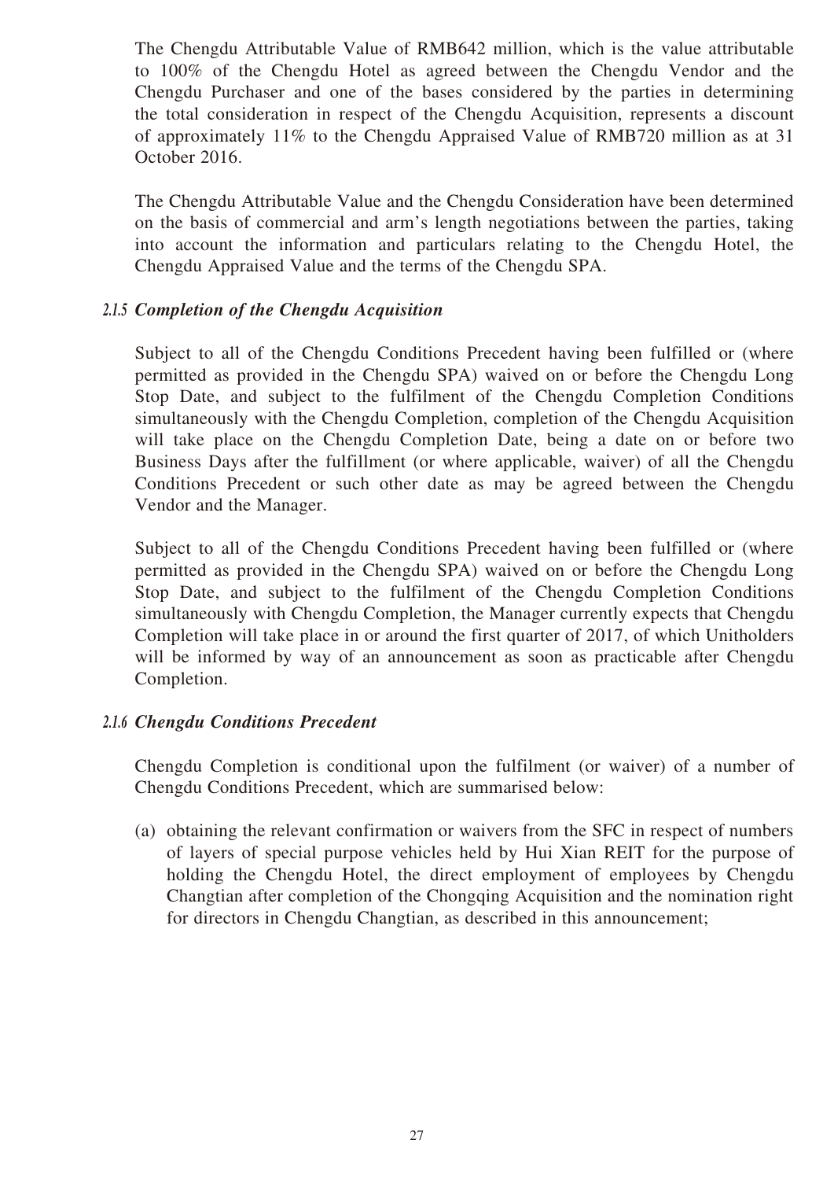The Chengdu Attributable Value of RMB642 million, which is the value attributable to 100% of the Chengdu Hotel as agreed between the Chengdu Vendor and the Chengdu Purchaser and one of the bases considered by the parties in determining the total consideration in respect of the Chengdu Acquisition, represents a discount of approximately 11% to the Chengdu Appraised Value of RMB720 million as at 31 October 2016.

The Chengdu Attributable Value and the Chengdu Consideration have been determined on the basis of commercial and arm's length negotiations between the parties, taking into account the information and particulars relating to the Chengdu Hotel, the Chengdu Appraised Value and the terms of the Chengdu SPA.

### *2.1.5 Completion of the Chengdu Acquisition*

Subject to all of the Chengdu Conditions Precedent having been fulfilled or (where permitted as provided in the Chengdu SPA) waived on or before the Chengdu Long Stop Date, and subject to the fulfilment of the Chengdu Completion Conditions simultaneously with the Chengdu Completion, completion of the Chengdu Acquisition will take place on the Chengdu Completion Date, being a date on or before two Business Days after the fulfillment (or where applicable, waiver) of all the Chengdu Conditions Precedent or such other date as may be agreed between the Chengdu Vendor and the Manager.

Subject to all of the Chengdu Conditions Precedent having been fulfilled or (where permitted as provided in the Chengdu SPA) waived on or before the Chengdu Long Stop Date, and subject to the fulfilment of the Chengdu Completion Conditions simultaneously with Chengdu Completion, the Manager currently expects that Chengdu Completion will take place in or around the first quarter of 2017, of which Unitholders will be informed by way of an announcement as soon as practicable after Chengdu Completion.

### *2.1.6 Chengdu Conditions Precedent*

Chengdu Completion is conditional upon the fulfilment (or waiver) of a number of Chengdu Conditions Precedent, which are summarised below:

(a) obtaining the relevant confirmation or waivers from the SFC in respect of numbers of layers of special purpose vehicles held by Hui Xian REIT for the purpose of holding the Chengdu Hotel, the direct employment of employees by Chengdu Changtian after completion of the Chongqing Acquisition and the nomination right for directors in Chengdu Changtian, as described in this announcement;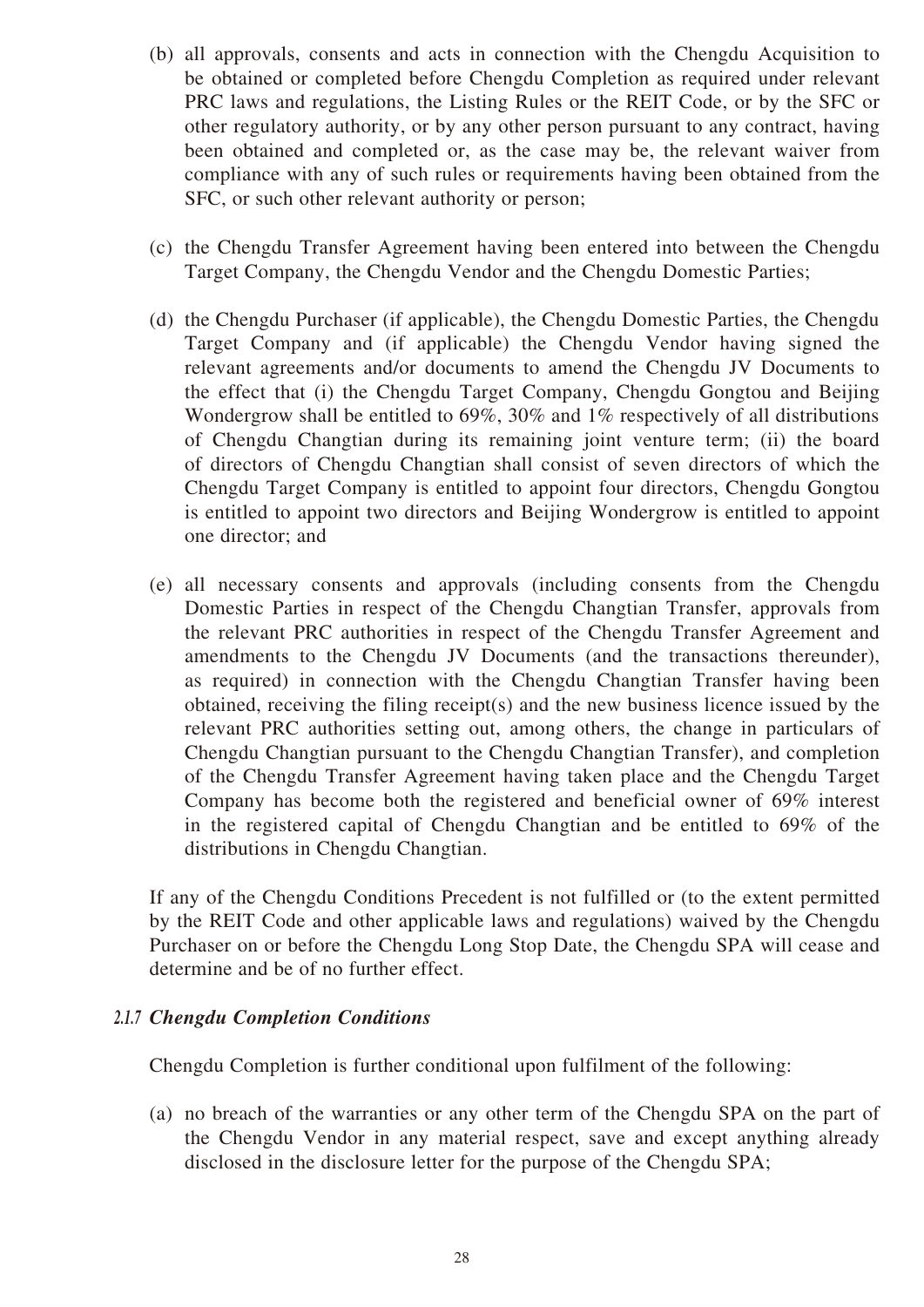(b) all approvals, consents and acts in connection with the Chengdu Acquisition to be obtained or completed before Chengdu Completion as required under relevant PRC laws and regulations, the Listing Rules or the REIT Code, or by the SFC or other regulatory authority, or by any other person pursuant to any contract, having been obtained and completed or, as the case may be, the relevant waiver from compliance with any of such rules or requirements having been obtained from the SFC, or such other relevant authority or person;

(c) the Chengdu Transfer Agreement having been entered into between the Chengdu Target Company, the Chengdu Vendor and the Chengdu Domestic Parties;

(d) the Chengdu Purchaser (if applicable), the Chengdu Domestic Parties, the Chengdu Target Company and (if applicable) the Chengdu Vendor having signed the relevant agreements and/or documents to amend the Chengdu JV Documents to the effect that (i) the Chengdu Target Company, Chengdu Gongtou and Beijing Wondergrow shall be entitled to 69%, 30% and 1% respectively of all distributions of Chengdu Changtian during its remaining joint venture term; (ii) the board of directors of Chengdu Changtian shall consist of seven directors of which the Chengdu Target Company is entitled to appoint four directors, Chengdu Gongtou is entitled to appoint two directors and Beijing Wondergrow is entitled to appoint one director; and

(e) all necessary consents and approvals (including consents from the Chengdu Domestic Parties in respect of the Chengdu Changtian Transfer, approvals from the relevant PRC authorities in respect of the Chengdu Transfer Agreement and amendments to the Chengdu JV Documents (and the transactions thereunder), as required) in connection with the Chengdu Changtian Transfer having been obtained, receiving the filing receipt(s) and the new business licence issued by the relevant PRC authorities setting out, among others, the change in particulars of Chengdu Changtian pursuant to the Chengdu Changtian Transfer), and completion of the Chengdu Transfer Agreement having taken place and the Chengdu Target Company has become both the registered and beneficial owner of 69% interest in the registered capital of Chengdu Changtian and be entitled to 69% of the distributions in Chengdu Changtian.

If any of the Chengdu Conditions Precedent is not fulfilled or (to the extent permitted by the REIT Code and other applicable laws and regulations) waived by the Chengdu Purchaser on or before the Chengdu Long Stop Date, the Chengdu SPA will cease and determine and be of no further effect.

#### *2.1.7 Chengdu Completion Conditions*

Chengdu Completion is further conditional upon fulfilment of the following:

(a) no breach of the warranties or any other term of the Chengdu SPA on the part of the Chengdu Vendor in any material respect, save and except anything already disclosed in the disclosure letter for the purpose of the Chengdu SPA;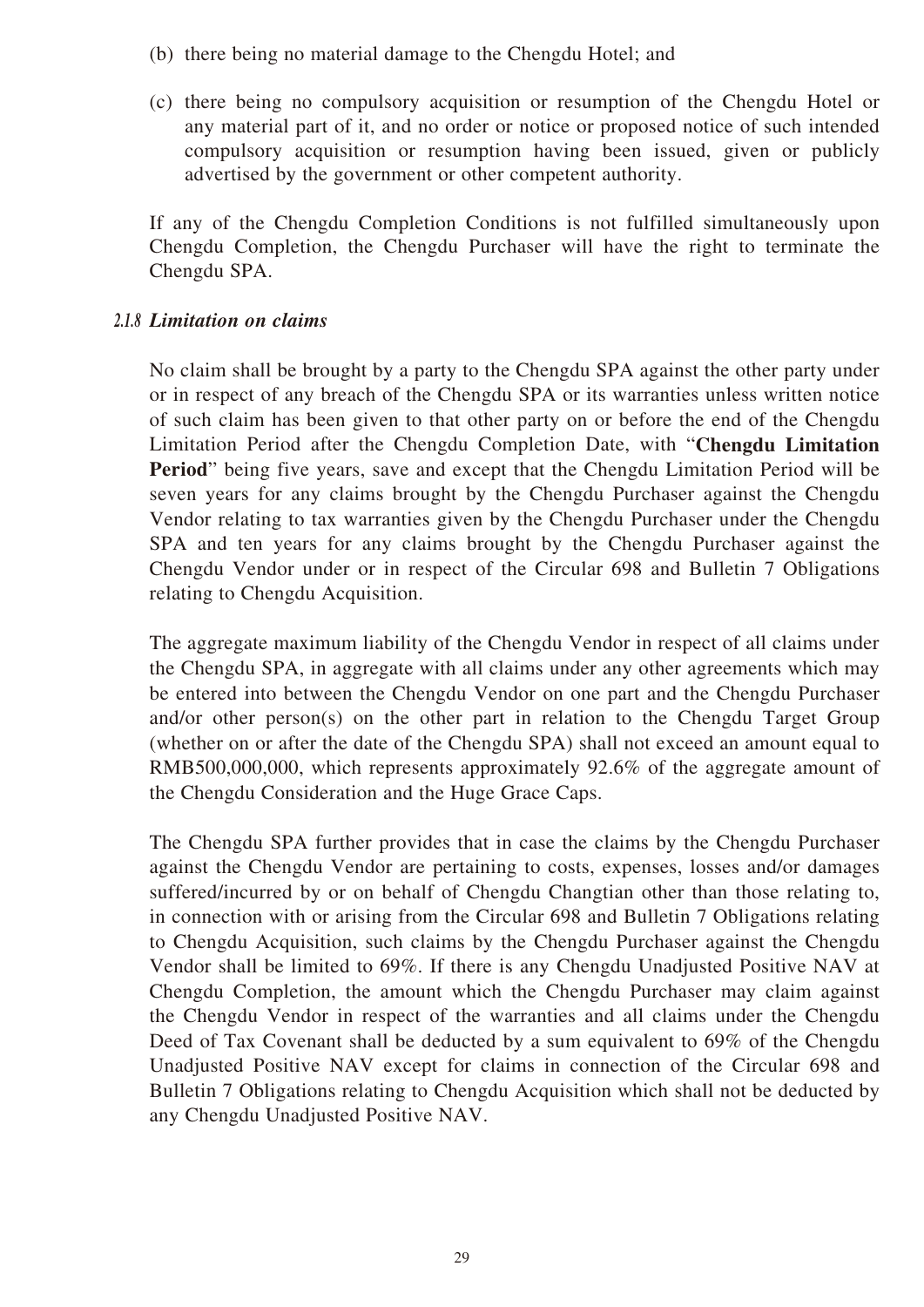(b) there being no material damage to the Chengdu Hotel; and

(c) there being no compulsory acquisition or resumption of the Chengdu Hotel or any material part of it, and no order or notice or proposed notice of such intended compulsory acquisition or resumption having been issued, given or publicly advertised by the government or other competent authority.

If any of the Chengdu Completion Conditions is not fulfilled simultaneously upon Chengdu Completion, the Chengdu Purchaser will have the right to terminate the Chengdu SPA.

#### *2.1.8 Limitation on claims*

No claim shall be brought by a party to the Chengdu SPA against the other party under or in respect of any breach of the Chengdu SPA or its warranties unless written notice of such claim has been given to that other party on or before the end of the Chengdu Limitation Period after the Chengdu Completion Date, with "**Chengdu Limitation Period**" being five years, save and except that the Chengdu Limitation Period will be seven years for any claims brought by the Chengdu Purchaser against the Chengdu Vendor relating to tax warranties given by the Chengdu Purchaser under the Chengdu SPA and ten years for any claims brought by the Chengdu Purchaser against the Chengdu Vendor under or in respect of the Circular 698 and Bulletin 7 Obligations relating to Chengdu Acquisition.

The aggregate maximum liability of the Chengdu Vendor in respect of all claims under the Chengdu SPA, in aggregate with all claims under any other agreements which may be entered into between the Chengdu Vendor on one part and the Chengdu Purchaser and/or other person(s) on the other part in relation to the Chengdu Target Group (whether on or after the date of the Chengdu SPA) shall not exceed an amount equal to RMB500,000,000, which represents approximately 92.6% of the aggregate amount of the Chengdu Consideration and the Huge Grace Caps.

The Chengdu SPA further provides that in case the claims by the Chengdu Purchaser against the Chengdu Vendor are pertaining to costs, expenses, losses and/or damages suffered/incurred by or on behalf of Chengdu Changtian other than those relating to, in connection with or arising from the Circular 698 and Bulletin 7 Obligations relating to Chengdu Acquisition, such claims by the Chengdu Purchaser against the Chengdu Vendor shall be limited to 69%. If there is any Chengdu Unadjusted Positive NAV at Chengdu Completion, the amount which the Chengdu Purchaser may claim against the Chengdu Vendor in respect of the warranties and all claims under the Chengdu Deed of Tax Covenant shall be deducted by a sum equivalent to 69% of the Chengdu Unadjusted Positive NAV except for claims in connection of the Circular 698 and Bulletin 7 Obligations relating to Chengdu Acquisition which shall not be deducted by any Chengdu Unadjusted Positive NAV.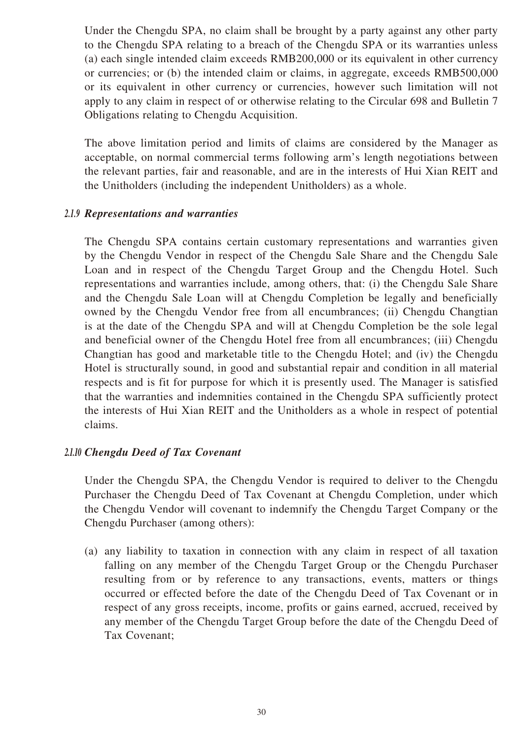Under the Chengdu SPA, no claim shall be brought by a party against any other party to the Chengdu SPA relating to a breach of the Chengdu SPA or its warranties unless (a) each single intended claim exceeds RMB200,000 or its equivalent in other currency or currencies; or (b) the intended claim or claims, in aggregate, exceeds RMB500,000 or its equivalent in other currency or currencies, however such limitation will not apply to any claim in respect of or otherwise relating to the Circular 698 and Bulletin 7 Obligations relating to Chengdu Acquisition.

The above limitation period and limits of claims are considered by the Manager as acceptable, on normal commercial terms following arm's length negotiations between the relevant parties, fair and reasonable, and are in the interests of Hui Xian REIT and the Unitholders (including the independent Unitholders) as a whole.

#### *2.1.9 Representations and warranties*

The Chengdu SPA contains certain customary representations and warranties given by the Chengdu Vendor in respect of the Chengdu Sale Share and the Chengdu Sale Loan and in respect of the Chengdu Target Group and the Chengdu Hotel. Such representations and warranties include, among others, that: (i) the Chengdu Sale Share and the Chengdu Sale Loan will at Chengdu Completion be legally and beneficially owned by the Chengdu Vendor free from all encumbrances; (ii) Chengdu Changtian is at the date of the Chengdu SPA and will at Chengdu Completion be the sole legal and beneficial owner of the Chengdu Hotel free from all encumbrances; (iii) Chengdu Changtian has good and marketable title to the Chengdu Hotel; and (iv) the Chengdu Hotel is structurally sound, in good and substantial repair and condition in all material respects and is fit for purpose for which it is presently used. The Manager is satisfied that the warranties and indemnities contained in the Chengdu SPA sufficiently protect the interests of Hui Xian REIT and the Unitholders as a whole in respect of potential claims.

#### *2.1.10 Chengdu Deed of Tax Covenant*

Under the Chengdu SPA, the Chengdu Vendor is required to deliver to the Chengdu Purchaser the Chengdu Deed of Tax Covenant at Chengdu Completion, under which the Chengdu Vendor will covenant to indemnify the Chengdu Target Company or the Chengdu Purchaser (among others):

(a) any liability to taxation in connection with any claim in respect of all taxation falling on any member of the Chengdu Target Group or the Chengdu Purchaser resulting from or by reference to any transactions, events, matters or things occurred or effected before the date of the Chengdu Deed of Tax Covenant or in respect of any gross receipts, income, profits or gains earned, accrued, received by any member of the Chengdu Target Group before the date of the Chengdu Deed of Tax Covenant;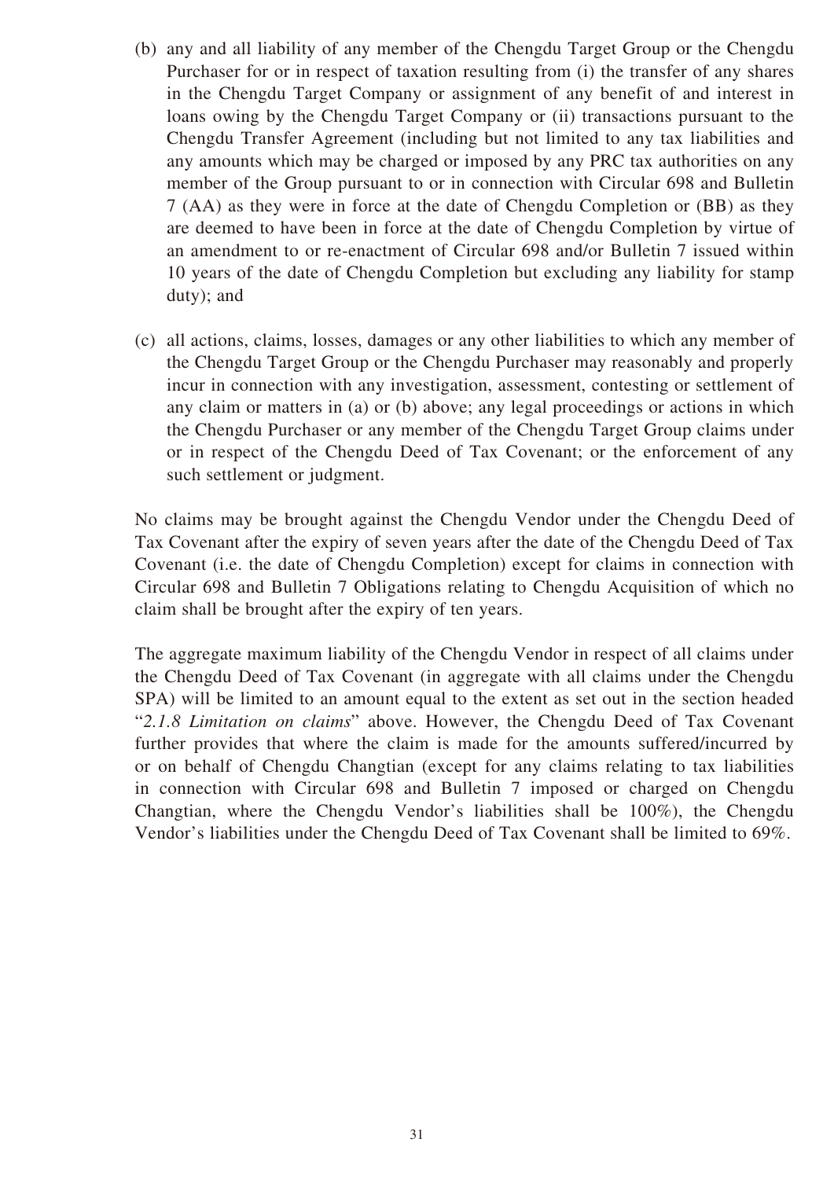(b) any and all liability of any member of the Chengdu Target Group or the Chengdu Purchaser for or in respect of taxation resulting from (i) the transfer of any shares in the Chengdu Target Company or assignment of any benefit of and interest in loans owing by the Chengdu Target Company or (ii) transactions pursuant to the Chengdu Transfer Agreement (including but not limited to any tax liabilities and any amounts which may be charged or imposed by any PRC tax authorities on any member of the Group pursuant to or in connection with Circular 698 and Bulletin 7 (AA) as they were in force at the date of Chengdu Completion or (BB) as they are deemed to have been in force at the date of Chengdu Completion by virtue of an amendment to or re-enactment of Circular 698 and/or Bulletin 7 issued within 10 years of the date of Chengdu Completion but excluding any liability for stamp duty); and

(c) all actions, claims, losses, damages or any other liabilities to which any member of the Chengdu Target Group or the Chengdu Purchaser may reasonably and properly incur in connection with any investigation, assessment, contesting or settlement of any claim or matters in (a) or (b) above; any legal proceedings or actions in which the Chengdu Purchaser or any member of the Chengdu Target Group claims under or in respect of the Chengdu Deed of Tax Covenant; or the enforcement of any such settlement or judgment.

No claims may be brought against the Chengdu Vendor under the Chengdu Deed of Tax Covenant after the expiry of seven years after the date of the Chengdu Deed of Tax Covenant (i.e. the date of Chengdu Completion) except for claims in connection with Circular 698 and Bulletin 7 Obligations relating to Chengdu Acquisition of which no claim shall be brought after the expiry of ten years.

The aggregate maximum liability of the Chengdu Vendor in respect of all claims under the Chengdu Deed of Tax Covenant (in aggregate with all claims under the Chengdu SPA) will be limited to an amount equal to the extent as set out in the section headed "*2.1.8 Limitation on claims*" above. However, the Chengdu Deed of Tax Covenant further provides that where the claim is made for the amounts suffered/incurred by or on behalf of Chengdu Changtian (except for any claims relating to tax liabilities in connection with Circular 698 and Bulletin 7 imposed or charged on Chengdu Changtian, where the Chengdu Vendor's liabilities shall be 100%), the Chengdu Vendor's liabilities under the Chengdu Deed of Tax Covenant shall be limited to 69%.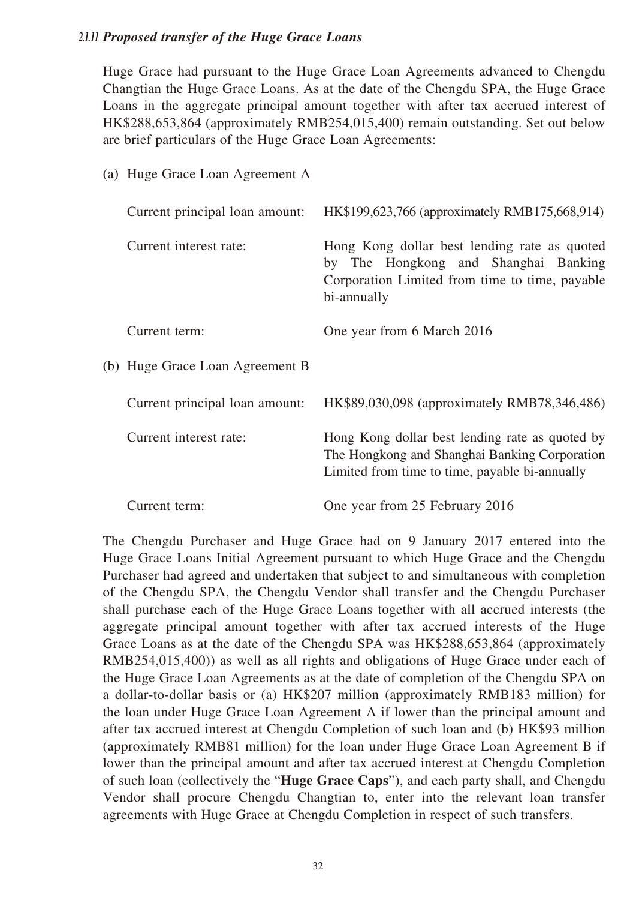### 2.1.11 *Proposed transfer of the Huge Grace Loans*

Huge Grace had pursuant to the Huge Grace Loan Agreements advanced to Chengdu Changtian the Huge Grace Loans. As at the date of the Chengdu SPA, the Huge Grace Loans in the aggregate principal amount together with after tax accrued interest of HK$288,653,864 (approximately RMB254,015,400) remain outstanding. Set out below are brief particulars of the Huge Grace Loan Agreements:

(a) Huge Grace Loan Agreement A

| | |
|---|---|
| Current principal loan amount: | HK$199,623,766 (approximately RMB175,668,914) |
| Current interest rate: | Hong Kong dollar best lending rate as quoted by The Hongkong and Shanghai Banking Corporation Limited from time to time, payable bi-annually |
| Current term: | One year from 6 March 2016 |

(b) Huge Grace Loan Agreement B

| | |
|---|---|
| Current principal loan amount: | HK$89,030,098 (approximately RMB78,346,486) |
| Current interest rate: | Hong Kong dollar best lending rate as quoted by The Hongkong and Shanghai Banking Corporation Limited from time to time, payable bi-annually |
| Current term: | One year from 25 February 2016 |

The Chengdu Purchaser and Huge Grace had on 9 January 2017 entered into the Huge Grace Loans Initial Agreement pursuant to which Huge Grace and the Chengdu Purchaser had agreed and undertaken that subject to and simultaneous with completion of the Chengdu SPA, the Chengdu Vendor shall transfer and the Chengdu Purchaser shall purchase each of the Huge Grace Loans together with all accrued interests (the aggregate principal amount together with after tax accrued interests of the Huge Grace Loans as at the date of the Chengdu SPA was HK$288,653,864 (approximately RMB254,015,400)) as well as all rights and obligations of Huge Grace under each of the Huge Grace Loan Agreements as at the date of completion of the Chengdu SPA on a dollar-to-dollar basis or (a) HK$207 million (approximately RMB183 million) for the loan under Huge Grace Loan Agreement A if lower than the principal amount and after tax accrued interest at Chengdu Completion of such loan and (b) HK$93 million (approximately RMB81 million) for the loan under Huge Grace Loan Agreement B if lower than the principal amount and after tax accrued interest at Chengdu Completion of such loan (collectively the "**Huge Grace Caps**"), and each party shall, and Chengdu Vendor shall procure Chengdu Changtian to, enter into the relevant loan transfer agreements with Huge Grace at Chengdu Completion in respect of such transfers.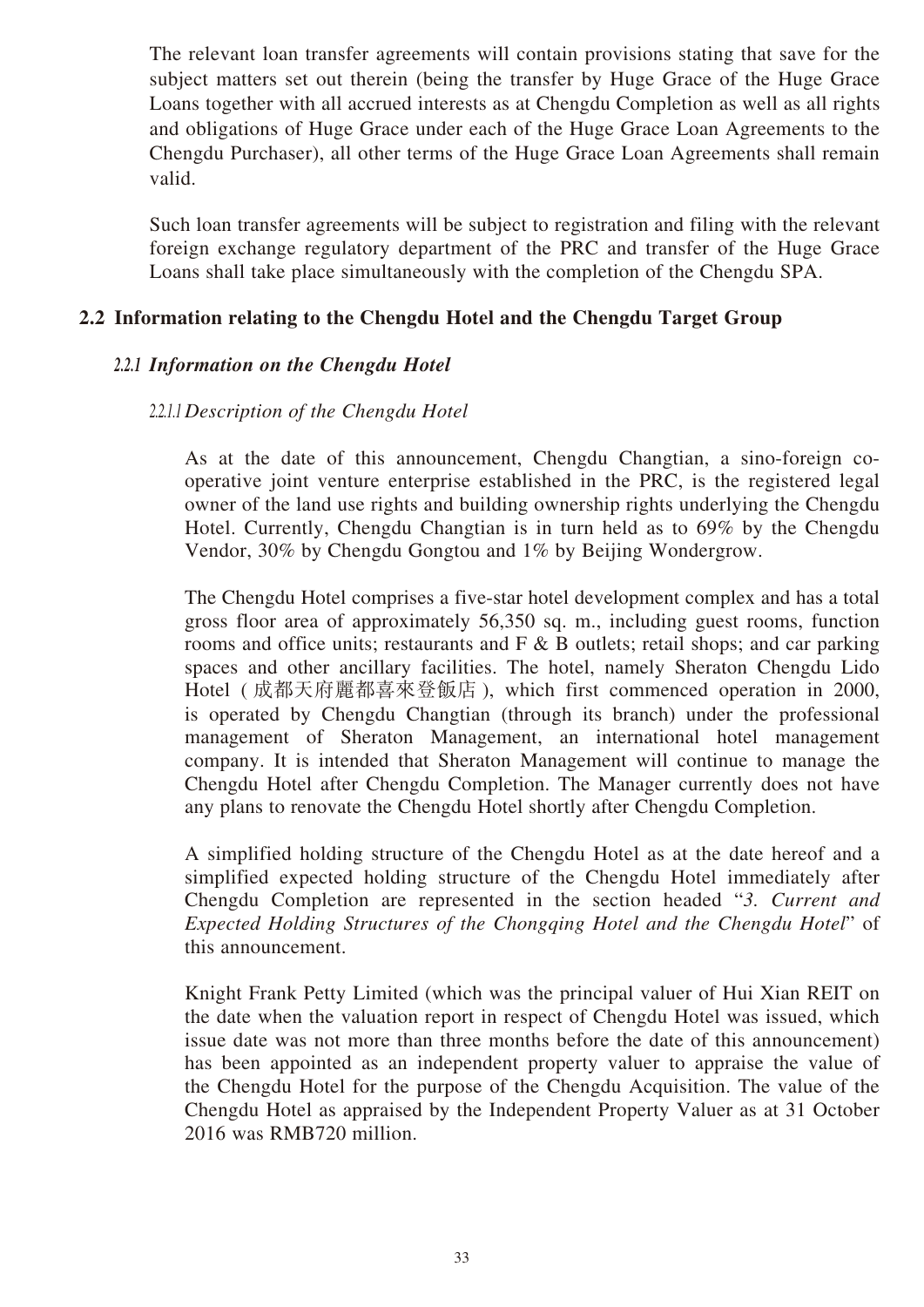The relevant loan transfer agreements will contain provisions stating that save for the subject matters set out therein (being the transfer by Huge Grace of the Huge Grace Loans together with all accrued interests as at Chengdu Completion as well as all rights and obligations of Huge Grace under each of the Huge Grace Loan Agreements to the Chengdu Purchaser), all other terms of the Huge Grace Loan Agreements shall remain valid.

Such loan transfer agreements will be subject to registration and filing with the relevant foreign exchange regulatory department of the PRC and transfer of the Huge Grace Loans shall take place simultaneously with the completion of the Chengdu SPA.

## 2.2 Information relating to the Chengdu Hotel and the Chengdu Target Group

### *2.2.1 Information on the Chengdu Hotel*

#### *2.2.1.1 Description of the Chengdu Hotel*

As at the date of this announcement, Chengdu Changtian, a sino-foreign co-operative joint venture enterprise established in the PRC, is the registered legal owner of the land use rights and building ownership rights underlying the Chengdu Hotel. Currently, Chengdu Changtian is in turn held as to 69% by the Chengdu Vendor, 30% by Chengdu Gongtou and 1% by Beijing Wondergrow.

The Chengdu Hotel comprises a five-star hotel development complex and has a total gross floor area of approximately 56,350 sq. m., including guest rooms, function rooms and office units; restaurants and F & B outlets; retail shops; and car parking spaces and other ancillary facilities. The hotel, namely Sheraton Chengdu Lido Hotel (成都天府麗都喜來登飯店), which first commenced operation in 2000, is operated by Chengdu Changtian (through its branch) under the professional management of Sheraton Management, an international hotel management company. It is intended that Sheraton Management will continue to manage the Chengdu Hotel after Chengdu Completion. The Manager currently does not have any plans to renovate the Chengdu Hotel shortly after Chengdu Completion.

A simplified holding structure of the Chengdu Hotel as at the date hereof and a simplified expected holding structure of the Chengdu Hotel immediately after Chengdu Completion are represented in the section headed "*3. Current and Expected Holding Structures of the Chongqing Hotel and the Chengdu Hotel*" of this announcement.

Knight Frank Petty Limited (which was the principal valuer of Hui Xian REIT on the date when the valuation report in respect of Chengdu Hotel was issued, which issue date was not more than three months before the date of this announcement) has been appointed as an independent property valuer to appraise the value of the Chengdu Hotel for the purpose of the Chengdu Acquisition. The value of the Chengdu Hotel as appraised by the Independent Property Valuer as at 31 October 2016 was RMB720 million.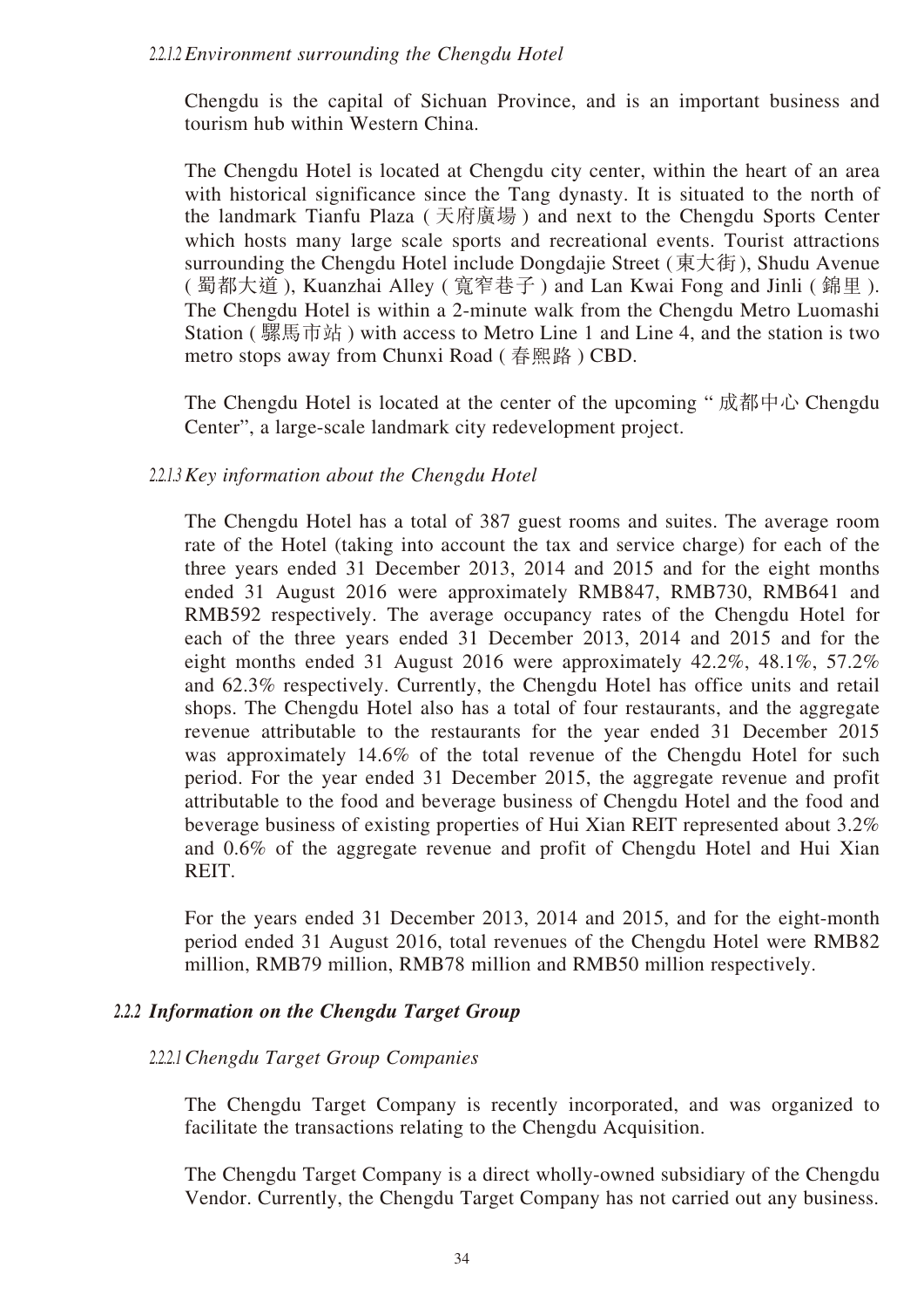#### 2.2.1.2 *Environment surrounding the Chengdu Hotel*

Chengdu is the capital of Sichuan Province, and is an important business and tourism hub within Western China.

The Chengdu Hotel is located at Chengdu city center, within the heart of an area with historical significance since the Tang dynasty. It is situated to the north of the landmark Tianfu Plaza ( 天府廣場 ) and next to the Chengdu Sports Center which hosts many large scale sports and recreational events. Tourist attractions surrounding the Chengdu Hotel include Dongdajie Street ( 東大街 ), Shudu Avenue ( 蜀都大道 ), Kuanzhai Alley ( 寬窄巷子 ) and Lan Kwai Fong and Jinli ( 錦里 ). The Chengdu Hotel is within a 2-minute walk from the Chengdu Metro Luomashi Station ( 騾馬市站 ) with access to Metro Line 1 and Line 4, and the station is two metro stops away from Chunxi Road ( 春熙路 ) CBD.

The Chengdu Hotel is located at the center of the upcoming " 成都中心 Chengdu Center", a large-scale landmark city redevelopment project.

#### 2.2.1.3 *Key information about the Chengdu Hotel*

The Chengdu Hotel has a total of 387 guest rooms and suites. The average room rate of the Hotel (taking into account the tax and service charge) for each of the three years ended 31 December 2013, 2014 and 2015 and for the eight months ended 31 August 2016 were approximately RMB847, RMB730, RMB641 and RMB592 respectively. The average occupancy rates of the Chengdu Hotel for each of the three years ended 31 December 2013, 2014 and 2015 and for the eight months ended 31 August 2016 were approximately 42.2%, 48.1%, 57.2% and 62.3% respectively. Currently, the Chengdu Hotel has office units and retail shops. The Chengdu Hotel also has a total of four restaurants, and the aggregate revenue attributable to the restaurants for the year ended 31 December 2015 was approximately 14.6% of the total revenue of the Chengdu Hotel for such period. For the year ended 31 December 2015, the aggregate revenue and profit attributable to the food and beverage business of Chengdu Hotel and the food and beverage business of existing properties of Hui Xian REIT represented about 3.2% and 0.6% of the aggregate revenue and profit of Chengdu Hotel and Hui Xian REIT.

For the years ended 31 December 2013, 2014 and 2015, and for the eight-month period ended 31 August 2016, total revenues of the Chengdu Hotel were RMB82 million, RMB79 million, RMB78 million and RMB50 million respectively.

### 2.2.2 ***Information on the Chengdu Target Group***

#### 2.2.2.1 *Chengdu Target Group Companies*

The Chengdu Target Company is recently incorporated, and was organized to facilitate the transactions relating to the Chengdu Acquisition.

The Chengdu Target Company is a direct wholly-owned subsidiary of the Chengdu Vendor. Currently, the Chengdu Target Company has not carried out any business.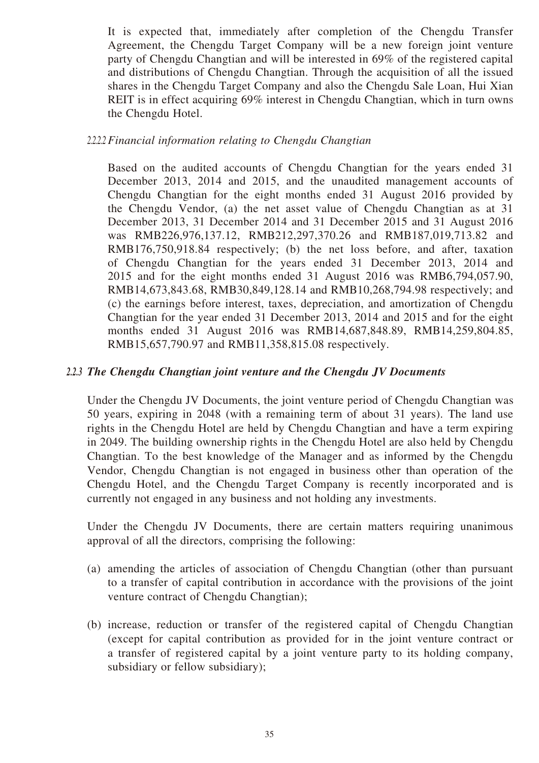It is expected that, immediately after completion of the Chengdu Transfer Agreement, the Chengdu Target Company will be a new foreign joint venture party of Chengdu Changtian and will be interested in 69% of the registered capital and distributions of Chengdu Changtian. Through the acquisition of all the issued shares in the Chengdu Target Company and also the Chengdu Sale Loan, Hui Xian REIT is in effect acquiring 69% interest in Chengdu Changtian, which in turn owns the Chengdu Hotel.

##### 2.2.2.2 *Financial information relating to Chengdu Changtian*

Based on the audited accounts of Chengdu Changtian for the years ended 31 December 2013, 2014 and 2015, and the unaudited management accounts of Chengdu Changtian for the eight months ended 31 August 2016 provided by the Chengdu Vendor, (a) the net asset value of Chengdu Changtian as at 31 December 2013, 31 December 2014 and 31 December 2015 and 31 August 2016 was RMB226,976,137.12, RMB212,297,370.26 and RMB187,019,713.82 and RMB176,750,918.84 respectively; (b) the net loss before, and after, taxation of Chengdu Changtian for the years ended 31 December 2013, 2014 and 2015 and for the eight months ended 31 August 2016 was RMB6,794,057.90, RMB14,673,843.68, RMB30,849,128.14 and RMB10,268,794.98 respectively; and (c) the earnings before interest, taxes, depreciation, and amortization of Chengdu Changtian for the year ended 31 December 2013, 2014 and 2015 and for the eight months ended 31 August 2016 was RMB14,687,848.89, RMB14,259,804.85, RMB15,657,790.97 and RMB11,358,815.08 respectively.

#### 2.2.3 *The Chengdu Changtian joint venture and the Chengdu JV Documents*

Under the Chengdu JV Documents, the joint venture period of Chengdu Changtian was 50 years, expiring in 2048 (with a remaining term of about 31 years). The land use rights in the Chengdu Hotel are held by Chengdu Changtian and have a term expiring in 2049. The building ownership rights in the Chengdu Hotel are also held by Chengdu Changtian. To the best knowledge of the Manager and as informed by the Chengdu Vendor, Chengdu Changtian is not engaged in business other than operation of the Chengdu Hotel, and the Chengdu Target Company is recently incorporated and is currently not engaged in any business and not holding any investments.

Under the Chengdu JV Documents, there are certain matters requiring unanimous approval of all the directors, comprising the following:

(a) amending the articles of association of Chengdu Changtian (other than pursuant to a transfer of capital contribution in accordance with the provisions of the joint venture contract of Chengdu Changtian);

(b) increase, reduction or transfer of the registered capital of Chengdu Changtian (except for capital contribution as provided for in the joint venture contract or a transfer of registered capital by a joint venture party to its holding company, subsidiary or fellow subsidiary);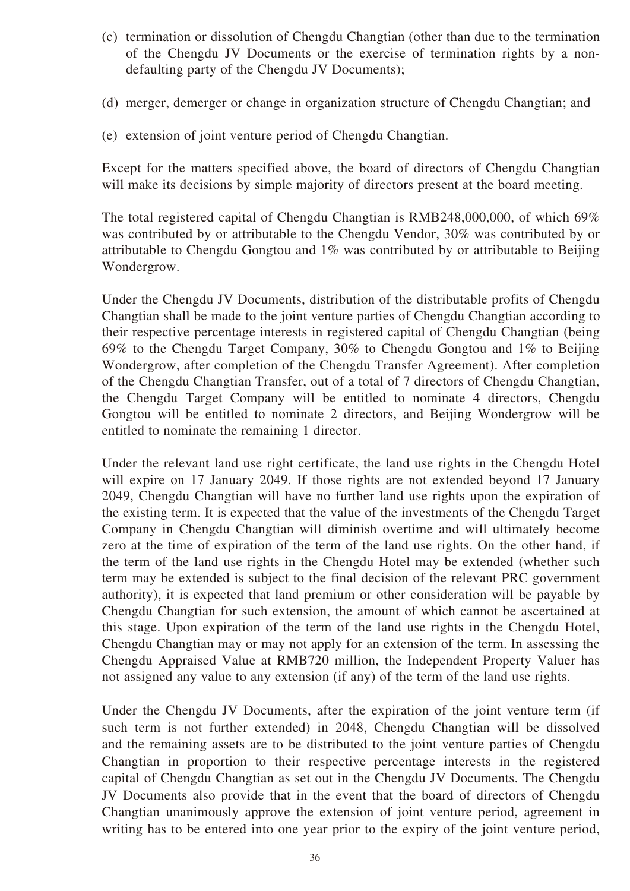(c) termination or dissolution of Chengdu Changtian (other than due to the termination of the Chengdu JV Documents or the exercise of termination rights by a non-defaulting party of the Chengdu JV Documents);

(d) merger, demerger or change in organization structure of Chengdu Changtian; and

(e) extension of joint venture period of Chengdu Changtian.

Except for the matters specified above, the board of directors of Chengdu Changtian will make its decisions by simple majority of directors present at the board meeting.

The total registered capital of Chengdu Changtian is RMB248,000,000, of which 69% was contributed by or attributable to the Chengdu Vendor, 30% was contributed by or attributable to Chengdu Gongtou and 1% was contributed by or attributable to Beijing Wondergrow.

Under the Chengdu JV Documents, distribution of the distributable profits of Chengdu Changtian shall be made to the joint venture parties of Chengdu Changtian according to their respective percentage interests in registered capital of Chengdu Changtian (being 69% to the Chengdu Target Company, 30% to Chengdu Gongtou and 1% to Beijing Wondergrow, after completion of the Chengdu Transfer Agreement). After completion of the Chengdu Changtian Transfer, out of a total of 7 directors of Chengdu Changtian, the Chengdu Target Company will be entitled to nominate 4 directors, Chengdu Gongtou will be entitled to nominate 2 directors, and Beijing Wondergrow will be entitled to nominate the remaining 1 director.

Under the relevant land use right certificate, the land use rights in the Chengdu Hotel will expire on 17 January 2049. If those rights are not extended beyond 17 January 2049, Chengdu Changtian will have no further land use rights upon the expiration of the existing term. It is expected that the value of the investments of the Chengdu Target Company in Chengdu Changtian will diminish overtime and will ultimately become zero at the time of expiration of the term of the land use rights. On the other hand, if the term of the land use rights in the Chengdu Hotel may be extended (whether such term may be extended is subject to the final decision of the relevant PRC government authority), it is expected that land premium or other consideration will be payable by Chengdu Changtian for such extension, the amount of which cannot be ascertained at this stage. Upon expiration of the term of the land use rights in the Chengdu Hotel, Chengdu Changtian may or may not apply for an extension of the term. In assessing the Chengdu Appraised Value at RMB720 million, the Independent Property Valuer has not assigned any value to any extension (if any) of the term of the land use rights.

Under the Chengdu JV Documents, after the expiration of the joint venture term (if such term is not further extended) in 2048, Chengdu Changtian will be dissolved and the remaining assets are to be distributed to the joint venture parties of Chengdu Changtian in proportion to their respective percentage interests in the registered capital of Chengdu Changtian as set out in the Chengdu JV Documents. The Chengdu JV Documents also provide that in the event that the board of directors of Chengdu Changtian unanimously approve the extension of joint venture period, agreement in writing has to be entered into one year prior to the expiry of the joint venture period,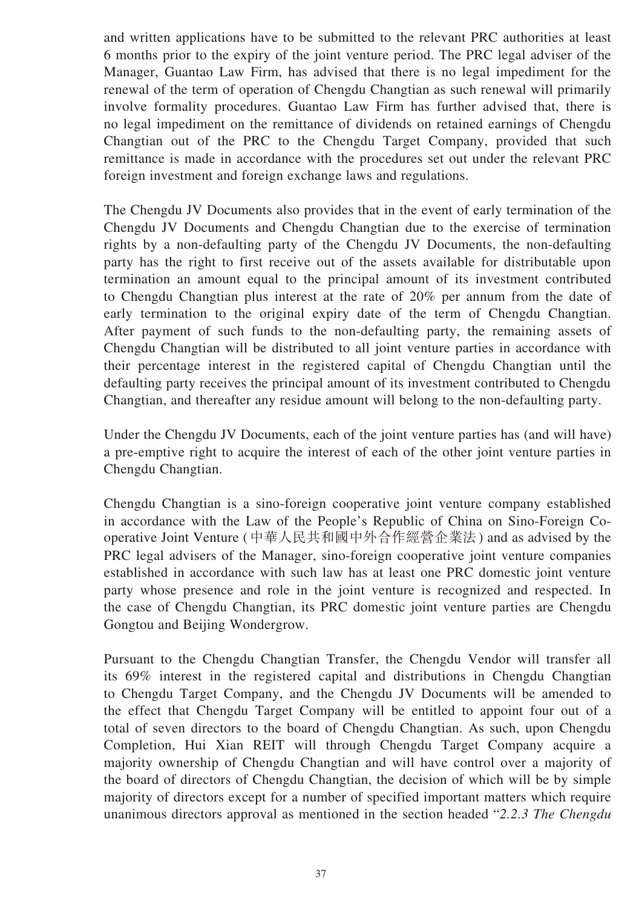and written applications have to be submitted to the relevant PRC authorities at least 6 months prior to the expiry of the joint venture period. The PRC legal adviser of the Manager, Guantao Law Firm, has advised that there is no legal impediment for the renewal of the term of operation of Chengdu Changtian as such renewal will primarily involve formality procedures. Guantao Law Firm has further advised that, there is no legal impediment on the remittance of dividends on retained earnings of Chengdu Changtian out of the PRC to the Chengdu Target Company, provided that such remittance is made in accordance with the procedures set out under the relevant PRC foreign investment and foreign exchange laws and regulations.

The Chengdu JV Documents also provides that in the event of early termination of the Chengdu JV Documents and Chengdu Changtian due to the exercise of termination rights by a non-defaulting party of the Chengdu JV Documents, the non-defaulting party has the right to first receive out of the assets available for distributable upon termination an amount equal to the principal amount of its investment contributed to Chengdu Changtian plus interest at the rate of 20% per annum from the date of early termination to the original expiry date of the term of Chengdu Changtian. After payment of such funds to the non-defaulting party, the remaining assets of Chengdu Changtian will be distributed to all joint venture parties in accordance with their percentage interest in the registered capital of Chengdu Changtian until the defaulting party receives the principal amount of its investment contributed to Chengdu Changtian, and thereafter any residue amount will belong to the non-defaulting party.

Under the Chengdu JV Documents, each of the joint venture parties has (and will have) a pre-emptive right to acquire the interest of each of the other joint venture parties in Chengdu Changtian.

Chengdu Changtian is a sino-foreign cooperative joint venture company established in accordance with the Law of the People's Republic of China on Sino-Foreign Co-operative Joint Venture (中華人民共和國中外合作經營企業法) and as advised by the PRC legal advisers of the Manager, sino-foreign cooperative joint venture companies established in accordance with such law has at least one PRC domestic joint venture party whose presence and role in the joint venture is recognized and respected. In the case of Chengdu Changtian, its PRC domestic joint venture parties are Chengdu Gongtou and Beijing Wondergrow.

Pursuant to the Chengdu Changtian Transfer, the Chengdu Vendor will transfer all its 69% interest in the registered capital and distributions in Chengdu Changtian to Chengdu Target Company, and the Chengdu JV Documents will be amended to the effect that Chengdu Target Company will be entitled to appoint four out of a total of seven directors to the board of Chengdu Changtian. As such, upon Chengdu Completion, Hui Xian REIT will through Chengdu Target Company acquire a majority ownership of Chengdu Changtian and will have control over a majority of the board of directors of Chengdu Changtian, the decision of which will be by simple majority of directors except for a number of specified important matters which require unanimous directors approval as mentioned in the section headed "*2.2.3 The Chengdu*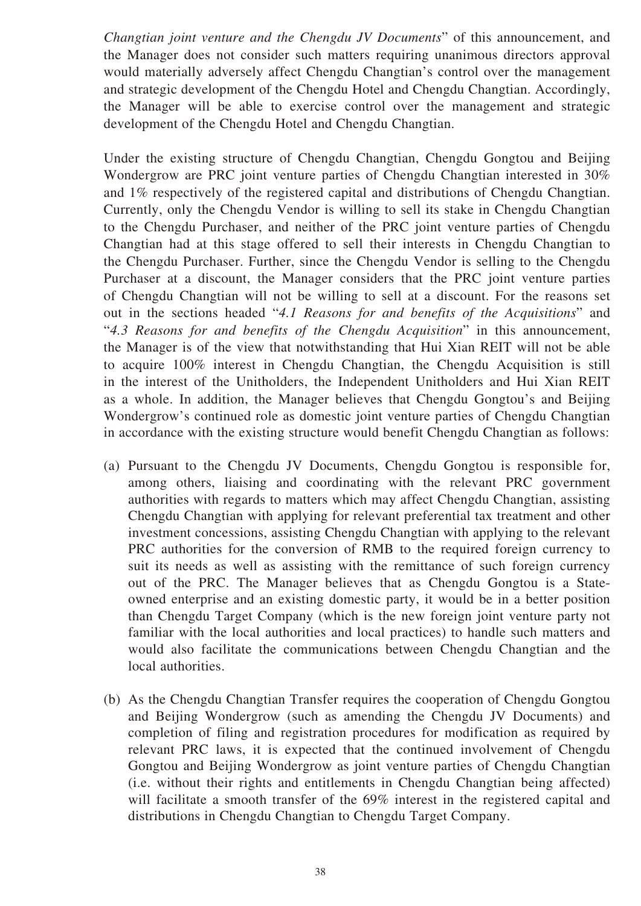*Changtian joint venture and the Chengdu JV Documents*" of this announcement, and the Manager does not consider such matters requiring unanimous directors approval would materially adversely affect Chengdu Changtian's control over the management and strategic development of the Chengdu Hotel and Chengdu Changtian. Accordingly, the Manager will be able to exercise control over the management and strategic development of the Chengdu Hotel and Chengdu Changtian.

Under the existing structure of Chengdu Changtian, Chengdu Gongtou and Beijing Wondergrow are PRC joint venture parties of Chengdu Changtian interested in 30% and 1% respectively of the registered capital and distributions of Chengdu Changtian. Currently, only the Chengdu Vendor is willing to sell its stake in Chengdu Changtian to the Chengdu Purchaser, and neither of the PRC joint venture parties of Chengdu Changtian had at this stage offered to sell their interests in Chengdu Changtian to the Chengdu Purchaser. Further, since the Chengdu Vendor is selling to the Chengdu Purchaser at a discount, the Manager considers that the PRC joint venture parties of Chengdu Changtian will not be willing to sell at a discount. For the reasons set out in the sections headed "*4.1 Reasons for and benefits of the Acquisitions*" and "*4.3 Reasons for and benefits of the Chengdu Acquisition*" in this announcement, the Manager is of the view that notwithstanding that Hui Xian REIT will not be able to acquire 100% interest in Chengdu Changtian, the Chengdu Acquisition is still in the interest of the Unitholders, the Independent Unitholders and Hui Xian REIT as a whole. In addition, the Manager believes that Chengdu Gongtou's and Beijing Wondergrow's continued role as domestic joint venture parties of Chengdu Changtian in accordance with the existing structure would benefit Chengdu Changtian as follows:

(a) Pursuant to the Chengdu JV Documents, Chengdu Gongtou is responsible for, among others, liaising and coordinating with the relevant PRC government authorities with regards to matters which may affect Chengdu Changtian, assisting Chengdu Changtian with applying for relevant preferential tax treatment and other investment concessions, assisting Chengdu Changtian with applying to the relevant PRC authorities for the conversion of RMB to the required foreign currency to suit its needs as well as assisting with the remittance of such foreign currency out of the PRC. The Manager believes that as Chengdu Gongtou is a State-owned enterprise and an existing domestic party, it would be in a better position than Chengdu Target Company (which is the new foreign joint venture party not familiar with the local authorities and local practices) to handle such matters and would also facilitate the communications between Chengdu Changtian and the local authorities.

(b) As the Chengdu Changtian Transfer requires the cooperation of Chengdu Gongtou and Beijing Wondergrow (such as amending the Chengdu JV Documents) and completion of filing and registration procedures for modification as required by relevant PRC laws, it is expected that the continued involvement of Chengdu Gongtou and Beijing Wondergrow as joint venture parties of Chengdu Changtian (i.e. without their rights and entitlements in Chengdu Changtian being affected) will facilitate a smooth transfer of the 69% interest in the registered capital and distributions in Chengdu Changtian to Chengdu Target Company.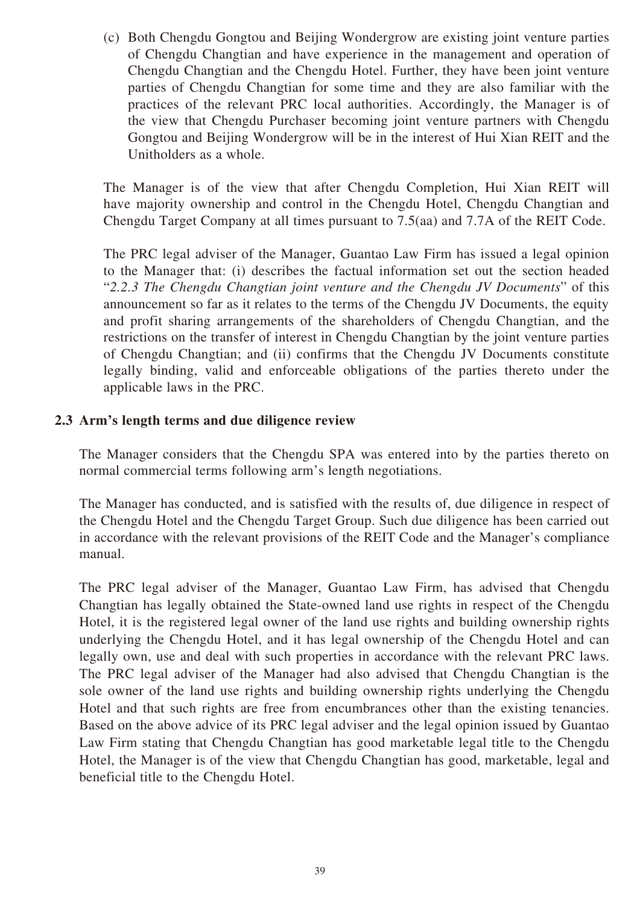(c) Both Chengdu Gongtou and Beijing Wondergrow are existing joint venture parties of Chengdu Changtian and have experience in the management and operation of Chengdu Changtian and the Chengdu Hotel. Further, they have been joint venture parties of Chengdu Changtian for some time and they are also familiar with the practices of the relevant PRC local authorities. Accordingly, the Manager is of the view that Chengdu Purchaser becoming joint venture partners with Chengdu Gongtou and Beijing Wondergrow will be in the interest of Hui Xian REIT and the Unitholders as a whole.

The Manager is of the view that after Chengdu Completion, Hui Xian REIT will have majority ownership and control in the Chengdu Hotel, Chengdu Changtian and Chengdu Target Company at all times pursuant to 7.5(aa) and 7.7A of the REIT Code.

The PRC legal adviser of the Manager, Guantao Law Firm has issued a legal opinion to the Manager that: (i) describes the factual information set out the section headed "*2.2.3 The Chengdu Changtian joint venture and the Chengdu JV Documents*" of this announcement so far as it relates to the terms of the Chengdu JV Documents, the equity and profit sharing arrangements of the shareholders of Chengdu Changtian, and the restrictions on the transfer of interest in Chengdu Changtian by the joint venture parties of Chengdu Changtian; and (ii) confirms that the Chengdu JV Documents constitute legally binding, valid and enforceable obligations of the parties thereto under the applicable laws in the PRC.

## 2.3 Arm's length terms and due diligence review

The Manager considers that the Chengdu SPA was entered into by the parties thereto on normal commercial terms following arm's length negotiations.

The Manager has conducted, and is satisfied with the results of, due diligence in respect of the Chengdu Hotel and the Chengdu Target Group. Such due diligence has been carried out in accordance with the relevant provisions of the REIT Code and the Manager's compliance manual.

The PRC legal adviser of the Manager, Guantao Law Firm, has advised that Chengdu Changtian has legally obtained the State-owned land use rights in respect of the Chengdu Hotel, it is the registered legal owner of the land use rights and building ownership rights underlying the Chengdu Hotel, and it has legal ownership of the Chengdu Hotel and can legally own, use and deal with such properties in accordance with the relevant PRC laws. The PRC legal adviser of the Manager had also advised that Chengdu Changtian is the sole owner of the land use rights and building ownership rights underlying the Chengdu Hotel and that such rights are free from encumbrances other than the existing tenancies. Based on the above advice of its PRC legal adviser and the legal opinion issued by Guantao Law Firm stating that Chengdu Changtian has good marketable legal title to the Chengdu Hotel, the Manager is of the view that Chengdu Changtian has good, marketable, legal and beneficial title to the Chengdu Hotel.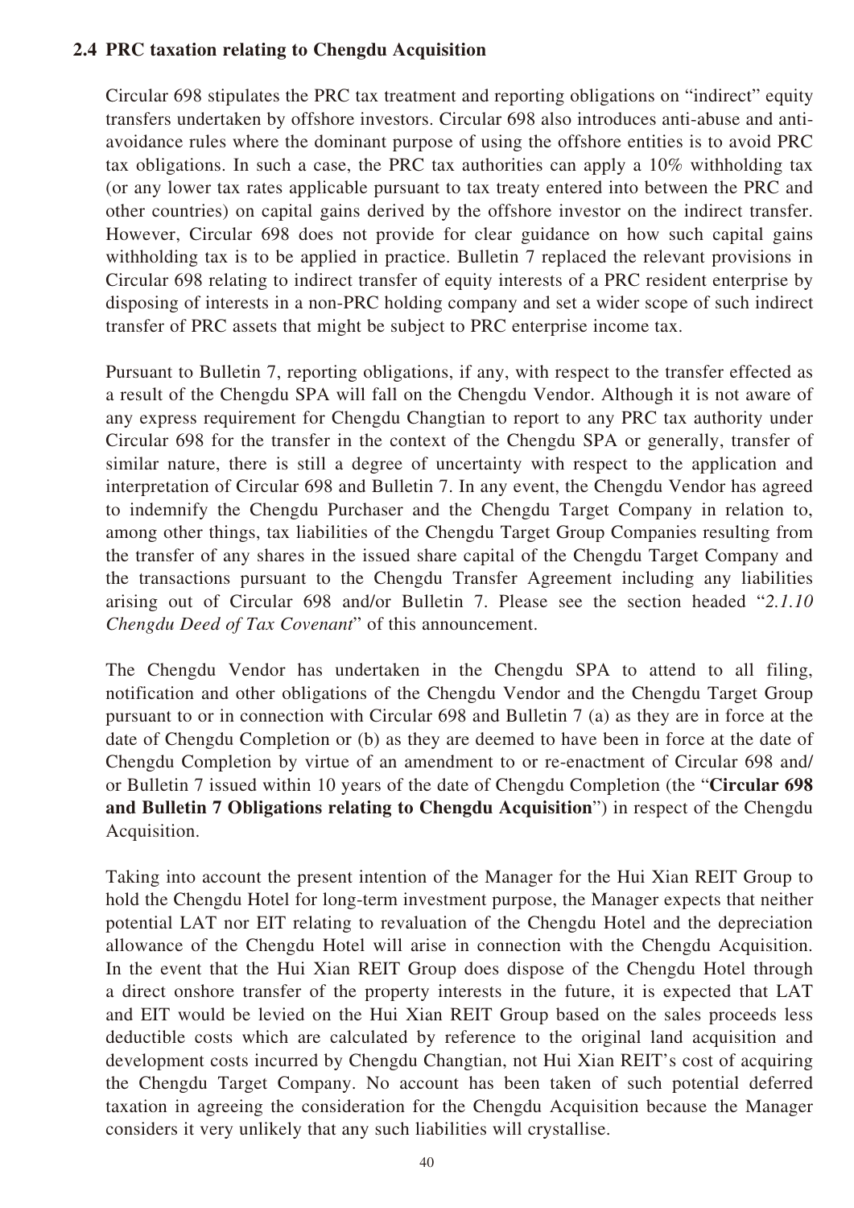### 2.4 PRC taxation relating to Chengdu Acquisition

Circular 698 stipulates the PRC tax treatment and reporting obligations on "indirect" equity transfers undertaken by offshore investors. Circular 698 also introduces anti-abuse and anti-avoidance rules where the dominant purpose of using the offshore entities is to avoid PRC tax obligations. In such a case, the PRC tax authorities can apply a 10% withholding tax (or any lower tax rates applicable pursuant to tax treaty entered into between the PRC and other countries) on capital gains derived by the offshore investor on the indirect transfer. However, Circular 698 does not provide for clear guidance on how such capital gains withholding tax is to be applied in practice. Bulletin 7 replaced the relevant provisions in Circular 698 relating to indirect transfer of equity interests of a PRC resident enterprise by disposing of interests in a non-PRC holding company and set a wider scope of such indirect transfer of PRC assets that might be subject to PRC enterprise income tax.

Pursuant to Bulletin 7, reporting obligations, if any, with respect to the transfer effected as a result of the Chengdu SPA will fall on the Chengdu Vendor. Although it is not aware of any express requirement for Chengdu Changtian to report to any PRC tax authority under Circular 698 for the transfer in the context of the Chengdu SPA or generally, transfer of similar nature, there is still a degree of uncertainty with respect to the application and interpretation of Circular 698 and Bulletin 7. In any event, the Chengdu Vendor has agreed to indemnify the Chengdu Purchaser and the Chengdu Target Company in relation to, among other things, tax liabilities of the Chengdu Target Group Companies resulting from the transfer of any shares in the issued share capital of the Chengdu Target Company and the transactions pursuant to the Chengdu Transfer Agreement including any liabilities arising out of Circular 698 and/or Bulletin 7. Please see the section headed "*2.1.10 Chengdu Deed of Tax Covenant*" of this announcement.

The Chengdu Vendor has undertaken in the Chengdu SPA to attend to all filing, notification and other obligations of the Chengdu Vendor and the Chengdu Target Group pursuant to or in connection with Circular 698 and Bulletin 7 (a) as they are in force at the date of Chengdu Completion or (b) as they are deemed to have been in force at the date of Chengdu Completion by virtue of an amendment to or re-enactment of Circular 698 and/or Bulletin 7 issued within 10 years of the date of Chengdu Completion (the "**Circular 698 and Bulletin 7 Obligations relating to Chengdu Acquisition**") in respect of the Chengdu Acquisition.

Taking into account the present intention of the Manager for the Hui Xian REIT Group to hold the Chengdu Hotel for long-term investment purpose, the Manager expects that neither potential LAT nor EIT relating to revaluation of the Chengdu Hotel and the depreciation allowance of the Chengdu Hotel will arise in connection with the Chengdu Acquisition. In the event that the Hui Xian REIT Group does dispose of the Chengdu Hotel through a direct onshore transfer of the property interests in the future, it is expected that LAT and EIT would be levied on the Hui Xian REIT Group based on the sales proceeds less deductible costs which are calculated by reference to the original land acquisition and development costs incurred by Chengdu Changtian, not Hui Xian REIT's cost of acquiring the Chengdu Target Company. No account has been taken of such potential deferred taxation in agreeing the consideration for the Chengdu Acquisition because the Manager considers it very unlikely that any such liabilities will crystallise.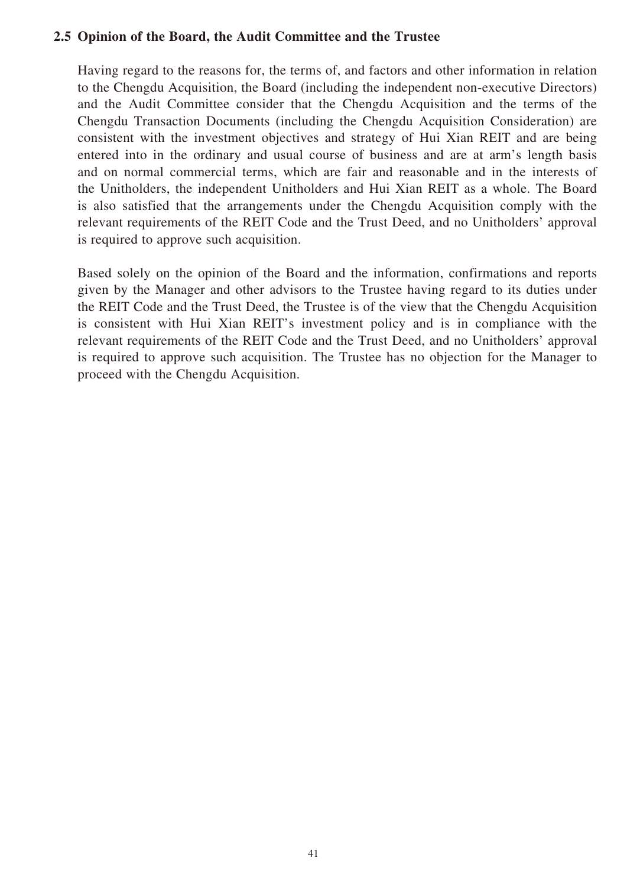### 2.5 Opinion of the Board, the Audit Committee and the Trustee

Having regard to the reasons for, the terms of, and factors and other information in relation to the Chengdu Acquisition, the Board (including the independent non-executive Directors) and the Audit Committee consider that the Chengdu Acquisition and the terms of the Chengdu Transaction Documents (including the Chengdu Acquisition Consideration) are consistent with the investment objectives and strategy of Hui Xian REIT and are being entered into in the ordinary and usual course of business and are at arm's length basis and on normal commercial terms, which are fair and reasonable and in the interests of the Unitholders, the independent Unitholders and Hui Xian REIT as a whole. The Board is also satisfied that the arrangements under the Chengdu Acquisition comply with the relevant requirements of the REIT Code and the Trust Deed, and no Unitholders' approval is required to approve such acquisition.

Based solely on the opinion of the Board and the information, confirmations and reports given by the Manager and other advisors to the Trustee having regard to its duties under the REIT Code and the Trust Deed, the Trustee is of the view that the Chengdu Acquisition is consistent with Hui Xian REIT's investment policy and is in compliance with the relevant requirements of the REIT Code and the Trust Deed, and no Unitholders' approval is required to approve such acquisition. The Trustee has no objection for the Manager to proceed with the Chengdu Acquisition.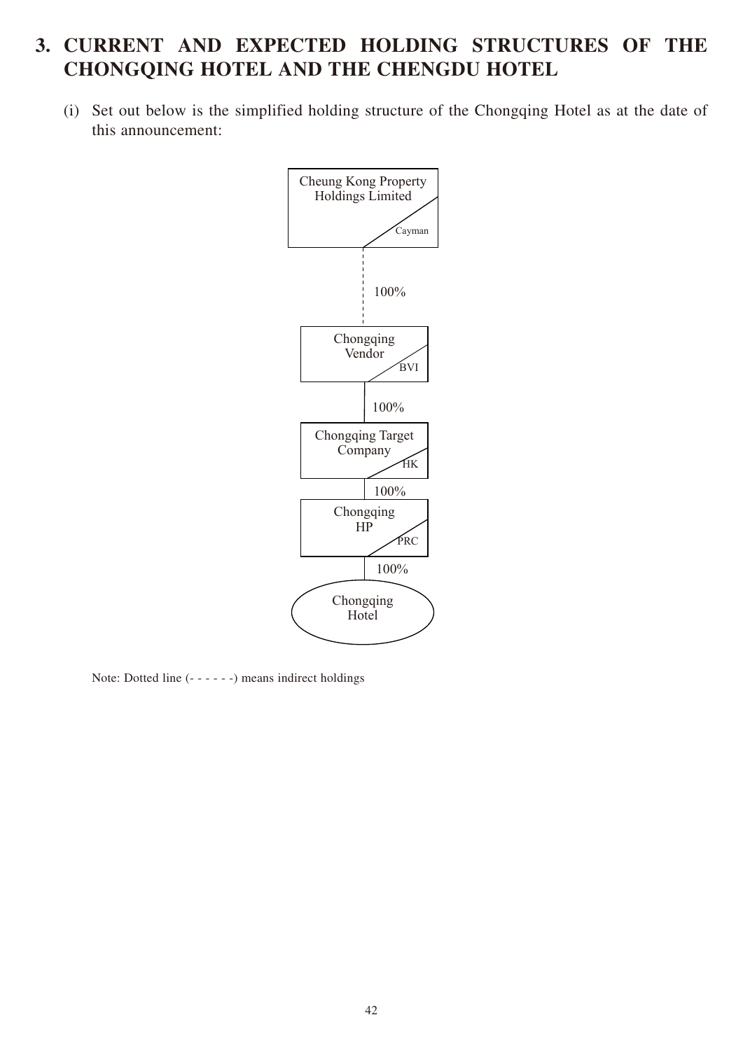# 3. CURRENT AND EXPECTED HOLDING STRUCTURES OF THE CHONGQING HOTEL AND THE CHENGDU HOTEL

(i) Set out below is the simplified holding structure of the Chongqing Hotel as at the date of this announcement:

Cheung Kong Property Holdings Limited (Cayman)

100% (indirect)

Chongqing Vendor (BVI)

100%

Chongqing Target Company (HK)

100%

Chongqing HP (PRC)

100%

Chongqing Hotel

Note: Dotted line (- - - - - -) means indirect holdings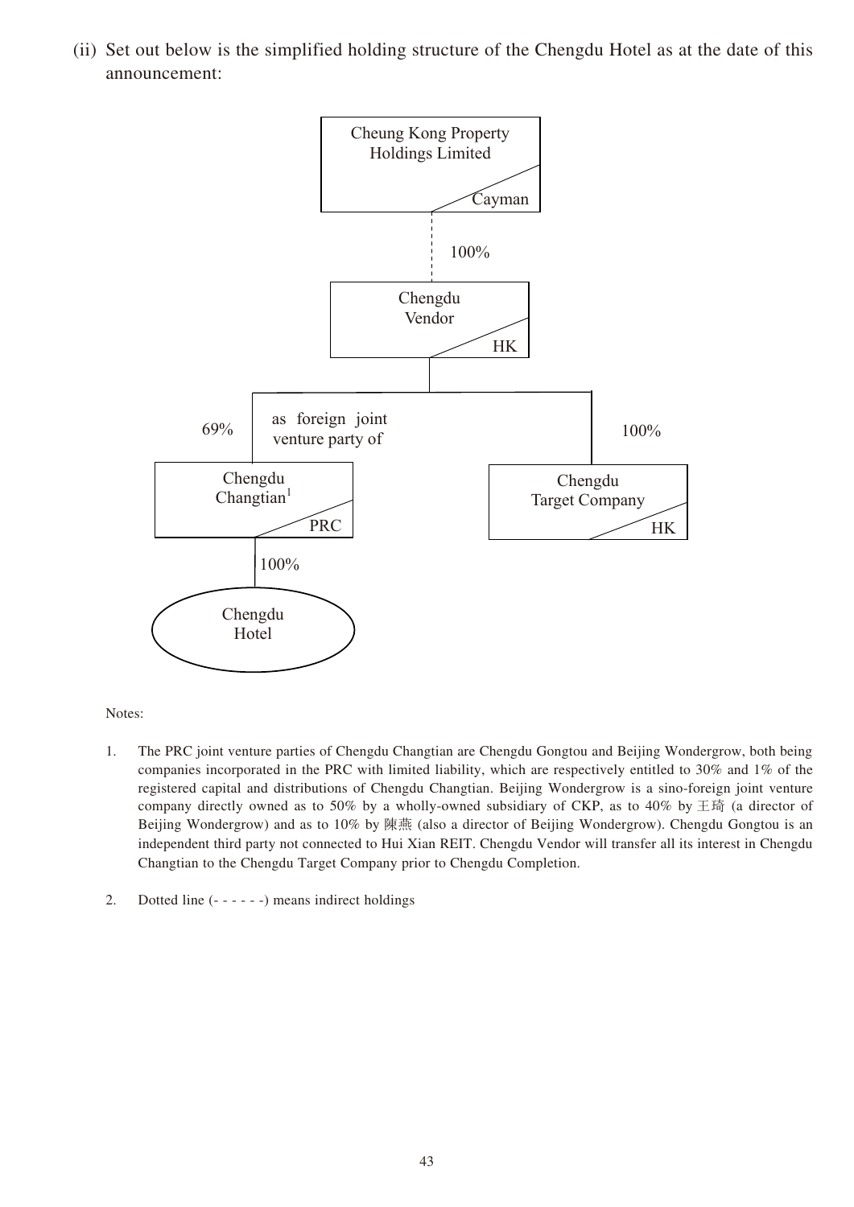(ii) Set out below is the simplified holding structure of the Chengdu Hotel as at the date of this announcement:

Cheung Kong Property Holdings Limited (Cayman)

100% (indirect)

Chengdu Vendor (HK)

69% as foreign joint venture party of — Chengdu Changtian[1] (PRC)

100% — Chengdu Target Company (HK)

Chengdu Changtian[1] (PRC) — 100% — Chengdu Hotel

Notes:

1. The PRC joint venture parties of Chengdu Changtian are Chengdu Gongtou and Beijing Wondergrow, both being companies incorporated in the PRC with limited liability, which are respectively entitled to 30% and 1% of the registered capital and distributions of Chengdu Changtian. Beijing Wondergrow is a sino-foreign joint venture company directly owned as to 50% by a wholly-owned subsidiary of CKP, as to 40% by 王琦 (a director of Beijing Wondergrow) and as to 10% by 陳燕 (also a director of Beijing Wondergrow). Chengdu Gongtou is an independent third party not connected to Hui Xian REIT. Chengdu Vendor will transfer all its interest in Chengdu Changtian to the Chengdu Target Company prior to Chengdu Completion.

2. Dotted line (- - - - - -) means indirect holdings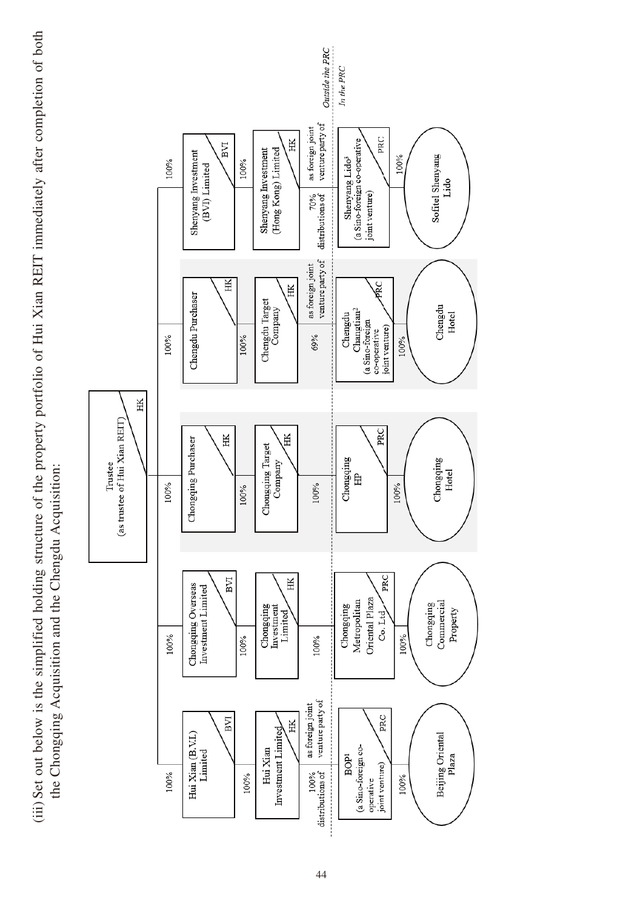(iii) Set out below is the simplified holding structure of the property portfolio of Hui Xian REIT immediately after completion of both the Chongqing Acquisition and the Chengdu Acquisition:

**Trustee (as trustee of Hui Xian REIT)** — HK

*Outside the PRC*

- 100% → **Hui Xian (B.V.I.) Limited** — BVI
  - 100% → **Hui Xian Investment Limited** — HK
    - as foreign joint venture party of; 100% distributions of → **BOP[1]** (a Sino-foreign co-operative joint venture) — PRC
      - 100% → **Beijing Oriental Plaza**
- 100% → **Chongqing Overseas Investment Limited** — BVI
  - 100% → **Chongqing Investment Limited** — HK
    - 100% → **Chongqing Metropolitan Oriental Plaza Co. Ltd** — PRC
      - 100% → **Chongqing Commercial Property**
- 100% → **Chongqing Purchaser** — HK
  - 100% → **Chongqing Target Company** — HK
    - 100% → **Chongqing HP** — PRC
      - 100% → **Chongqing Hotel**
- 100% → **Chengdu Purchaser** — HK
  - 100% → **Chengdu Target Company** — HK
    - as foreign joint venture party of; 69% → **Chengdu Changtian[2]** (a Sino-foreign co-operative joint venture) — PRC
      - 100% → **Chengdu Hotel**
- 100% → **Shenyang Investment (BVI) Limited** — BVI
  - 100% → **Shenyang Investment (Hong Kong) Limited** — HK
    - as foreign joint venture party of; 70% distributions of → **Shenyang Lido[3]** (a Sino-foreign co-operative joint venture) — PRC
      - 100% → **Sofitel Shenyang Lido**

*In the PRC*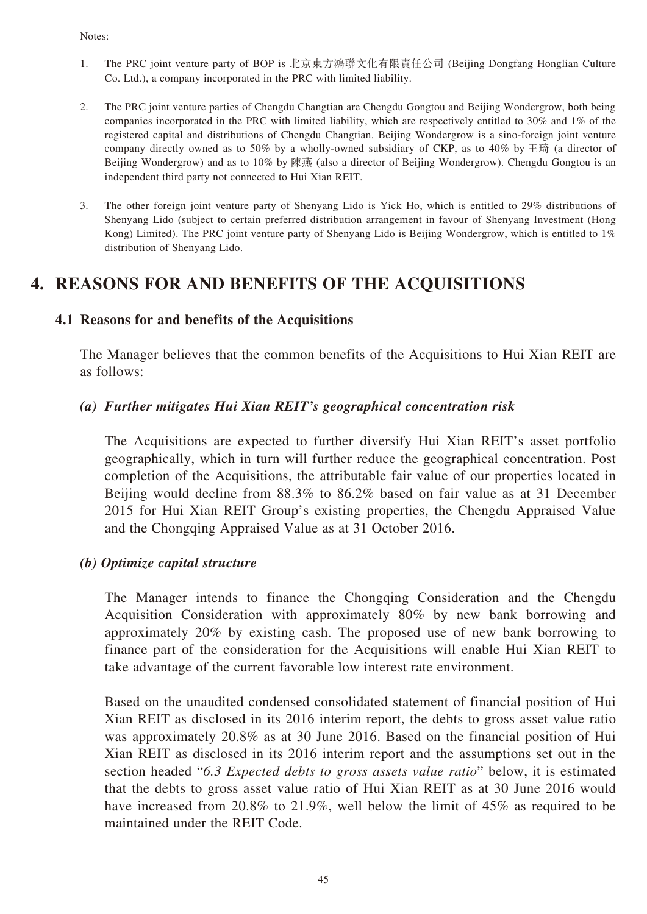Notes:

1. The PRC joint venture party of BOP is 北京東方鴻聯文化有限責任公司 (Beijing Dongfang Honglian Culture Co. Ltd.), a company incorporated in the PRC with limited liability.

2. The PRC joint venture parties of Chengdu Changtian are Chengdu Gongtou and Beijing Wondergrow, both being companies incorporated in the PRC with limited liability, which are respectively entitled to 30% and 1% of the registered capital and distributions of Chengdu Changtian. Beijing Wondergrow is a sino-foreign joint venture company directly owned as to 50% by a wholly-owned subsidiary of CKP, as to 40% by 王琦 (a director of Beijing Wondergrow) and as to 10% by 陳燕 (also a director of Beijing Wondergrow). Chengdu Gongtou is an independent third party not connected to Hui Xian REIT.

3. The other foreign joint venture party of Shenyang Lido is Yick Ho, which is entitled to 29% distributions of Shenyang Lido (subject to certain preferred distribution arrangement in favour of Shenyang Investment (Hong Kong) Limited). The PRC joint venture party of Shenyang Lido is Beijing Wondergrow, which is entitled to 1% distribution of Shenyang Lido.

# 4. REASONS FOR AND BENEFITS OF THE ACQUISITIONS

## 4.1 Reasons for and benefits of the Acquisitions

The Manager believes that the common benefits of the Acquisitions to Hui Xian REIT are as follows:

### *(a) Further mitigates Hui Xian REIT's geographical concentration risk*

The Acquisitions are expected to further diversify Hui Xian REIT's asset portfolio geographically, which in turn will further reduce the geographical concentration. Post completion of the Acquisitions, the attributable fair value of our properties located in Beijing would decline from 88.3% to 86.2% based on fair value as at 31 December 2015 for Hui Xian REIT Group's existing properties, the Chengdu Appraised Value and the Chongqing Appraised Value as at 31 October 2016.

### *(b) Optimize capital structure*

The Manager intends to finance the Chongqing Consideration and the Chengdu Acquisition Consideration with approximately 80% by new bank borrowing and approximately 20% by existing cash. The proposed use of new bank borrowing to finance part of the consideration for the Acquisitions will enable Hui Xian REIT to take advantage of the current favorable low interest rate environment.

Based on the unaudited condensed consolidated statement of financial position of Hui Xian REIT as disclosed in its 2016 interim report, the debts to gross asset value ratio was approximately 20.8% as at 30 June 2016. Based on the financial position of Hui Xian REIT as disclosed in its 2016 interim report and the assumptions set out in the section headed "*6.3 Expected debts to gross assets value ratio*" below, it is estimated that the debts to gross asset value ratio of Hui Xian REIT as at 30 June 2016 would have increased from 20.8% to 21.9%, well below the limit of 45% as required to be maintained under the REIT Code.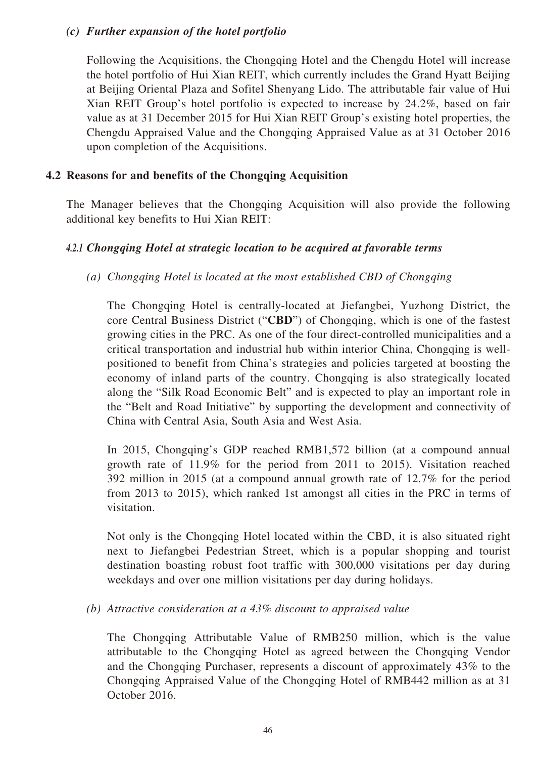*(c) Further expansion of the hotel portfolio*

Following the Acquisitions, the Chongqing Hotel and the Chengdu Hotel will increase the hotel portfolio of Hui Xian REIT, which currently includes the Grand Hyatt Beijing at Beijing Oriental Plaza and Sofitel Shenyang Lido. The attributable fair value of Hui Xian REIT Group's hotel portfolio is expected to increase by 24.2%, based on fair value as at 31 December 2015 for Hui Xian REIT Group's existing hotel properties, the Chengdu Appraised Value and the Chongqing Appraised Value as at 31 October 2016 upon completion of the Acquisitions.

## 4.2 Reasons for and benefits of the Chongqing Acquisition

The Manager believes that the Chongqing Acquisition will also provide the following additional key benefits to Hui Xian REIT:

### *4.2.1 Chongqing Hotel at strategic location to be acquired at favorable terms*

*(a) Chongqing Hotel is located at the most established CBD of Chongqing*

The Chongqing Hotel is centrally-located at Jiefangbei, Yuzhong District, the core Central Business District ("**CBD**") of Chongqing, which is one of the fastest growing cities in the PRC. As one of the four direct-controlled municipalities and a critical transportation and industrial hub within interior China, Chongqing is well-positioned to benefit from China's strategies and policies targeted at boosting the economy of inland parts of the country. Chongqing is also strategically located along the "Silk Road Economic Belt" and is expected to play an important role in the "Belt and Road Initiative" by supporting the development and connectivity of China with Central Asia, South Asia and West Asia.

In 2015, Chongqing's GDP reached RMB1,572 billion (at a compound annual growth rate of 11.9% for the period from 2011 to 2015). Visitation reached 392 million in 2015 (at a compound annual growth rate of 12.7% for the period from 2013 to 2015), which ranked 1st amongst all cities in the PRC in terms of visitation.

Not only is the Chongqing Hotel located within the CBD, it is also situated right next to Jiefangbei Pedestrian Street, which is a popular shopping and tourist destination boasting robust foot traffic with 300,000 visitations per day during weekdays and over one million visitations per day during holidays.

*(b) Attractive consideration at a 43% discount to appraised value*

The Chongqing Attributable Value of RMB250 million, which is the value attributable to the Chongqing Hotel as agreed between the Chongqing Vendor and the Chongqing Purchaser, represents a discount of approximately 43% to the Chongqing Appraised Value of the Chongqing Hotel of RMB442 million as at 31 October 2016.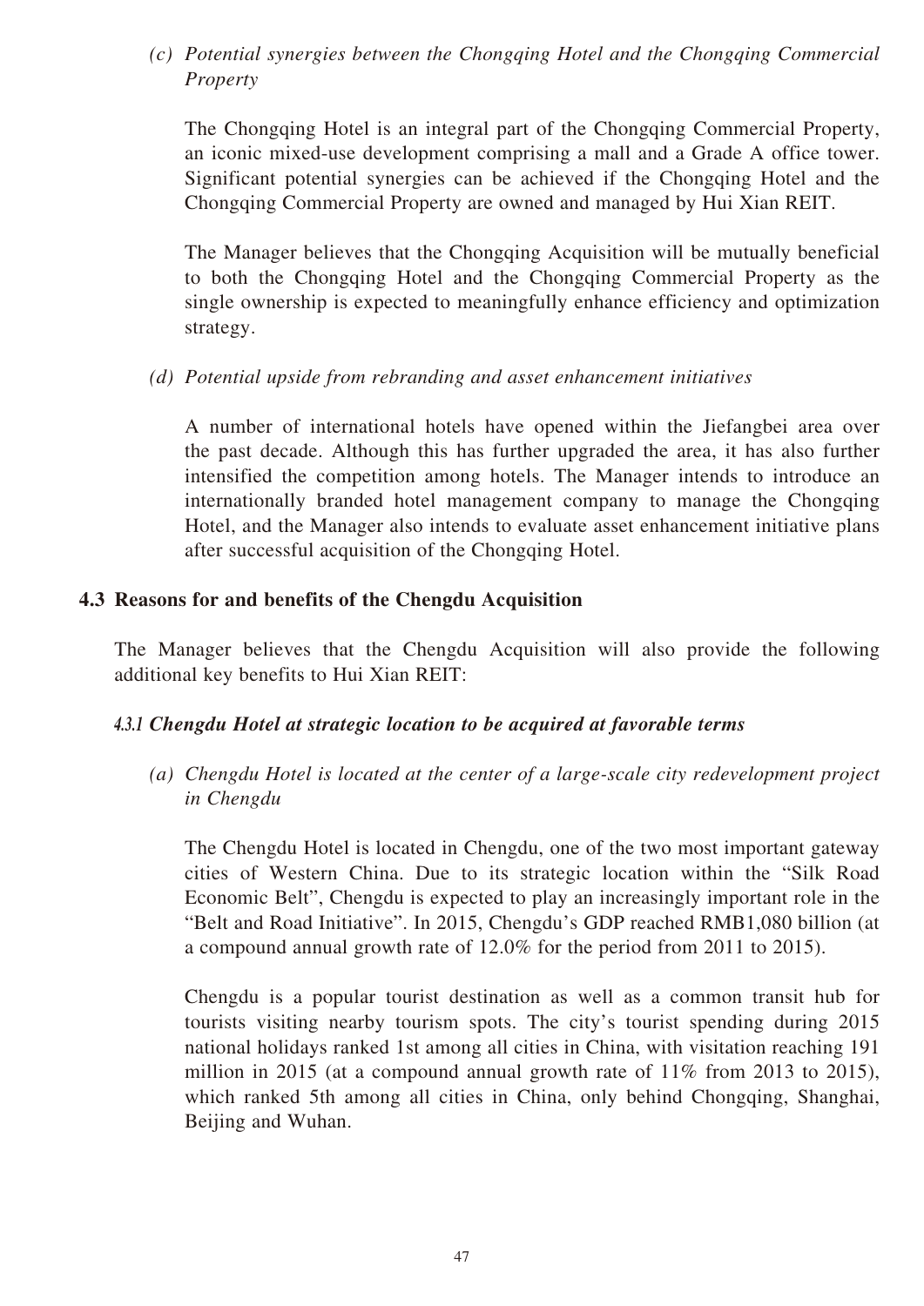*(c) Potential synergies between the Chongqing Hotel and the Chongqing Commercial Property*

The Chongqing Hotel is an integral part of the Chongqing Commercial Property, an iconic mixed-use development comprising a mall and a Grade A office tower. Significant potential synergies can be achieved if the Chongqing Hotel and the Chongqing Commercial Property are owned and managed by Hui Xian REIT.

The Manager believes that the Chongqing Acquisition will be mutually beneficial to both the Chongqing Hotel and the Chongqing Commercial Property as the single ownership is expected to meaningfully enhance efficiency and optimization strategy.

*(d) Potential upside from rebranding and asset enhancement initiatives*

A number of international hotels have opened within the Jiefangbei area over the past decade. Although this has further upgraded the area, it has also further intensified the competition among hotels. The Manager intends to introduce an internationally branded hotel management company to manage the Chongqing Hotel, and the Manager also intends to evaluate asset enhancement initiative plans after successful acquisition of the Chongqing Hotel.

## 4.3 Reasons for and benefits of the Chengdu Acquisition

The Manager believes that the Chengdu Acquisition will also provide the following additional key benefits to Hui Xian REIT:

### *4.3.1 Chengdu Hotel at strategic location to be acquired at favorable terms*

*(a) Chengdu Hotel is located at the center of a large-scale city redevelopment project in Chengdu*

The Chengdu Hotel is located in Chengdu, one of the two most important gateway cities of Western China. Due to its strategic location within the "Silk Road Economic Belt", Chengdu is expected to play an increasingly important role in the "Belt and Road Initiative". In 2015, Chengdu's GDP reached RMB1,080 billion (at a compound annual growth rate of 12.0% for the period from 2011 to 2015).

Chengdu is a popular tourist destination as well as a common transit hub for tourists visiting nearby tourism spots. The city's tourist spending during 2015 national holidays ranked 1st among all cities in China, with visitation reaching 191 million in 2015 (at a compound annual growth rate of 11% from 2013 to 2015), which ranked 5th among all cities in China, only behind Chongqing, Shanghai, Beijing and Wuhan.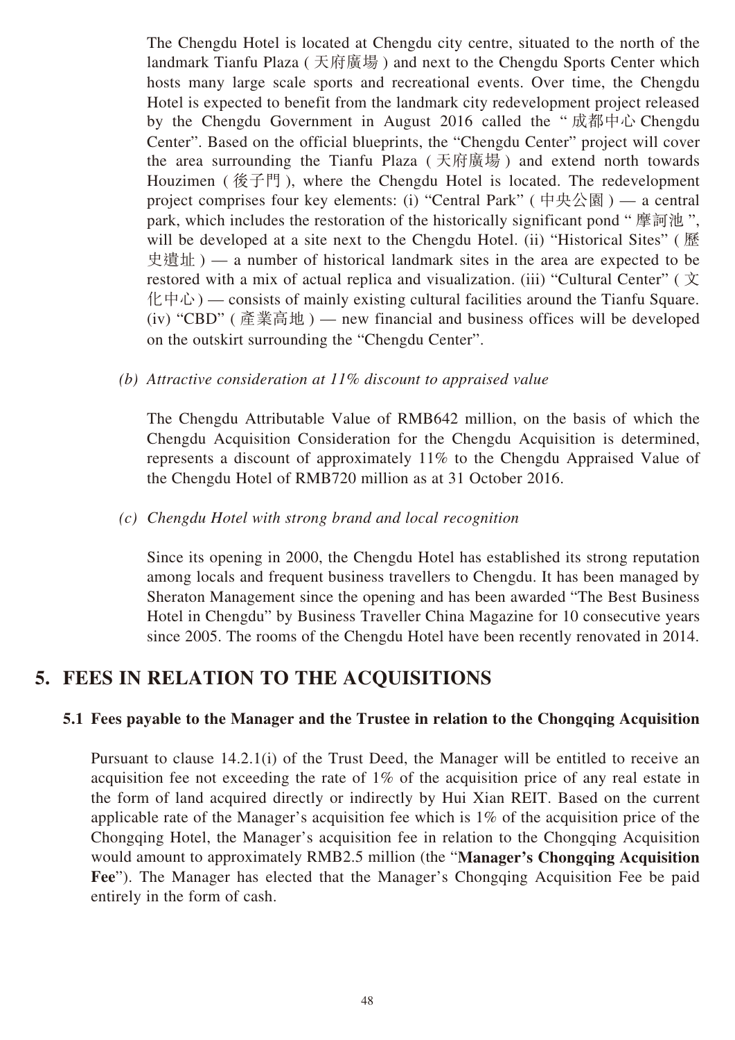The Chengdu Hotel is located at Chengdu city centre, situated to the north of the landmark Tianfu Plaza (天府廣場) and next to the Chengdu Sports Center which hosts many large scale sports and recreational events. Over time, the Chengdu Hotel is expected to benefit from the landmark city redevelopment project released by the Chengdu Government in August 2016 called the "成都中心 Chengdu Center". Based on the official blueprints, the "Chengdu Center" project will cover the area surrounding the Tianfu Plaza (天府廣場) and extend north towards Houzimen (後子門), where the Chengdu Hotel is located. The redevelopment project comprises four key elements: (i) "Central Park" (中央公園) — a central park, which includes the restoration of the historically significant pond "摩訶池", will be developed at a site next to the Chengdu Hotel. (ii) "Historical Sites" (歷史遺址) — a number of historical landmark sites in the area are expected to be restored with a mix of actual replica and visualization. (iii) "Cultural Center" (文化中心) — consists of mainly existing cultural facilities around the Tianfu Square. (iv) "CBD" (產業高地) — new financial and business offices will be developed on the outskirt surrounding the "Chengdu Center".

*(b) Attractive consideration at 11% discount to appraised value*

The Chengdu Attributable Value of RMB642 million, on the basis of which the Chengdu Acquisition Consideration for the Chengdu Acquisition is determined, represents a discount of approximately 11% to the Chengdu Appraised Value of the Chengdu Hotel of RMB720 million as at 31 October 2016.

*(c) Chengdu Hotel with strong brand and local recognition*

Since its opening in 2000, the Chengdu Hotel has established its strong reputation among locals and frequent business travellers to Chengdu. It has been managed by Sheraton Management since the opening and has been awarded "The Best Business Hotel in Chengdu" by Business Traveller China Magazine for 10 consecutive years since 2005. The rooms of the Chengdu Hotel have been recently renovated in 2014.

## 5. FEES IN RELATION TO THE ACQUISITIONS

### 5.1 Fees payable to the Manager and the Trustee in relation to the Chongqing Acquisition

Pursuant to clause 14.2.1(i) of the Trust Deed, the Manager will be entitled to receive an acquisition fee not exceeding the rate of 1% of the acquisition price of any real estate in the form of land acquired directly or indirectly by Hui Xian REIT. Based on the current applicable rate of the Manager's acquisition fee which is 1% of the acquisition price of the Chongqing Hotel, the Manager's acquisition fee in relation to the Chongqing Acquisition would amount to approximately RMB2.5 million (the "**Manager's Chongqing Acquisition Fee**"). The Manager has elected that the Manager's Chongqing Acquisition Fee be paid entirely in the form of cash.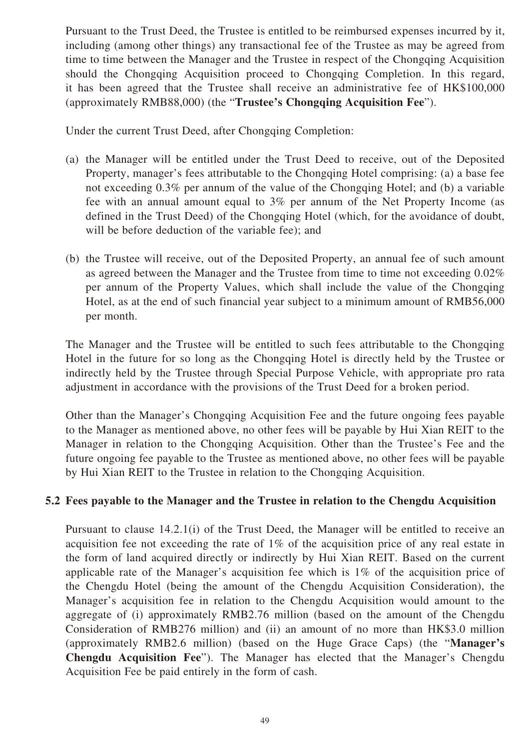Pursuant to the Trust Deed, the Trustee is entitled to be reimbursed expenses incurred by it, including (among other things) any transactional fee of the Trustee as may be agreed from time to time between the Manager and the Trustee in respect of the Chongqing Acquisition should the Chongqing Acquisition proceed to Chongqing Completion. In this regard, it has been agreed that the Trustee shall receive an administrative fee of HK$100,000 (approximately RMB88,000) (the "**Trustee's Chongqing Acquisition Fee**").

Under the current Trust Deed, after Chongqing Completion:

(a) the Manager will be entitled under the Trust Deed to receive, out of the Deposited Property, manager's fees attributable to the Chongqing Hotel comprising: (a) a base fee not exceeding 0.3% per annum of the value of the Chongqing Hotel; and (b) a variable fee with an annual amount equal to 3% per annum of the Net Property Income (as defined in the Trust Deed) of the Chongqing Hotel (which, for the avoidance of doubt, will be before deduction of the variable fee); and

(b) the Trustee will receive, out of the Deposited Property, an annual fee of such amount as agreed between the Manager and the Trustee from time to time not exceeding 0.02% per annum of the Property Values, which shall include the value of the Chongqing Hotel, as at the end of such financial year subject to a minimum amount of RMB56,000 per month.

The Manager and the Trustee will be entitled to such fees attributable to the Chongqing Hotel in the future for so long as the Chongqing Hotel is directly held by the Trustee or indirectly held by the Trustee through Special Purpose Vehicle, with appropriate pro rata adjustment in accordance with the provisions of the Trust Deed for a broken period.

Other than the Manager's Chongqing Acquisition Fee and the future ongoing fees payable to the Manager as mentioned above, no other fees will be payable by Hui Xian REIT to the Manager in relation to the Chongqing Acquisition. Other than the Trustee's Fee and the future ongoing fee payable to the Trustee as mentioned above, no other fees will be payable by Hui Xian REIT to the Trustee in relation to the Chongqing Acquisition.

### 5.2 Fees payable to the Manager and the Trustee in relation to the Chengdu Acquisition

Pursuant to clause 14.2.1(i) of the Trust Deed, the Manager will be entitled to receive an acquisition fee not exceeding the rate of 1% of the acquisition price of any real estate in the form of land acquired directly or indirectly by Hui Xian REIT. Based on the current applicable rate of the Manager's acquisition fee which is 1% of the acquisition price of the Chengdu Hotel (being the amount of the Chengdu Acquisition Consideration), the Manager's acquisition fee in relation to the Chengdu Acquisition would amount to the aggregate of (i) approximately RMB2.76 million (based on the amount of the Chengdu Consideration of RMB276 million) and (ii) an amount of no more than HK$3.0 million (approximately RMB2.6 million) (based on the Huge Grace Caps) (the "**Manager's Chengdu Acquisition Fee**"). The Manager has elected that the Manager's Chengdu Acquisition Fee be paid entirely in the form of cash.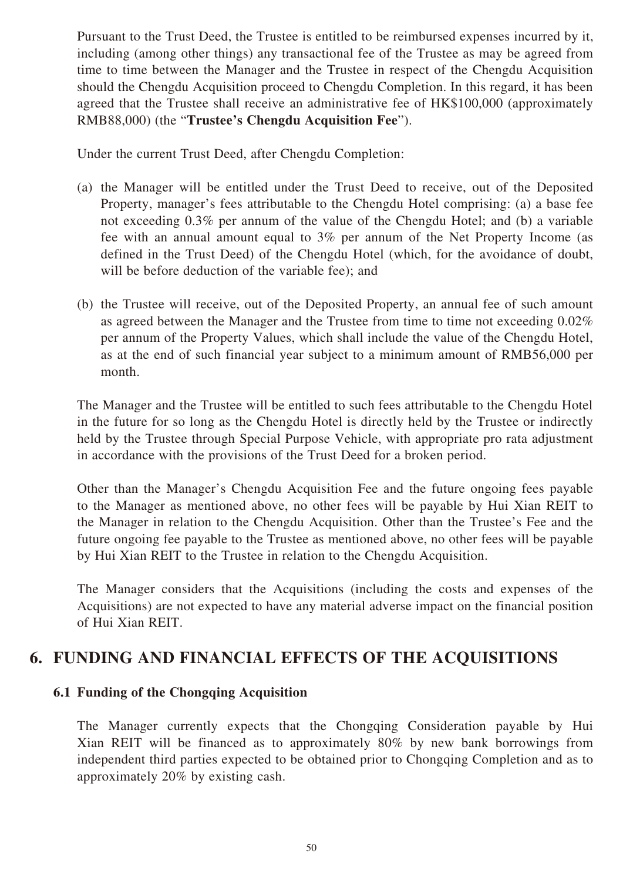Pursuant to the Trust Deed, the Trustee is entitled to be reimbursed expenses incurred by it, including (among other things) any transactional fee of the Trustee as may be agreed from time to time between the Manager and the Trustee in respect of the Chengdu Acquisition should the Chengdu Acquisition proceed to Chengdu Completion. In this regard, it has been agreed that the Trustee shall receive an administrative fee of HK$100,000 (approximately RMB88,000) (the "**Trustee's Chengdu Acquisition Fee**").

Under the current Trust Deed, after Chengdu Completion:

(a) the Manager will be entitled under the Trust Deed to receive, out of the Deposited Property, manager's fees attributable to the Chengdu Hotel comprising: (a) a base fee not exceeding 0.3% per annum of the value of the Chengdu Hotel; and (b) a variable fee with an annual amount equal to 3% per annum of the Net Property Income (as defined in the Trust Deed) of the Chengdu Hotel (which, for the avoidance of doubt, will be before deduction of the variable fee); and

(b) the Trustee will receive, out of the Deposited Property, an annual fee of such amount as agreed between the Manager and the Trustee from time to time not exceeding 0.02% per annum of the Property Values, which shall include the value of the Chengdu Hotel, as at the end of such financial year subject to a minimum amount of RMB56,000 per month.

The Manager and the Trustee will be entitled to such fees attributable to the Chengdu Hotel in the future for so long as the Chengdu Hotel is directly held by the Trustee or indirectly held by the Trustee through Special Purpose Vehicle, with appropriate pro rata adjustment in accordance with the provisions of the Trust Deed for a broken period.

Other than the Manager's Chengdu Acquisition Fee and the future ongoing fees payable to the Manager as mentioned above, no other fees will be payable by Hui Xian REIT to the Manager in relation to the Chengdu Acquisition. Other than the Trustee's Fee and the future ongoing fee payable to the Trustee as mentioned above, no other fees will be payable by Hui Xian REIT to the Trustee in relation to the Chengdu Acquisition.

The Manager considers that the Acquisitions (including the costs and expenses of the Acquisitions) are not expected to have any material adverse impact on the financial position of Hui Xian REIT.

## 6. FUNDING AND FINANCIAL EFFECTS OF THE ACQUISITIONS

### 6.1 Funding of the Chongqing Acquisition

The Manager currently expects that the Chongqing Consideration payable by Hui Xian REIT will be financed as to approximately 80% by new bank borrowings from independent third parties expected to be obtained prior to Chongqing Completion and as to approximately 20% by existing cash.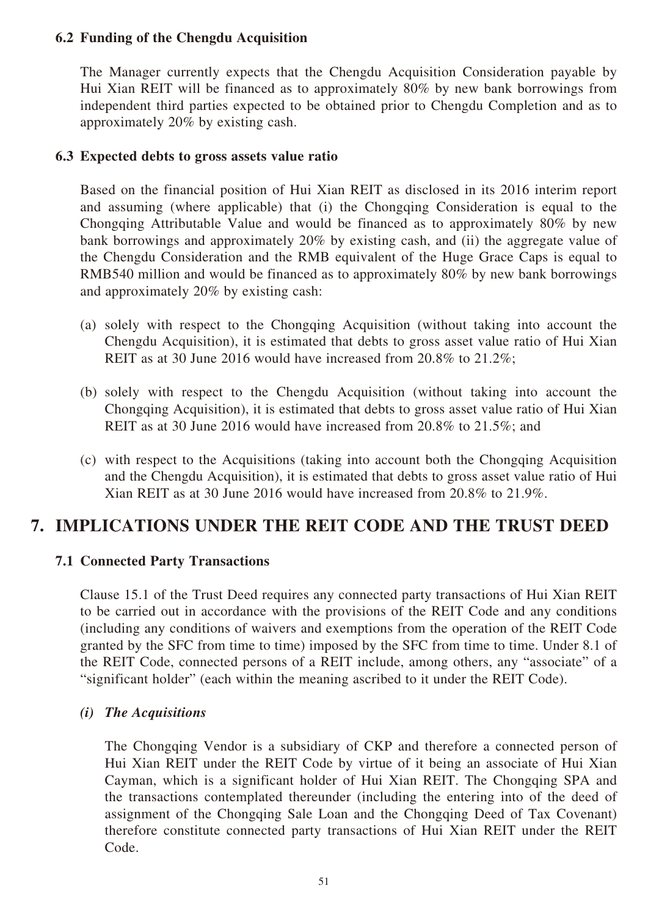### 6.2 Funding of the Chengdu Acquisition

The Manager currently expects that the Chengdu Acquisition Consideration payable by Hui Xian REIT will be financed as to approximately 80% by new bank borrowings from independent third parties expected to be obtained prior to Chengdu Completion and as to approximately 20% by existing cash.

### 6.3 Expected debts to gross assets value ratio

Based on the financial position of Hui Xian REIT as disclosed in its 2016 interim report and assuming (where applicable) that (i) the Chongqing Consideration is equal to the Chongqing Attributable Value and would be financed as to approximately 80% by new bank borrowings and approximately 20% by existing cash, and (ii) the aggregate value of the Chengdu Consideration and the RMB equivalent of the Huge Grace Caps is equal to RMB540 million and would be financed as to approximately 80% by new bank borrowings and approximately 20% by existing cash:

(a) solely with respect to the Chongqing Acquisition (without taking into account the Chengdu Acquisition), it is estimated that debts to gross asset value ratio of Hui Xian REIT as at 30 June 2016 would have increased from 20.8% to 21.2%;

(b) solely with respect to the Chengdu Acquisition (without taking into account the Chongqing Acquisition), it is estimated that debts to gross asset value ratio of Hui Xian REIT as at 30 June 2016 would have increased from 20.8% to 21.5%; and

(c) with respect to the Acquisitions (taking into account both the Chongqing Acquisition and the Chengdu Acquisition), it is estimated that debts to gross asset value ratio of Hui Xian REIT as at 30 June 2016 would have increased from 20.8% to 21.9%.

## 7. IMPLICATIONS UNDER THE REIT CODE AND THE TRUST DEED

### 7.1 Connected Party Transactions

Clause 15.1 of the Trust Deed requires any connected party transactions of Hui Xian REIT to be carried out in accordance with the provisions of the REIT Code and any conditions (including any conditions of waivers and exemptions from the operation of the REIT Code granted by the SFC from time to time) imposed by the SFC from time to time. Under 8.1 of the REIT Code, connected persons of a REIT include, among others, any "associate" of a "significant holder" (each within the meaning ascribed to it under the REIT Code).

***(i) The Acquisitions***

The Chongqing Vendor is a subsidiary of CKP and therefore a connected person of Hui Xian REIT under the REIT Code by virtue of it being an associate of Hui Xian Cayman, which is a significant holder of Hui Xian REIT. The Chongqing SPA and the transactions contemplated thereunder (including the entering into of the deed of assignment of the Chongqing Sale Loan and the Chongqing Deed of Tax Covenant) therefore constitute connected party transactions of Hui Xian REIT under the REIT Code.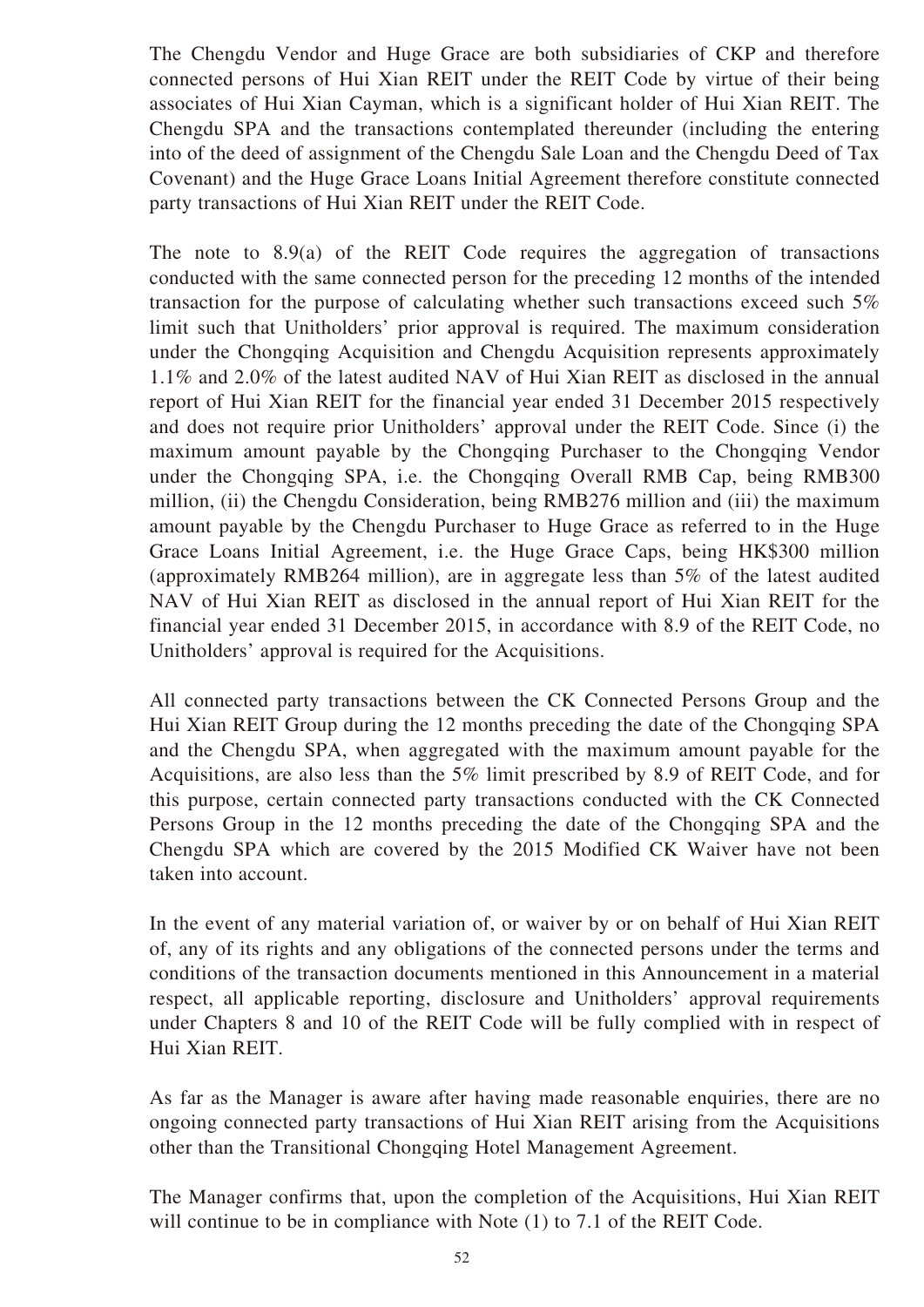The Chengdu Vendor and Huge Grace are both subsidiaries of CKP and therefore connected persons of Hui Xian REIT under the REIT Code by virtue of their being associates of Hui Xian Cayman, which is a significant holder of Hui Xian REIT. The Chengdu SPA and the transactions contemplated thereunder (including the entering into of the deed of assignment of the Chengdu Sale Loan and the Chengdu Deed of Tax Covenant) and the Huge Grace Loans Initial Agreement therefore constitute connected party transactions of Hui Xian REIT under the REIT Code.

The note to 8.9(a) of the REIT Code requires the aggregation of transactions conducted with the same connected person for the preceding 12 months of the intended transaction for the purpose of calculating whether such transactions exceed such 5% limit such that Unitholders' prior approval is required. The maximum consideration under the Chongqing Acquisition and Chengdu Acquisition represents approximately 1.1% and 2.0% of the latest audited NAV of Hui Xian REIT as disclosed in the annual report of Hui Xian REIT for the financial year ended 31 December 2015 respectively and does not require prior Unitholders' approval under the REIT Code. Since (i) the maximum amount payable by the Chongqing Purchaser to the Chongqing Vendor under the Chongqing SPA, i.e. the Chongqing Overall RMB Cap, being RMB300 million, (ii) the Chengdu Consideration, being RMB276 million and (iii) the maximum amount payable by the Chengdu Purchaser to Huge Grace as referred to in the Huge Grace Loans Initial Agreement, i.e. the Huge Grace Caps, being HK$300 million (approximately RMB264 million), are in aggregate less than 5% of the latest audited NAV of Hui Xian REIT as disclosed in the annual report of Hui Xian REIT for the financial year ended 31 December 2015, in accordance with 8.9 of the REIT Code, no Unitholders' approval is required for the Acquisitions.

All connected party transactions between the CK Connected Persons Group and the Hui Xian REIT Group during the 12 months preceding the date of the Chongqing SPA and the Chengdu SPA, when aggregated with the maximum amount payable for the Acquisitions, are also less than the 5% limit prescribed by 8.9 of REIT Code, and for this purpose, certain connected party transactions conducted with the CK Connected Persons Group in the 12 months preceding the date of the Chongqing SPA and the Chengdu SPA which are covered by the 2015 Modified CK Waiver have not been taken into account.

In the event of any material variation of, or waiver by or on behalf of Hui Xian REIT of, any of its rights and any obligations of the connected persons under the terms and conditions of the transaction documents mentioned in this Announcement in a material respect, all applicable reporting, disclosure and Unitholders' approval requirements under Chapters 8 and 10 of the REIT Code will be fully complied with in respect of Hui Xian REIT.

As far as the Manager is aware after having made reasonable enquiries, there are no ongoing connected party transactions of Hui Xian REIT arising from the Acquisitions other than the Transitional Chongqing Hotel Management Agreement.

The Manager confirms that, upon the completion of the Acquisitions, Hui Xian REIT will continue to be in compliance with Note (1) to 7.1 of the REIT Code.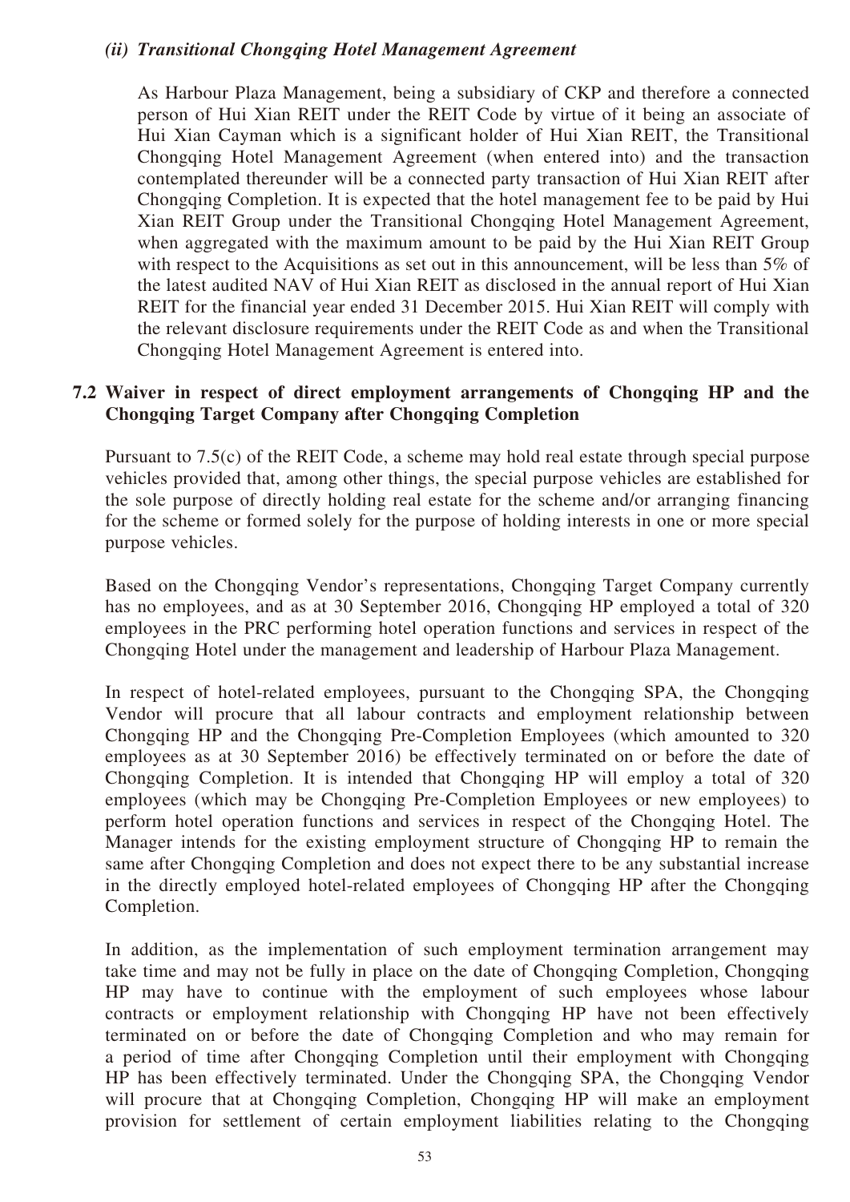*(ii) Transitional Chongqing Hotel Management Agreement*

As Harbour Plaza Management, being a subsidiary of CKP and therefore a connected person of Hui Xian REIT under the REIT Code by virtue of it being an associate of Hui Xian Cayman which is a significant holder of Hui Xian REIT, the Transitional Chongqing Hotel Management Agreement (when entered into) and the transaction contemplated thereunder will be a connected party transaction of Hui Xian REIT after Chongqing Completion. It is expected that the hotel management fee to be paid by Hui Xian REIT Group under the Transitional Chongqing Hotel Management Agreement, when aggregated with the maximum amount to be paid by the Hui Xian REIT Group with respect to the Acquisitions as set out in this announcement, will be less than 5% of the latest audited NAV of Hui Xian REIT as disclosed in the annual report of Hui Xian REIT for the financial year ended 31 December 2015. Hui Xian REIT will comply with the relevant disclosure requirements under the REIT Code as and when the Transitional Chongqing Hotel Management Agreement is entered into.

## 7.2 Waiver in respect of direct employment arrangements of Chongqing HP and the Chongqing Target Company after Chongqing Completion

Pursuant to 7.5(c) of the REIT Code, a scheme may hold real estate through special purpose vehicles provided that, among other things, the special purpose vehicles are established for the sole purpose of directly holding real estate for the scheme and/or arranging financing for the scheme or formed solely for the purpose of holding interests in one or more special purpose vehicles.

Based on the Chongqing Vendor's representations, Chongqing Target Company currently has no employees, and as at 30 September 2016, Chongqing HP employed a total of 320 employees in the PRC performing hotel operation functions and services in respect of the Chongqing Hotel under the management and leadership of Harbour Plaza Management.

In respect of hotel-related employees, pursuant to the Chongqing SPA, the Chongqing Vendor will procure that all labour contracts and employment relationship between Chongqing HP and the Chongqing Pre-Completion Employees (which amounted to 320 employees as at 30 September 2016) be effectively terminated on or before the date of Chongqing Completion. It is intended that Chongqing HP will employ a total of 320 employees (which may be Chongqing Pre-Completion Employees or new employees) to perform hotel operation functions and services in respect of the Chongqing Hotel. The Manager intends for the existing employment structure of Chongqing HP to remain the same after Chongqing Completion and does not expect there to be any substantial increase in the directly employed hotel-related employees of Chongqing HP after the Chongqing Completion.

In addition, as the implementation of such employment termination arrangement may take time and may not be fully in place on the date of Chongqing Completion, Chongqing HP may have to continue with the employment of such employees whose labour contracts or employment relationship with Chongqing HP have not been effectively terminated on or before the date of Chongqing Completion and who may remain for a period of time after Chongqing Completion until their employment with Chongqing HP has been effectively terminated. Under the Chongqing SPA, the Chongqing Vendor will procure that at Chongqing Completion, Chongqing HP will make an employment provision for settlement of certain employment liabilities relating to the Chongqing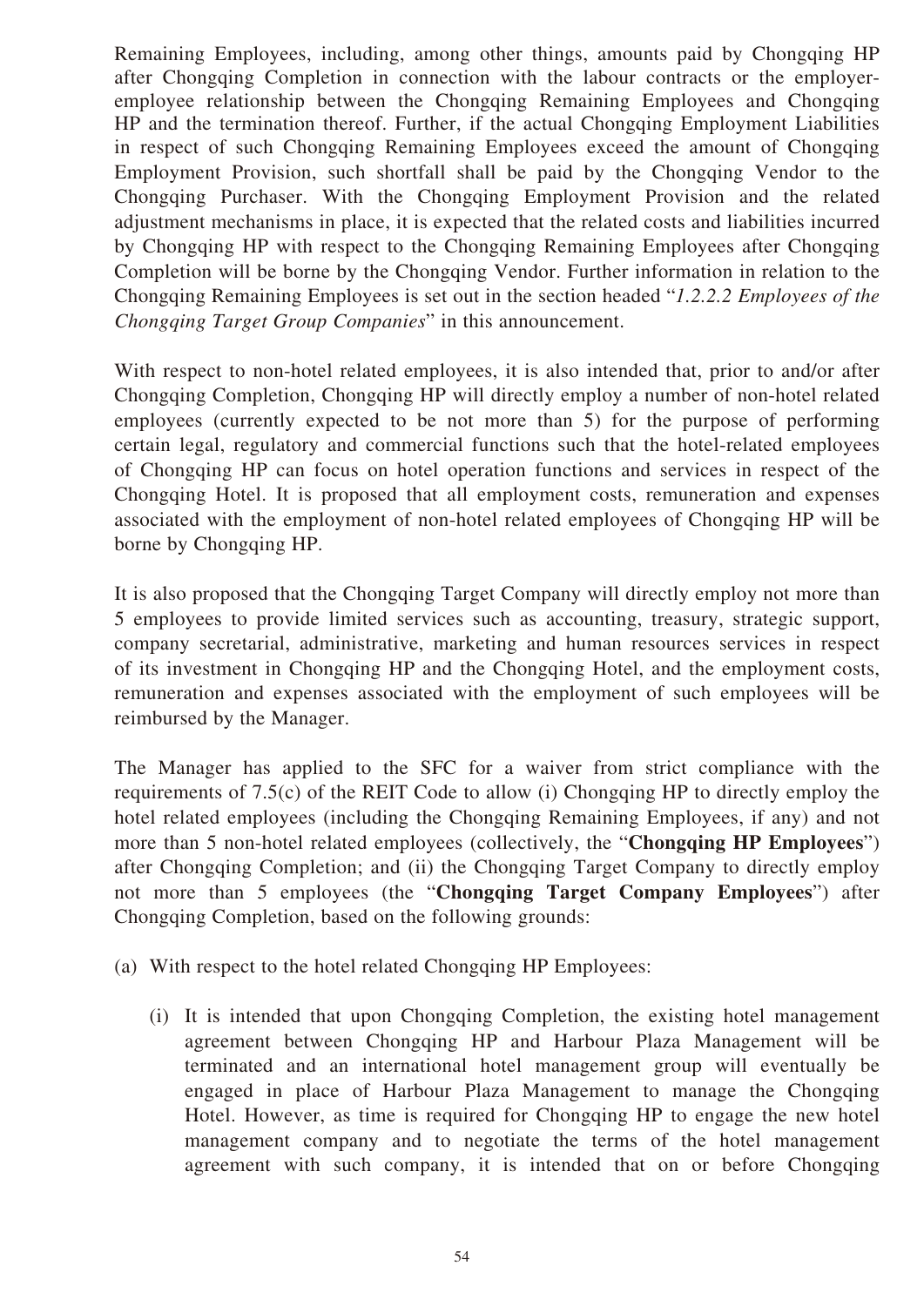Remaining Employees, including, among other things, amounts paid by Chongqing HP after Chongqing Completion in connection with the labour contracts or the employer-employee relationship between the Chongqing Remaining Employees and Chongqing HP and the termination thereof. Further, if the actual Chongqing Employment Liabilities in respect of such Chongqing Remaining Employees exceed the amount of Chongqing Employment Provision, such shortfall shall be paid by the Chongqing Vendor to the Chongqing Purchaser. With the Chongqing Employment Provision and the related adjustment mechanisms in place, it is expected that the related costs and liabilities incurred by Chongqing HP with respect to the Chongqing Remaining Employees after Chongqing Completion will be borne by the Chongqing Vendor. Further information in relation to the Chongqing Remaining Employees is set out in the section headed "*1.2.2.2 Employees of the Chongqing Target Group Companies*" in this announcement.

With respect to non-hotel related employees, it is also intended that, prior to and/or after Chongqing Completion, Chongqing HP will directly employ a number of non-hotel related employees (currently expected to be not more than 5) for the purpose of performing certain legal, regulatory and commercial functions such that the hotel-related employees of Chongqing HP can focus on hotel operation functions and services in respect of the Chongqing Hotel. It is proposed that all employment costs, remuneration and expenses associated with the employment of non-hotel related employees of Chongqing HP will be borne by Chongqing HP.

It is also proposed that the Chongqing Target Company will directly employ not more than 5 employees to provide limited services such as accounting, treasury, strategic support, company secretarial, administrative, marketing and human resources services in respect of its investment in Chongqing HP and the Chongqing Hotel, and the employment costs, remuneration and expenses associated with the employment of such employees will be reimbursed by the Manager.

The Manager has applied to the SFC for a waiver from strict compliance with the requirements of 7.5(c) of the REIT Code to allow (i) Chongqing HP to directly employ the hotel related employees (including the Chongqing Remaining Employees, if any) and not more than 5 non-hotel related employees (collectively, the "**Chongqing HP Employees**") after Chongqing Completion; and (ii) the Chongqing Target Company to directly employ not more than 5 employees (the "**Chongqing Target Company Employees**") after Chongqing Completion, based on the following grounds:

(a) With respect to the hotel related Chongqing HP Employees:

   (i) It is intended that upon Chongqing Completion, the existing hotel management agreement between Chongqing HP and Harbour Plaza Management will be terminated and an international hotel management group will eventually be engaged in place of Harbour Plaza Management to manage the Chongqing Hotel. However, as time is required for Chongqing HP to engage the new hotel management company and to negotiate the terms of the hotel management agreement with such company, it is intended that on or before Chongqing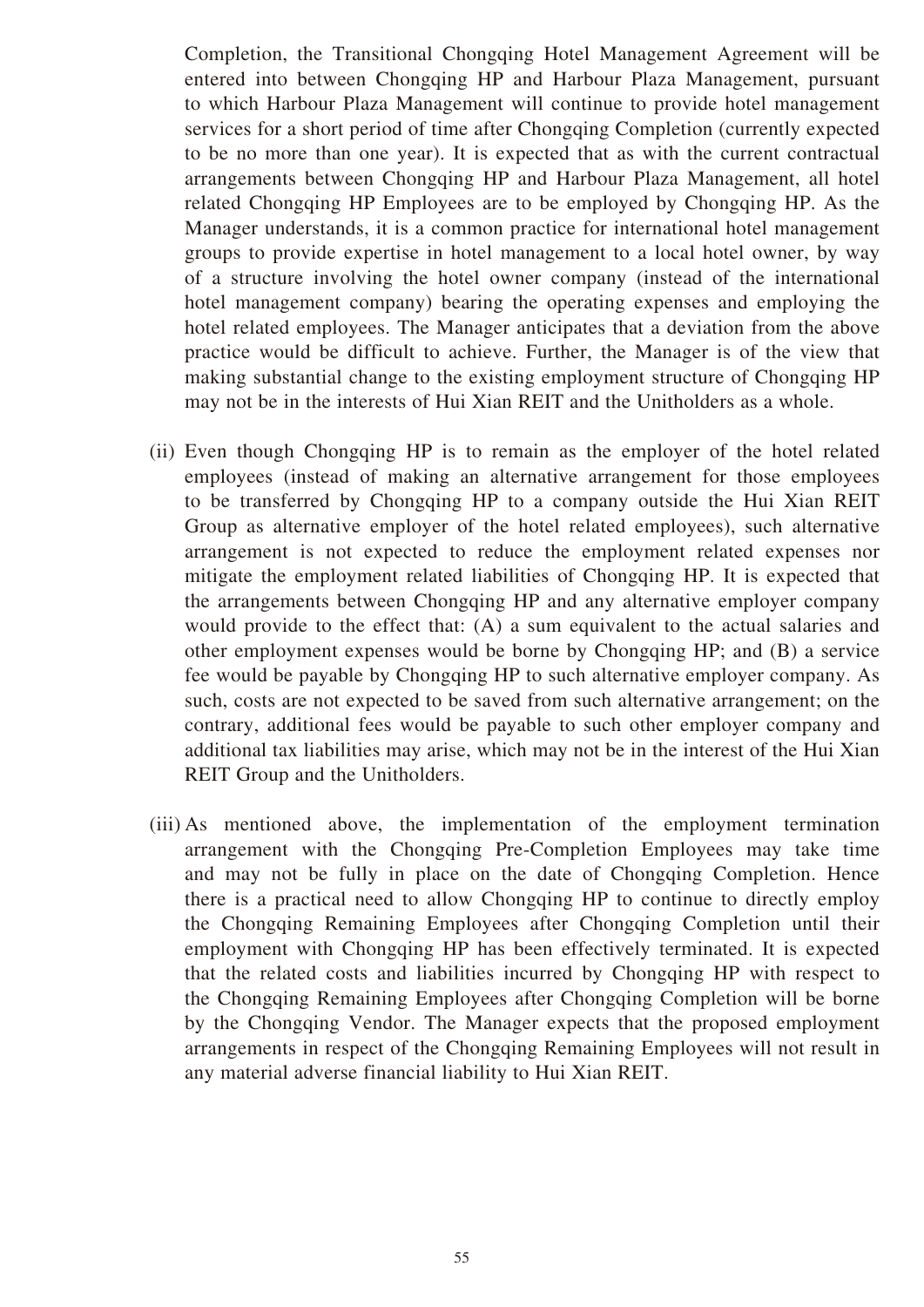Completion, the Transitional Chongqing Hotel Management Agreement will be entered into between Chongqing HP and Harbour Plaza Management, pursuant to which Harbour Plaza Management will continue to provide hotel management services for a short period of time after Chongqing Completion (currently expected to be no more than one year). It is expected that as with the current contractual arrangements between Chongqing HP and Harbour Plaza Management, all hotel related Chongqing HP Employees are to be employed by Chongqing HP. As the Manager understands, it is a common practice for international hotel management groups to provide expertise in hotel management to a local hotel owner, by way of a structure involving the hotel owner company (instead of the international hotel management company) bearing the operating expenses and employing the hotel related employees. The Manager anticipates that a deviation from the above practice would be difficult to achieve. Further, the Manager is of the view that making substantial change to the existing employment structure of Chongqing HP may not be in the interests of Hui Xian REIT and the Unitholders as a whole.

(ii) Even though Chongqing HP is to remain as the employer of the hotel related employees (instead of making an alternative arrangement for those employees to be transferred by Chongqing HP to a company outside the Hui Xian REIT Group as alternative employer of the hotel related employees), such alternative arrangement is not expected to reduce the employment related expenses nor mitigate the employment related liabilities of Chongqing HP. It is expected that the arrangements between Chongqing HP and any alternative employer company would provide to the effect that: (A) a sum equivalent to the actual salaries and other employment expenses would be borne by Chongqing HP; and (B) a service fee would be payable by Chongqing HP to such alternative employer company. As such, costs are not expected to be saved from such alternative arrangement; on the contrary, additional fees would be payable to such other employer company and additional tax liabilities may arise, which may not be in the interest of the Hui Xian REIT Group and the Unitholders.

(iii) As mentioned above, the implementation of the employment termination arrangement with the Chongqing Pre-Completion Employees may take time and may not be fully in place on the date of Chongqing Completion. Hence there is a practical need to allow Chongqing HP to continue to directly employ the Chongqing Remaining Employees after Chongqing Completion until their employment with Chongqing HP has been effectively terminated. It is expected that the related costs and liabilities incurred by Chongqing HP with respect to the Chongqing Remaining Employees after Chongqing Completion will be borne by the Chongqing Vendor. The Manager expects that the proposed employment arrangements in respect of the Chongqing Remaining Employees will not result in any material adverse financial liability to Hui Xian REIT.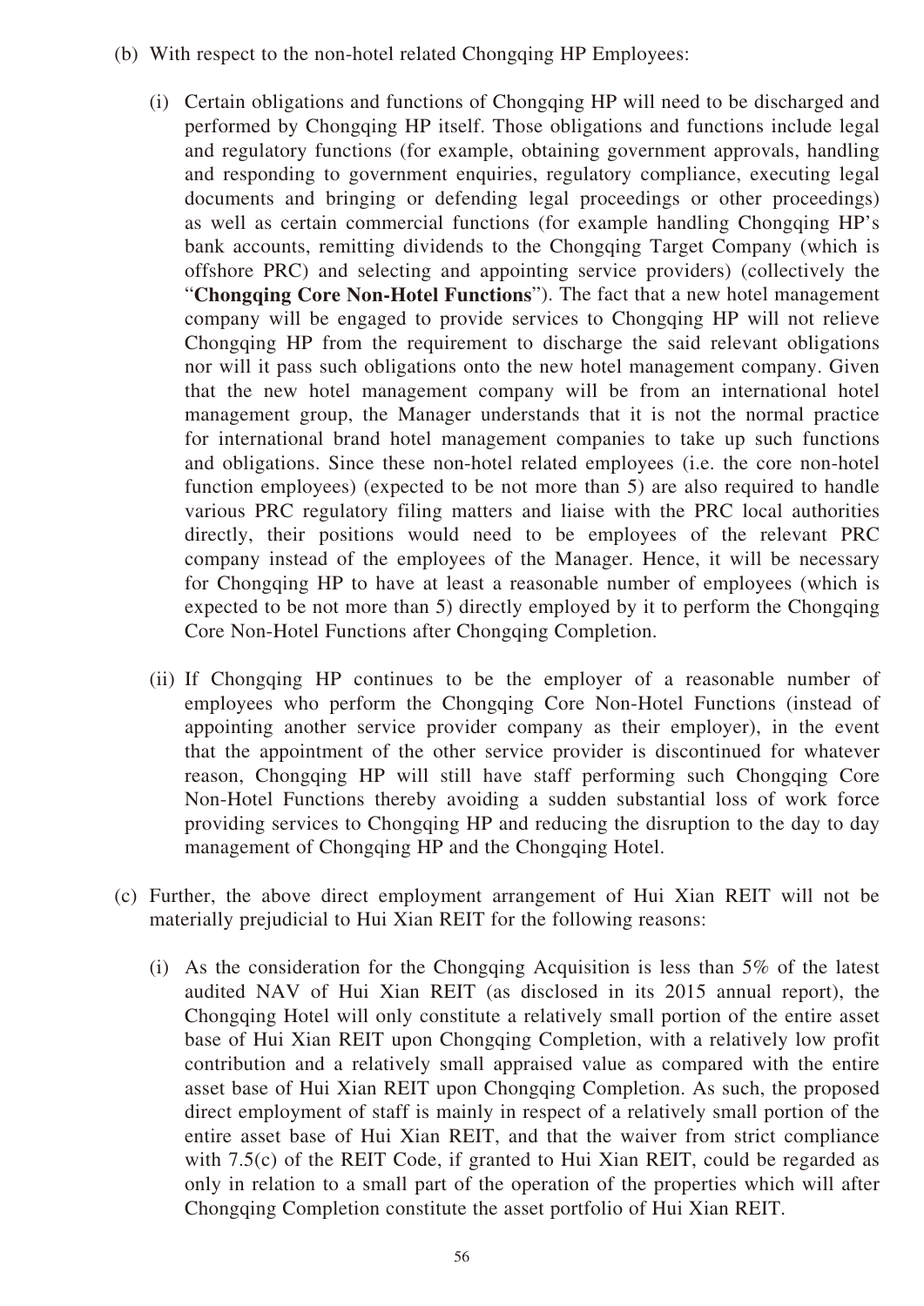(b) With respect to the non-hotel related Chongqing HP Employees:

   (i) Certain obligations and functions of Chongqing HP will need to be discharged and performed by Chongqing HP itself. Those obligations and functions include legal and regulatory functions (for example, obtaining government approvals, handling and responding to government enquiries, regulatory compliance, executing legal documents and bringing or defending legal proceedings or other proceedings) as well as certain commercial functions (for example handling Chongqing HP's bank accounts, remitting dividends to the Chongqing Target Company (which is offshore PRC) and selecting and appointing service providers) (collectively the "**Chongqing Core Non-Hotel Functions**"). The fact that a new hotel management company will be engaged to provide services to Chongqing HP will not relieve Chongqing HP from the requirement to discharge the said relevant obligations nor will it pass such obligations onto the new hotel management company. Given that the new hotel management company will be from an international hotel management group, the Manager understands that it is not the normal practice for international brand hotel management companies to take up such functions and obligations. Since these non-hotel related employees (i.e. the core non-hotel function employees) (expected to be not more than 5) are also required to handle various PRC regulatory filing matters and liaise with the PRC local authorities directly, their positions would need to be employees of the relevant PRC company instead of the employees of the Manager. Hence, it will be necessary for Chongqing HP to have at least a reasonable number of employees (which is expected to be not more than 5) directly employed by it to perform the Chongqing Core Non-Hotel Functions after Chongqing Completion.

   (ii) If Chongqing HP continues to be the employer of a reasonable number of employees who perform the Chongqing Core Non-Hotel Functions (instead of appointing another service provider company as their employer), in the event that the appointment of the other service provider is discontinued for whatever reason, Chongqing HP will still have staff performing such Chongqing Core Non-Hotel Functions thereby avoiding a sudden substantial loss of work force providing services to Chongqing HP and reducing the disruption to the day to day management of Chongqing HP and the Chongqing Hotel.

(c) Further, the above direct employment arrangement of Hui Xian REIT will not be materially prejudicial to Hui Xian REIT for the following reasons:

   (i) As the consideration for the Chongqing Acquisition is less than 5% of the latest audited NAV of Hui Xian REIT (as disclosed in its 2015 annual report), the Chongqing Hotel will only constitute a relatively small portion of the entire asset base of Hui Xian REIT upon Chongqing Completion, with a relatively low profit contribution and a relatively small appraised value as compared with the entire asset base of Hui Xian REIT upon Chongqing Completion. As such, the proposed direct employment of staff is mainly in respect of a relatively small portion of the entire asset base of Hui Xian REIT, and that the waiver from strict compliance with 7.5(c) of the REIT Code, if granted to Hui Xian REIT, could be regarded as only in relation to a small part of the operation of the properties which will after Chongqing Completion constitute the asset portfolio of Hui Xian REIT.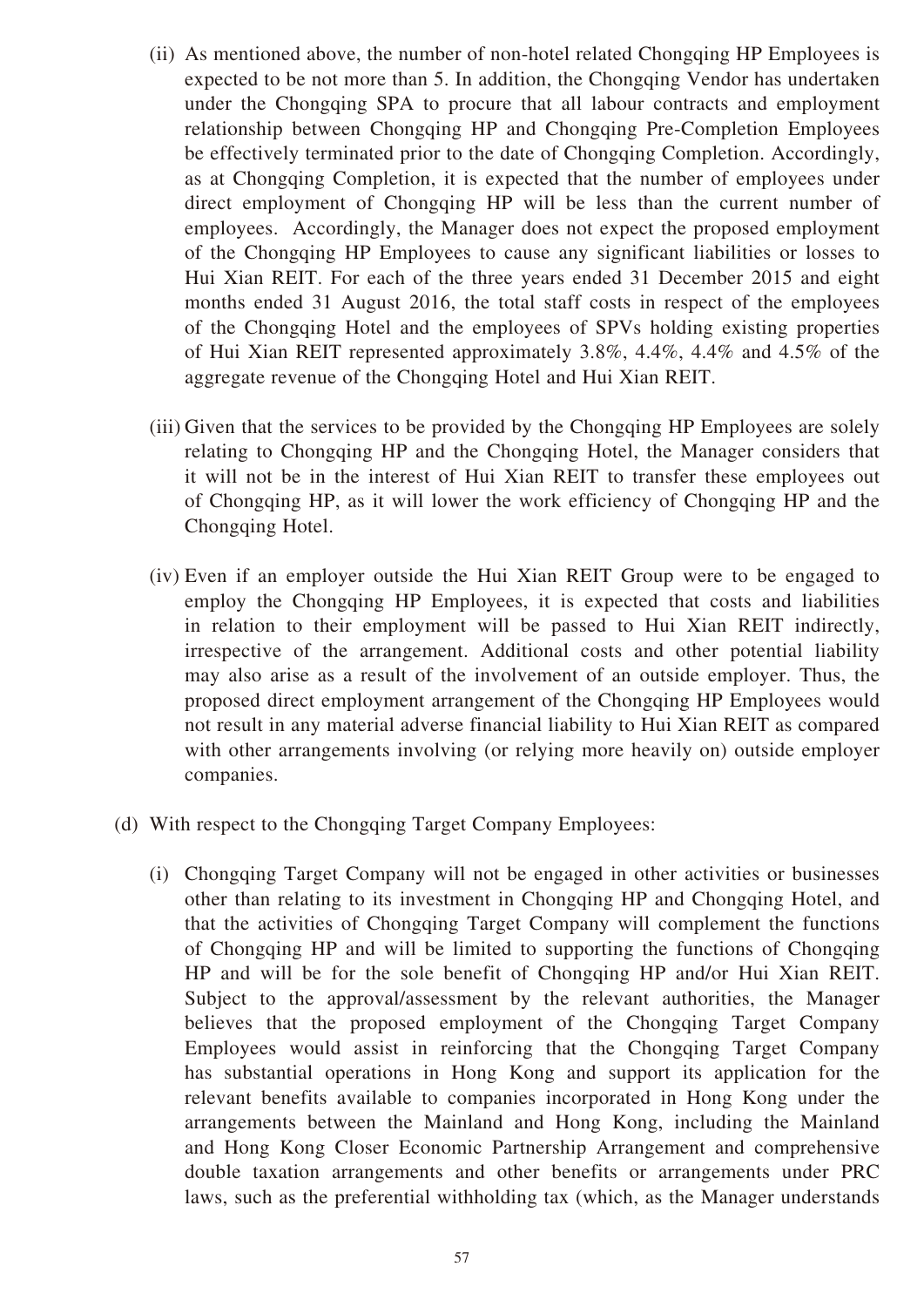(ii) As mentioned above, the number of non-hotel related Chongqing HP Employees is expected to be not more than 5. In addition, the Chongqing Vendor has undertaken under the Chongqing SPA to procure that all labour contracts and employment relationship between Chongqing HP and Chongqing Pre-Completion Employees be effectively terminated prior to the date of Chongqing Completion. Accordingly, as at Chongqing Completion, it is expected that the number of employees under direct employment of Chongqing HP will be less than the current number of employees. Accordingly, the Manager does not expect the proposed employment of the Chongqing HP Employees to cause any significant liabilities or losses to Hui Xian REIT. For each of the three years ended 31 December 2015 and eight months ended 31 August 2016, the total staff costs in respect of the employees of the Chongqing Hotel and the employees of SPVs holding existing properties of Hui Xian REIT represented approximately 3.8%, 4.4%, 4.4% and 4.5% of the aggregate revenue of the Chongqing Hotel and Hui Xian REIT.

(iii) Given that the services to be provided by the Chongqing HP Employees are solely relating to Chongqing HP and the Chongqing Hotel, the Manager considers that it will not be in the interest of Hui Xian REIT to transfer these employees out of Chongqing HP, as it will lower the work efficiency of Chongqing HP and the Chongqing Hotel.

(iv) Even if an employer outside the Hui Xian REIT Group were to be engaged to employ the Chongqing HP Employees, it is expected that costs and liabilities in relation to their employment will be passed to Hui Xian REIT indirectly, irrespective of the arrangement. Additional costs and other potential liability may also arise as a result of the involvement of an outside employer. Thus, the proposed direct employment arrangement of the Chongqing HP Employees would not result in any material adverse financial liability to Hui Xian REIT as compared with other arrangements involving (or relying more heavily on) outside employer companies.

(d) With respect to the Chongqing Target Company Employees:

(i) Chongqing Target Company will not be engaged in other activities or businesses other than relating to its investment in Chongqing HP and Chongqing Hotel, and that the activities of Chongqing Target Company will complement the functions of Chongqing HP and will be limited to supporting the functions of Chongqing HP and will be for the sole benefit of Chongqing HP and/or Hui Xian REIT. Subject to the approval/assessment by the relevant authorities, the Manager believes that the proposed employment of the Chongqing Target Company Employees would assist in reinforcing that the Chongqing Target Company has substantial operations in Hong Kong and support its application for the relevant benefits available to companies incorporated in Hong Kong under the arrangements between the Mainland and Hong Kong, including the Mainland and Hong Kong Closer Economic Partnership Arrangement and comprehensive double taxation arrangements and other benefits or arrangements under PRC laws, such as the preferential withholding tax (which, as the Manager understands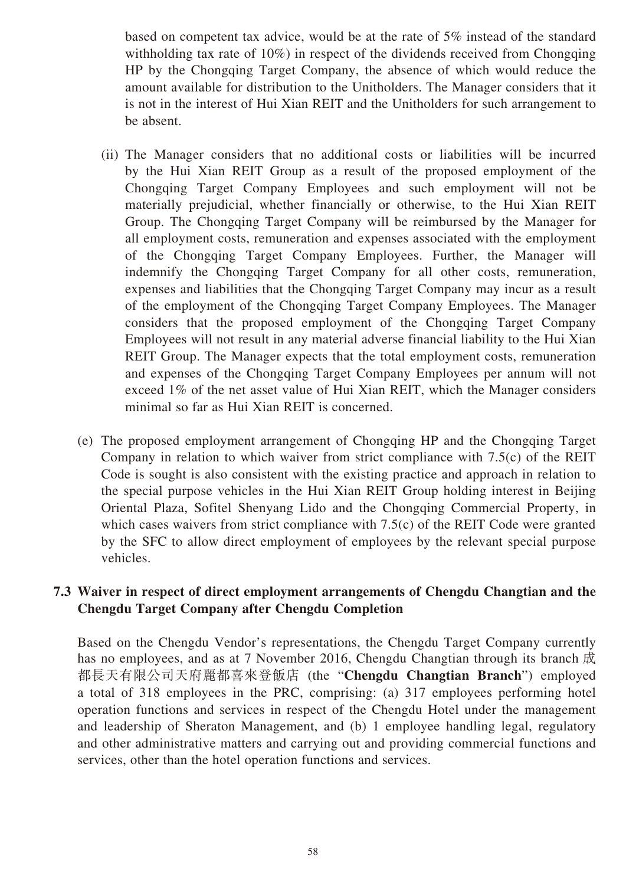based on competent tax advice, would be at the rate of 5% instead of the standard withholding tax rate of 10%) in respect of the dividends received from Chongqing HP by the Chongqing Target Company, the absence of which would reduce the amount available for distribution to the Unitholders. The Manager considers that it is not in the interest of Hui Xian REIT and the Unitholders for such arrangement to be absent.

(ii) The Manager considers that no additional costs or liabilities will be incurred by the Hui Xian REIT Group as a result of the proposed employment of the Chongqing Target Company Employees and such employment will not be materially prejudicial, whether financially or otherwise, to the Hui Xian REIT Group. The Chongqing Target Company will be reimbursed by the Manager for all employment costs, remuneration and expenses associated with the employment of the Chongqing Target Company Employees. Further, the Manager will indemnify the Chongqing Target Company for all other costs, remuneration, expenses and liabilities that the Chongqing Target Company may incur as a result of the employment of the Chongqing Target Company Employees. The Manager considers that the proposed employment of the Chongqing Target Company Employees will not result in any material adverse financial liability to the Hui Xian REIT Group. The Manager expects that the total employment costs, remuneration and expenses of the Chongqing Target Company Employees per annum will not exceed 1% of the net asset value of Hui Xian REIT, which the Manager considers minimal so far as Hui Xian REIT is concerned.

(e) The proposed employment arrangement of Chongqing HP and the Chongqing Target Company in relation to which waiver from strict compliance with 7.5(c) of the REIT Code is sought is also consistent with the existing practice and approach in relation to the special purpose vehicles in the Hui Xian REIT Group holding interest in Beijing Oriental Plaza, Sofitel Shenyang Lido and the Chongqing Commercial Property, in which cases waivers from strict compliance with 7.5(c) of the REIT Code were granted by the SFC to allow direct employment of employees by the relevant special purpose vehicles.

## 7.3 Waiver in respect of direct employment arrangements of Chengdu Changtian and the Chengdu Target Company after Chengdu Completion

Based on the Chengdu Vendor's representations, the Chengdu Target Company currently has no employees, and as at 7 November 2016, Chengdu Changtian through its branch 成都長天有限公司天府麗都喜來登飯店 (the "**Chengdu Changtian Branch**") employed a total of 318 employees in the PRC, comprising: (a) 317 employees performing hotel operation functions and services in respect of the Chengdu Hotel under the management and leadership of Sheraton Management, and (b) 1 employee handling legal, regulatory and other administrative matters and carrying out and providing commercial functions and services, other than the hotel operation functions and services.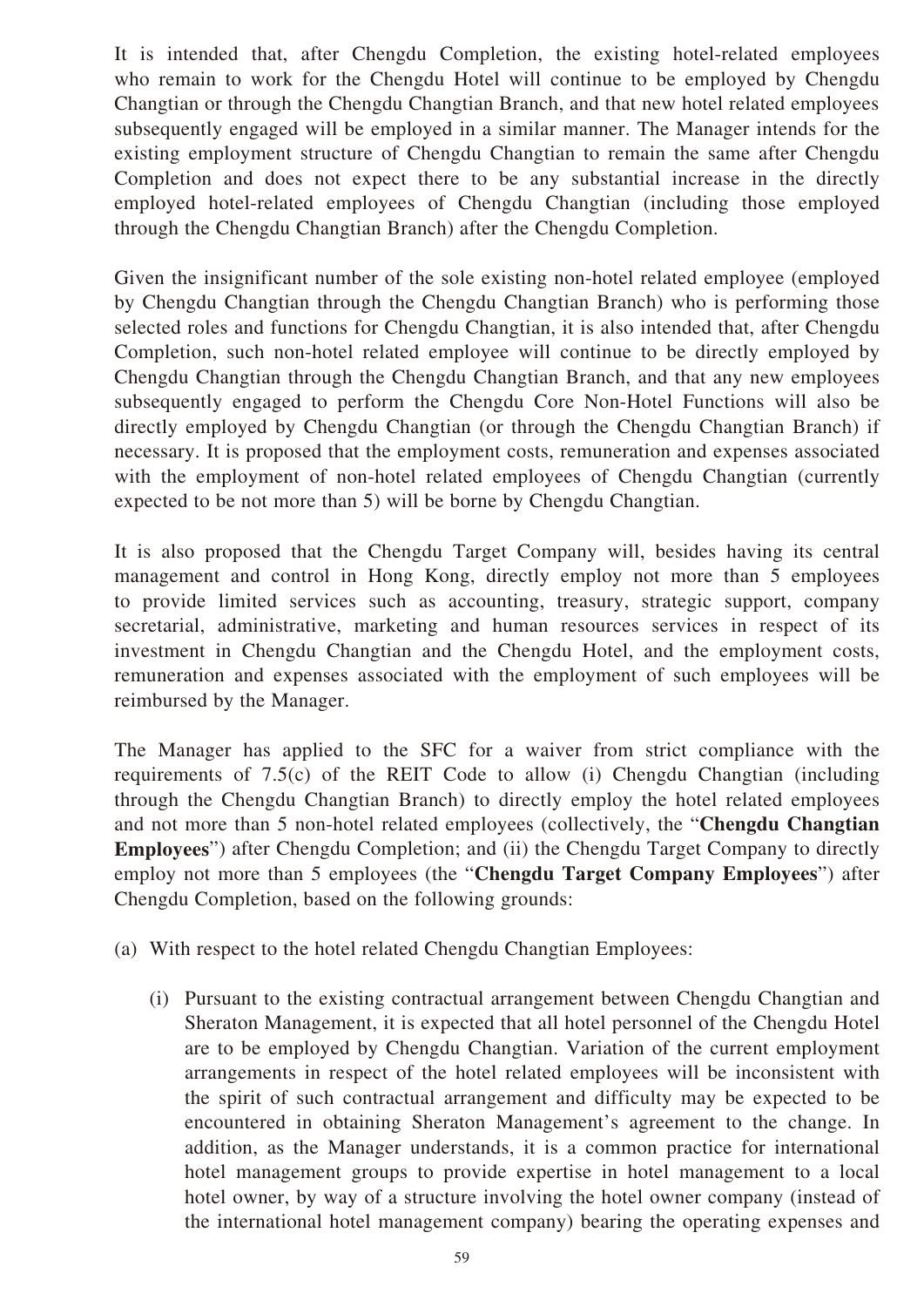It is intended that, after Chengdu Completion, the existing hotel-related employees who remain to work for the Chengdu Hotel will continue to be employed by Chengdu Changtian or through the Chengdu Changtian Branch, and that new hotel related employees subsequently engaged will be employed in a similar manner. The Manager intends for the existing employment structure of Chengdu Changtian to remain the same after Chengdu Completion and does not expect there to be any substantial increase in the directly employed hotel-related employees of Chengdu Changtian (including those employed through the Chengdu Changtian Branch) after the Chengdu Completion.

Given the insignificant number of the sole existing non-hotel related employee (employed by Chengdu Changtian through the Chengdu Changtian Branch) who is performing those selected roles and functions for Chengdu Changtian, it is also intended that, after Chengdu Completion, such non-hotel related employee will continue to be directly employed by Chengdu Changtian through the Chengdu Changtian Branch, and that any new employees subsequently engaged to perform the Chengdu Core Non-Hotel Functions will also be directly employed by Chengdu Changtian (or through the Chengdu Changtian Branch) if necessary. It is proposed that the employment costs, remuneration and expenses associated with the employment of non-hotel related employees of Chengdu Changtian (currently expected to be not more than 5) will be borne by Chengdu Changtian.

It is also proposed that the Chengdu Target Company will, besides having its central management and control in Hong Kong, directly employ not more than 5 employees to provide limited services such as accounting, treasury, strategic support, company secretarial, administrative, marketing and human resources services in respect of its investment in Chengdu Changtian and the Chengdu Hotel, and the employment costs, remuneration and expenses associated with the employment of such employees will be reimbursed by the Manager.

The Manager has applied to the SFC for a waiver from strict compliance with the requirements of 7.5(c) of the REIT Code to allow (i) Chengdu Changtian (including through the Chengdu Changtian Branch) to directly employ the hotel related employees and not more than 5 non-hotel related employees (collectively, the "**Chengdu Changtian Employees**") after Chengdu Completion; and (ii) the Chengdu Target Company to directly employ not more than 5 employees (the "**Chengdu Target Company Employees**") after Chengdu Completion, based on the following grounds:

(a) With respect to the hotel related Chengdu Changtian Employees:

   (i) Pursuant to the existing contractual arrangement between Chengdu Changtian and Sheraton Management, it is expected that all hotel personnel of the Chengdu Hotel are to be employed by Chengdu Changtian. Variation of the current employment arrangements in respect of the hotel related employees will be inconsistent with the spirit of such contractual arrangement and difficulty may be expected to be encountered in obtaining Sheraton Management's agreement to the change. In addition, as the Manager understands, it is a common practice for international hotel management groups to provide expertise in hotel management to a local hotel owner, by way of a structure involving the hotel owner company (instead of the international hotel management company) bearing the operating expenses and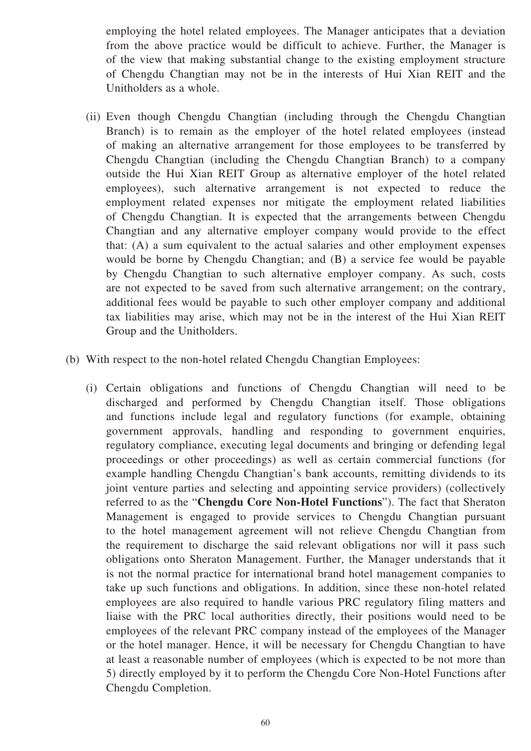employing the hotel related employees. The Manager anticipates that a deviation from the above practice would be difficult to achieve. Further, the Manager is of the view that making substantial change to the existing employment structure of Chengdu Changtian may not be in the interests of Hui Xian REIT and the Unitholders as a whole.

(ii) Even though Chengdu Changtian (including through the Chengdu Changtian Branch) is to remain as the employer of the hotel related employees (instead of making an alternative arrangement for those employees to be transferred by Chengdu Changtian (including the Chengdu Changtian Branch) to a company outside the Hui Xian REIT Group as alternative employer of the hotel related employees), such alternative arrangement is not expected to reduce the employment related expenses nor mitigate the employment related liabilities of Chengdu Changtian. It is expected that the arrangements between Chengdu Changtian and any alternative employer company would provide to the effect that: (A) a sum equivalent to the actual salaries and other employment expenses would be borne by Chengdu Changtian; and (B) a service fee would be payable by Chengdu Changtian to such alternative employer company. As such, costs are not expected to be saved from such alternative arrangement; on the contrary, additional fees would be payable to such other employer company and additional tax liabilities may arise, which may not be in the interest of the Hui Xian REIT Group and the Unitholders.

(b) With respect to the non-hotel related Chengdu Changtian Employees:

(i) Certain obligations and functions of Chengdu Changtian will need to be discharged and performed by Chengdu Changtian itself. Those obligations and functions include legal and regulatory functions (for example, obtaining government approvals, handling and responding to government enquiries, regulatory compliance, executing legal documents and bringing or defending legal proceedings or other proceedings) as well as certain commercial functions (for example handling Chengdu Changtian's bank accounts, remitting dividends to its joint venture parties and selecting and appointing service providers) (collectively referred to as the "**Chengdu Core Non-Hotel Functions**"). The fact that Sheraton Management is engaged to provide services to Chengdu Changtian pursuant to the hotel management agreement will not relieve Chengdu Changtian from the requirement to discharge the said relevant obligations nor will it pass such obligations onto Sheraton Management. Further, the Manager understands that it is not the normal practice for international brand hotel management companies to take up such functions and obligations. In addition, since these non-hotel related employees are also required to handle various PRC regulatory filing matters and liaise with the PRC local authorities directly, their positions would need to be employees of the relevant PRC company instead of the employees of the Manager or the hotel manager. Hence, it will be necessary for Chengdu Changtian to have at least a reasonable number of employees (which is expected to be not more than 5) directly employed by it to perform the Chengdu Core Non-Hotel Functions after Chengdu Completion.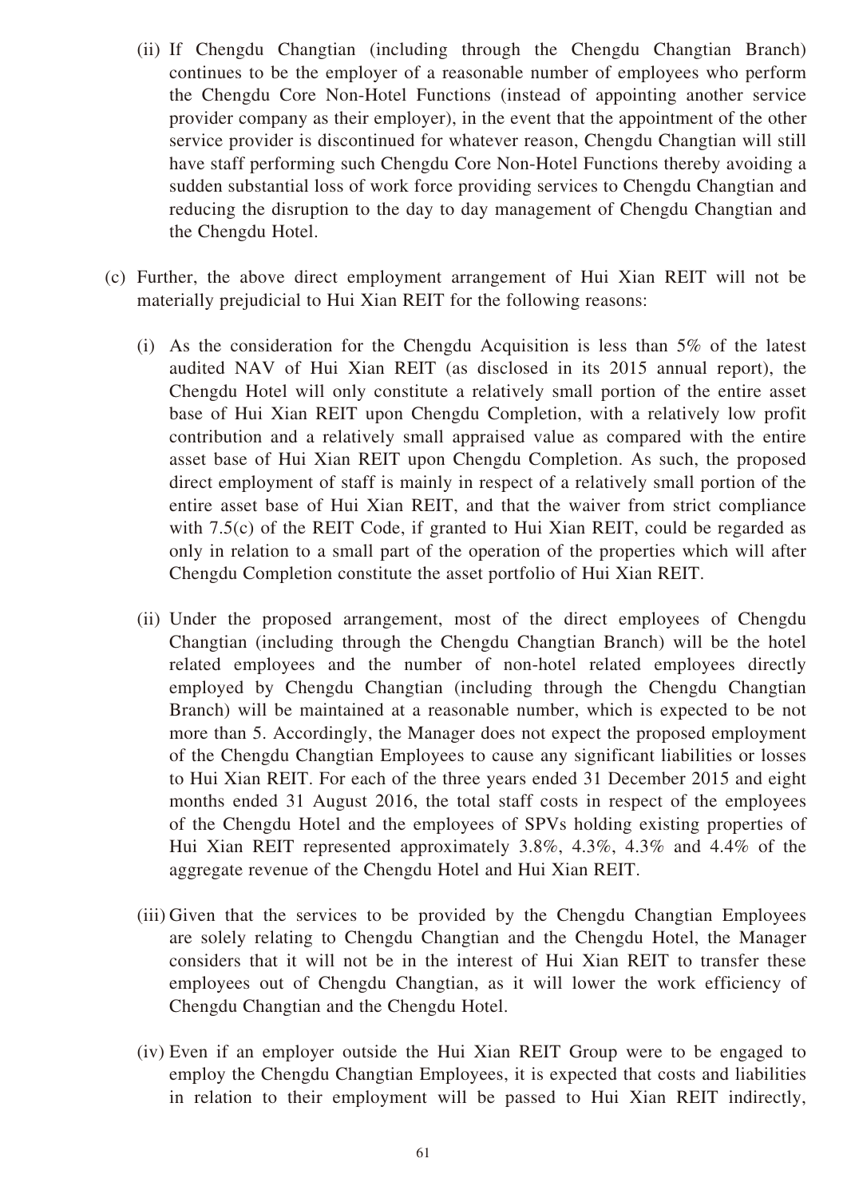(ii) If Chengdu Changtian (including through the Chengdu Changtian Branch) continues to be the employer of a reasonable number of employees who perform the Chengdu Core Non-Hotel Functions (instead of appointing another service provider company as their employer), in the event that the appointment of the other service provider is discontinued for whatever reason, Chengdu Changtian will still have staff performing such Chengdu Core Non-Hotel Functions thereby avoiding a sudden substantial loss of work force providing services to Chengdu Changtian and reducing the disruption to the day to day management of Chengdu Changtian and the Chengdu Hotel.

(c) Further, the above direct employment arrangement of Hui Xian REIT will not be materially prejudicial to Hui Xian REIT for the following reasons:

(i) As the consideration for the Chengdu Acquisition is less than 5% of the latest audited NAV of Hui Xian REIT (as disclosed in its 2015 annual report), the Chengdu Hotel will only constitute a relatively small portion of the entire asset base of Hui Xian REIT upon Chengdu Completion, with a relatively low profit contribution and a relatively small appraised value as compared with the entire asset base of Hui Xian REIT upon Chengdu Completion. As such, the proposed direct employment of staff is mainly in respect of a relatively small portion of the entire asset base of Hui Xian REIT, and that the waiver from strict compliance with 7.5(c) of the REIT Code, if granted to Hui Xian REIT, could be regarded as only in relation to a small part of the operation of the properties which will after Chengdu Completion constitute the asset portfolio of Hui Xian REIT.

(ii) Under the proposed arrangement, most of the direct employees of Chengdu Changtian (including through the Chengdu Changtian Branch) will be the hotel related employees and the number of non-hotel related employees directly employed by Chengdu Changtian (including through the Chengdu Changtian Branch) will be maintained at a reasonable number, which is expected to be not more than 5. Accordingly, the Manager does not expect the proposed employment of the Chengdu Changtian Employees to cause any significant liabilities or losses to Hui Xian REIT. For each of the three years ended 31 December 2015 and eight months ended 31 August 2016, the total staff costs in respect of the employees of the Chengdu Hotel and the employees of SPVs holding existing properties of Hui Xian REIT represented approximately 3.8%, 4.3%, 4.3% and 4.4% of the aggregate revenue of the Chengdu Hotel and Hui Xian REIT.

(iii) Given that the services to be provided by the Chengdu Changtian Employees are solely relating to Chengdu Changtian and the Chengdu Hotel, the Manager considers that it will not be in the interest of Hui Xian REIT to transfer these employees out of Chengdu Changtian, as it will lower the work efficiency of Chengdu Changtian and the Chengdu Hotel.

(iv) Even if an employer outside the Hui Xian REIT Group were to be engaged to employ the Chengdu Changtian Employees, it is expected that costs and liabilities in relation to their employment will be passed to Hui Xian REIT indirectly,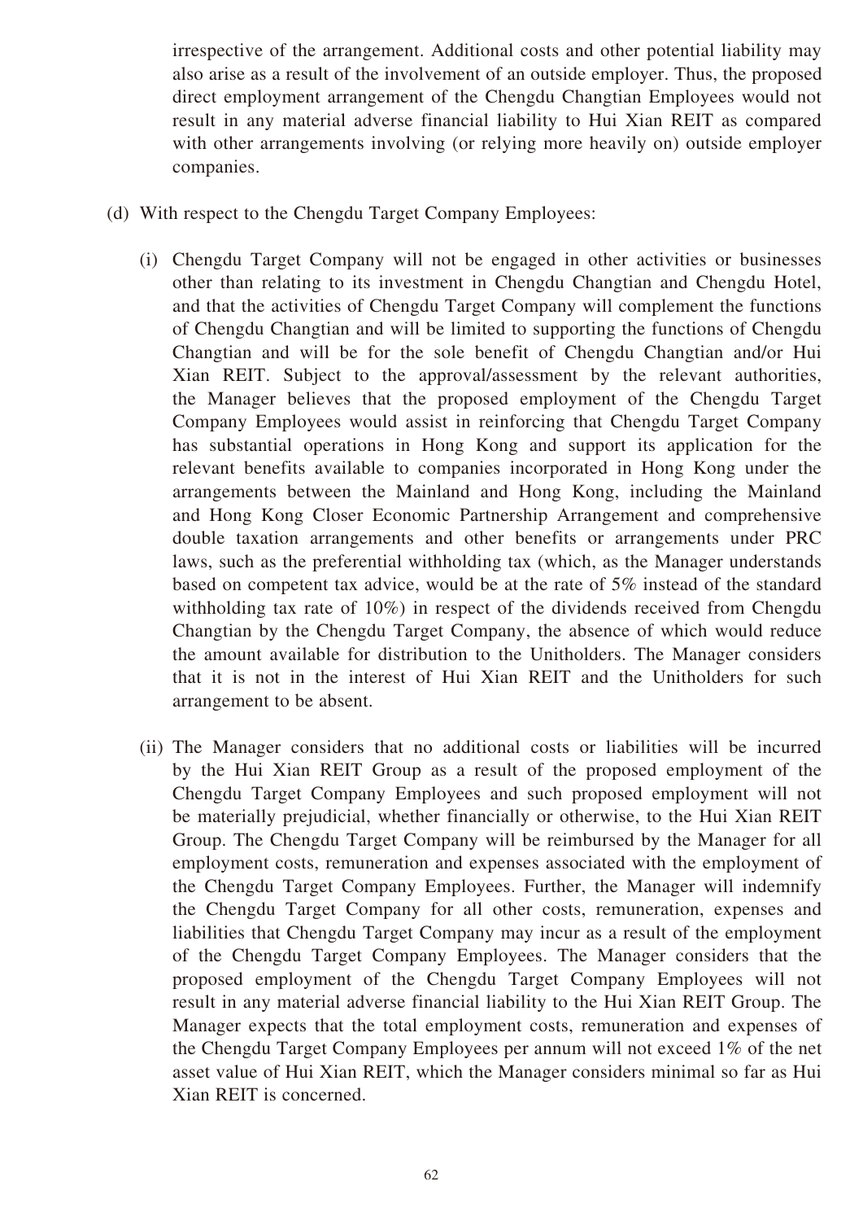irrespective of the arrangement. Additional costs and other potential liability may also arise as a result of the involvement of an outside employer. Thus, the proposed direct employment arrangement of the Chengdu Changtian Employees would not result in any material adverse financial liability to Hui Xian REIT as compared with other arrangements involving (or relying more heavily on) outside employer companies.

(d) With respect to the Chengdu Target Company Employees:

(i) Chengdu Target Company will not be engaged in other activities or businesses other than relating to its investment in Chengdu Changtian and Chengdu Hotel, and that the activities of Chengdu Target Company will complement the functions of Chengdu Changtian and will be limited to supporting the functions of Chengdu Changtian and will be for the sole benefit of Chengdu Changtian and/or Hui Xian REIT. Subject to the approval/assessment by the relevant authorities, the Manager believes that the proposed employment of the Chengdu Target Company Employees would assist in reinforcing that Chengdu Target Company has substantial operations in Hong Kong and support its application for the relevant benefits available to companies incorporated in Hong Kong under the arrangements between the Mainland and Hong Kong, including the Mainland and Hong Kong Closer Economic Partnership Arrangement and comprehensive double taxation arrangements and other benefits or arrangements under PRC laws, such as the preferential withholding tax (which, as the Manager understands based on competent tax advice, would be at the rate of 5% instead of the standard withholding tax rate of 10%) in respect of the dividends received from Chengdu Changtian by the Chengdu Target Company, the absence of which would reduce the amount available for distribution to the Unitholders. The Manager considers that it is not in the interest of Hui Xian REIT and the Unitholders for such arrangement to be absent.

(ii) The Manager considers that no additional costs or liabilities will be incurred by the Hui Xian REIT Group as a result of the proposed employment of the Chengdu Target Company Employees and such proposed employment will not be materially prejudicial, whether financially or otherwise, to the Hui Xian REIT Group. The Chengdu Target Company will be reimbursed by the Manager for all employment costs, remuneration and expenses associated with the employment of the Chengdu Target Company Employees. Further, the Manager will indemnify the Chengdu Target Company for all other costs, remuneration, expenses and liabilities that Chengdu Target Company may incur as a result of the employment of the Chengdu Target Company Employees. The Manager considers that the proposed employment of the Chengdu Target Company Employees will not result in any material adverse financial liability to the Hui Xian REIT Group. The Manager expects that the total employment costs, remuneration and expenses of the Chengdu Target Company Employees per annum will not exceed 1% of the net asset value of Hui Xian REIT, which the Manager considers minimal so far as Hui Xian REIT is concerned.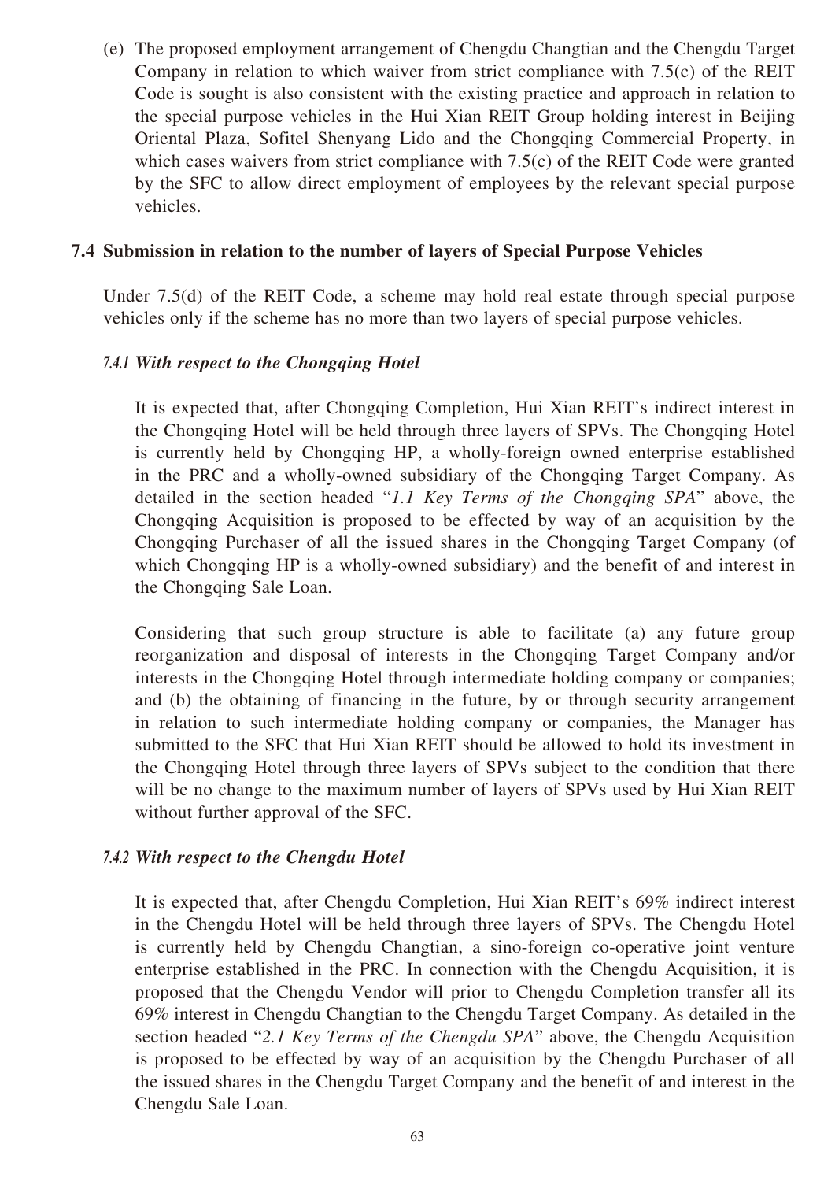(e) The proposed employment arrangement of Chengdu Changtian and the Chengdu Target Company in relation to which waiver from strict compliance with 7.5(c) of the REIT Code is sought is also consistent with the existing practice and approach in relation to the special purpose vehicles in the Hui Xian REIT Group holding interest in Beijing Oriental Plaza, Sofitel Shenyang Lido and the Chongqing Commercial Property, in which cases waivers from strict compliance with 7.5(c) of the REIT Code were granted by the SFC to allow direct employment of employees by the relevant special purpose vehicles.

## 7.4 Submission in relation to the number of layers of Special Purpose Vehicles

Under 7.5(d) of the REIT Code, a scheme may hold real estate through special purpose vehicles only if the scheme has no more than two layers of special purpose vehicles.

### *7.4.1 With respect to the Chongqing Hotel*

It is expected that, after Chongqing Completion, Hui Xian REIT's indirect interest in the Chongqing Hotel will be held through three layers of SPVs. The Chongqing Hotel is currently held by Chongqing HP, a wholly-foreign owned enterprise established in the PRC and a wholly-owned subsidiary of the Chongqing Target Company. As detailed in the section headed "*1.1 Key Terms of the Chongqing SPA*" above, the Chongqing Acquisition is proposed to be effected by way of an acquisition by the Chongqing Purchaser of all the issued shares in the Chongqing Target Company (of which Chongqing HP is a wholly-owned subsidiary) and the benefit of and interest in the Chongqing Sale Loan.

Considering that such group structure is able to facilitate (a) any future group reorganization and disposal of interests in the Chongqing Target Company and/or interests in the Chongqing Hotel through intermediate holding company or companies; and (b) the obtaining of financing in the future, by or through security arrangement in relation to such intermediate holding company or companies, the Manager has submitted to the SFC that Hui Xian REIT should be allowed to hold its investment in the Chongqing Hotel through three layers of SPVs subject to the condition that there will be no change to the maximum number of layers of SPVs used by Hui Xian REIT without further approval of the SFC.

### *7.4.2 With respect to the Chengdu Hotel*

It is expected that, after Chengdu Completion, Hui Xian REIT's 69% indirect interest in the Chengdu Hotel will be held through three layers of SPVs. The Chengdu Hotel is currently held by Chengdu Changtian, a sino-foreign co-operative joint venture enterprise established in the PRC. In connection with the Chengdu Acquisition, it is proposed that the Chengdu Vendor will prior to Chengdu Completion transfer all its 69% interest in Chengdu Changtian to the Chengdu Target Company. As detailed in the section headed "*2.1 Key Terms of the Chengdu SPA*" above, the Chengdu Acquisition is proposed to be effected by way of an acquisition by the Chengdu Purchaser of all the issued shares in the Chengdu Target Company and the benefit of and interest in the Chengdu Sale Loan.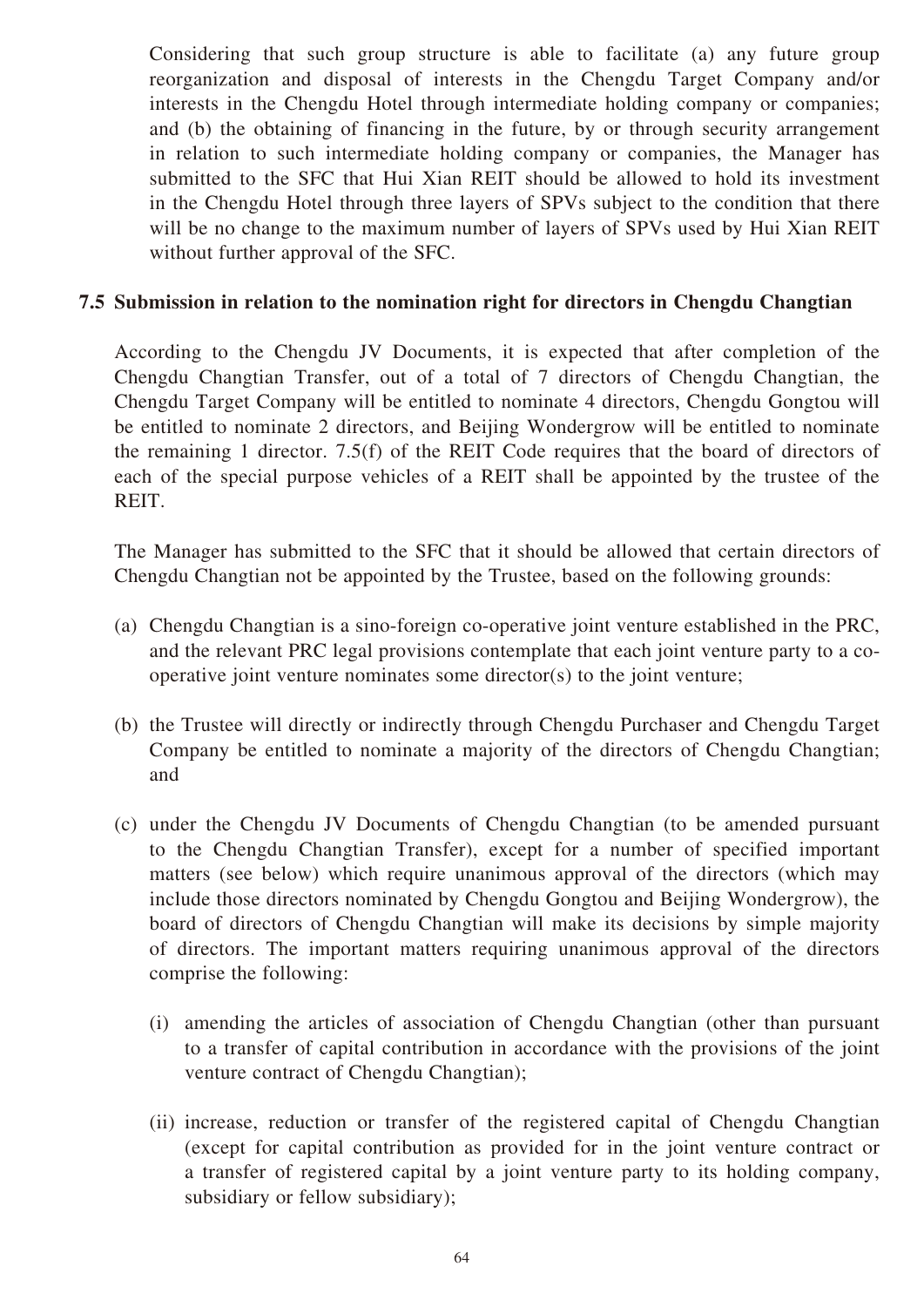Considering that such group structure is able to facilitate (a) any future group reorganization and disposal of interests in the Chengdu Target Company and/or interests in the Chengdu Hotel through intermediate holding company or companies; and (b) the obtaining of financing in the future, by or through security arrangement in relation to such intermediate holding company or companies, the Manager has submitted to the SFC that Hui Xian REIT should be allowed to hold its investment in the Chengdu Hotel through three layers of SPVs subject to the condition that there will be no change to the maximum number of layers of SPVs used by Hui Xian REIT without further approval of the SFC.

### 7.5 Submission in relation to the nomination right for directors in Chengdu Changtian

According to the Chengdu JV Documents, it is expected that after completion of the Chengdu Changtian Transfer, out of a total of 7 directors of Chengdu Changtian, the Chengdu Target Company will be entitled to nominate 4 directors, Chengdu Gongtou will be entitled to nominate 2 directors, and Beijing Wondergrow will be entitled to nominate the remaining 1 director. 7.5(f) of the REIT Code requires that the board of directors of each of the special purpose vehicles of a REIT shall be appointed by the trustee of the REIT.

The Manager has submitted to the SFC that it should be allowed that certain directors of Chengdu Changtian not be appointed by the Trustee, based on the following grounds:

(a) Chengdu Changtian is a sino-foreign co-operative joint venture established in the PRC, and the relevant PRC legal provisions contemplate that each joint venture party to a co-operative joint venture nominates some director(s) to the joint venture;

(b) the Trustee will directly or indirectly through Chengdu Purchaser and Chengdu Target Company be entitled to nominate a majority of the directors of Chengdu Changtian; and

(c) under the Chengdu JV Documents of Chengdu Changtian (to be amended pursuant to the Chengdu Changtian Transfer), except for a number of specified important matters (see below) which require unanimous approval of the directors (which may include those directors nominated by Chengdu Gongtou and Beijing Wondergrow), the board of directors of Chengdu Changtian will make its decisions by simple majority of directors. The important matters requiring unanimous approval of the directors comprise the following:

   (i) amending the articles of association of Chengdu Changtian (other than pursuant to a transfer of capital contribution in accordance with the provisions of the joint venture contract of Chengdu Changtian);

   (ii) increase, reduction or transfer of the registered capital of Chengdu Changtian (except for capital contribution as provided for in the joint venture contract or a transfer of registered capital by a joint venture party to its holding company, subsidiary or fellow subsidiary);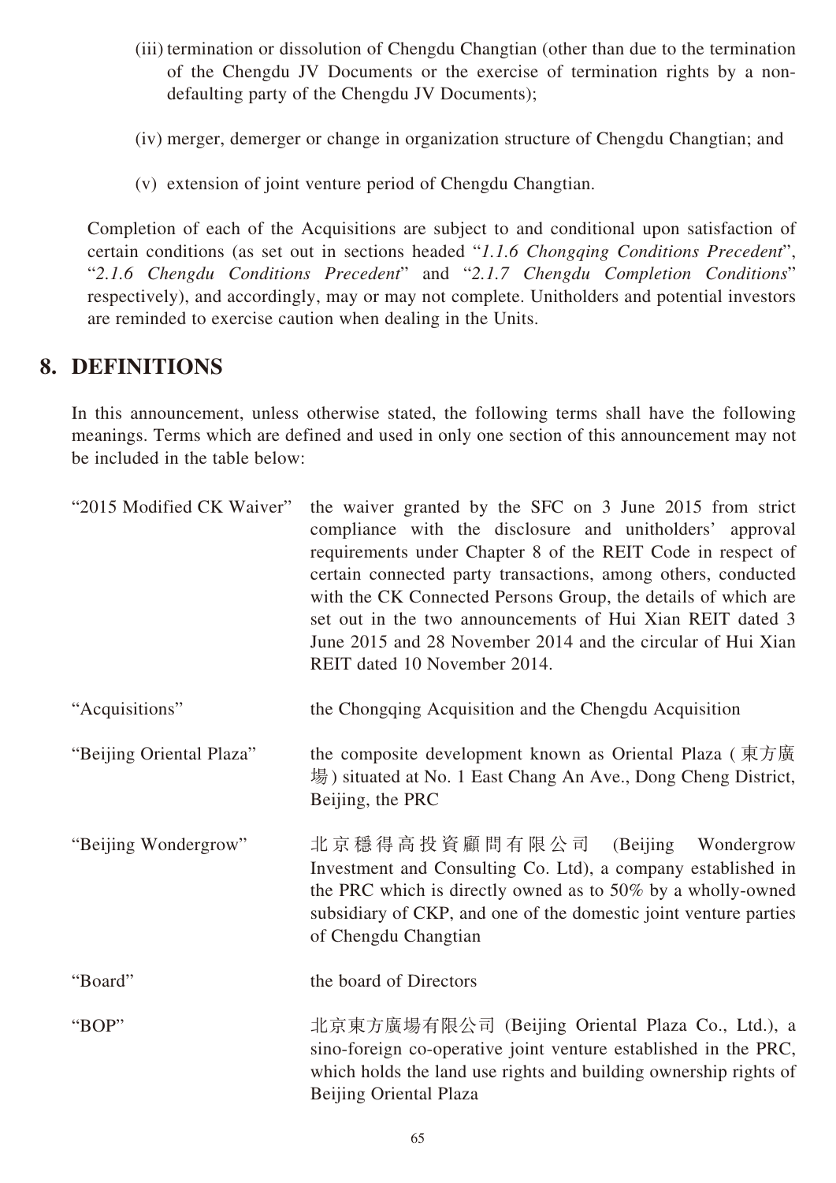(iii) termination or dissolution of Chengdu Changtian (other than due to the termination of the Chengdu JV Documents or the exercise of termination rights by a non-defaulting party of the Chengdu JV Documents);

(iv) merger, demerger or change in organization structure of Chengdu Changtian; and

(v) extension of joint venture period of Chengdu Changtian.

Completion of each of the Acquisitions are subject to and conditional upon satisfaction of certain conditions (as set out in sections headed "*1.1.6 Chongqing Conditions Precedent*", "*2.1.6 Chengdu Conditions Precedent*" and "*2.1.7 Chengdu Completion Conditions*" respectively), and accordingly, may or may not complete. Unitholders and potential investors are reminded to exercise caution when dealing in the Units.

## 8. DEFINITIONS

In this announcement, unless otherwise stated, the following terms shall have the following meanings. Terms which are defined and used in only one section of this announcement may not be included in the table below:

| | |
|---|---|
| "2015 Modified CK Waiver" | the waiver granted by the SFC on 3 June 2015 from strict compliance with the disclosure and unitholders' approval requirements under Chapter 8 of the REIT Code in respect of certain connected party transactions, among others, conducted with the CK Connected Persons Group, the details of which are set out in the two announcements of Hui Xian REIT dated 3 June 2015 and 28 November 2014 and the circular of Hui Xian REIT dated 10 November 2014. |
| "Acquisitions" | the Chongqing Acquisition and the Chengdu Acquisition |
| "Beijing Oriental Plaza" | the composite development known as Oriental Plaza (東方廣場) situated at No. 1 East Chang An Ave., Dong Cheng District, Beijing, the PRC |
| "Beijing Wondergrow" | 北京穩得高投資顧問有限公司 (Beijing Wondergrow Investment and Consulting Co. Ltd), a company established in the PRC which is directly owned as to 50% by a wholly-owned subsidiary of CKP, and one of the domestic joint venture parties of Chengdu Changtian |
| "Board" | the board of Directors |
| "BOP" | 北京東方廣場有限公司 (Beijing Oriental Plaza Co., Ltd.), a sino-foreign co-operative joint venture established in the PRC, which holds the land use rights and building ownership rights of Beijing Oriental Plaza |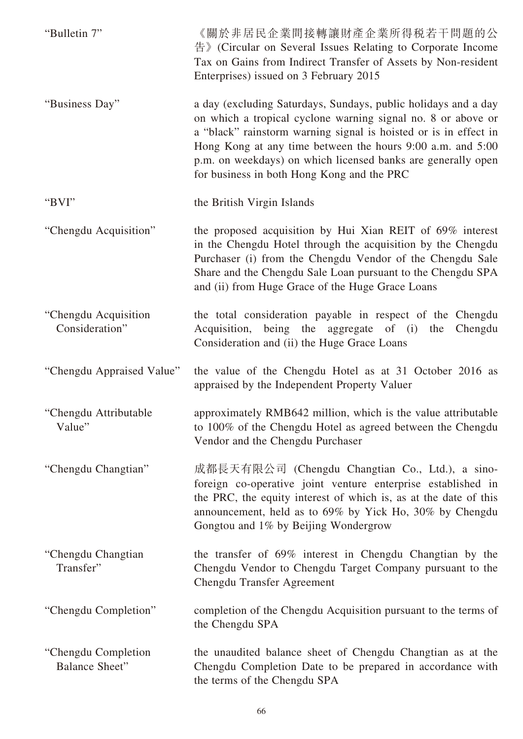| | |
|---|---|
| "Bulletin 7" | 《關於非居民企業間接轉讓財產企業所得稅若干問題的公告》(Circular on Several Issues Relating to Corporate Income Tax on Gains from Indirect Transfer of Assets by Non-resident Enterprises) issued on 3 February 2015 |
| "Business Day" | a day (excluding Saturdays, Sundays, public holidays and a day on which a tropical cyclone warning signal no. 8 or above or a "black" rainstorm warning signal is hoisted or is in effect in Hong Kong at any time between the hours 9:00 a.m. and 5:00 p.m. on weekdays) on which licensed banks are generally open for business in both Hong Kong and the PRC |
| "BVI" | the British Virgin Islands |
| "Chengdu Acquisition" | the proposed acquisition by Hui Xian REIT of 69% interest in the Chengdu Hotel through the acquisition by the Chengdu Purchaser (i) from the Chengdu Vendor of the Chengdu Sale Share and the Chengdu Sale Loan pursuant to the Chengdu SPA and (ii) from Huge Grace of the Huge Grace Loans |
| "Chengdu Acquisition Consideration" | the total consideration payable in respect of the Chengdu Acquisition, being the aggregate of (i) the Chengdu Consideration and (ii) the Huge Grace Loans |
| "Chengdu Appraised Value" | the value of the Chengdu Hotel as at 31 October 2016 as appraised by the Independent Property Valuer |
| "Chengdu Attributable Value" | approximately RMB642 million, which is the value attributable to 100% of the Chengdu Hotel as agreed between the Chengdu Vendor and the Chengdu Purchaser |
| "Chengdu Changtian" | 成都長天有限公司 (Chengdu Changtian Co., Ltd.), a sino-foreign co-operative joint venture enterprise established in the PRC, the equity interest of which is, as at the date of this announcement, held as to 69% by Yick Ho, 30% by Chengdu Gongtou and 1% by Beijing Wondergrow |
| "Chengdu Changtian Transfer" | the transfer of 69% interest in Chengdu Changtian by the Chengdu Vendor to Chengdu Target Company pursuant to the Chengdu Transfer Agreement |
| "Chengdu Completion" | completion of the Chengdu Acquisition pursuant to the terms of the Chengdu SPA |
| "Chengdu Completion Balance Sheet" | the unaudited balance sheet of Chengdu Changtian as at the Chengdu Completion Date to be prepared in accordance with the terms of the Chengdu SPA |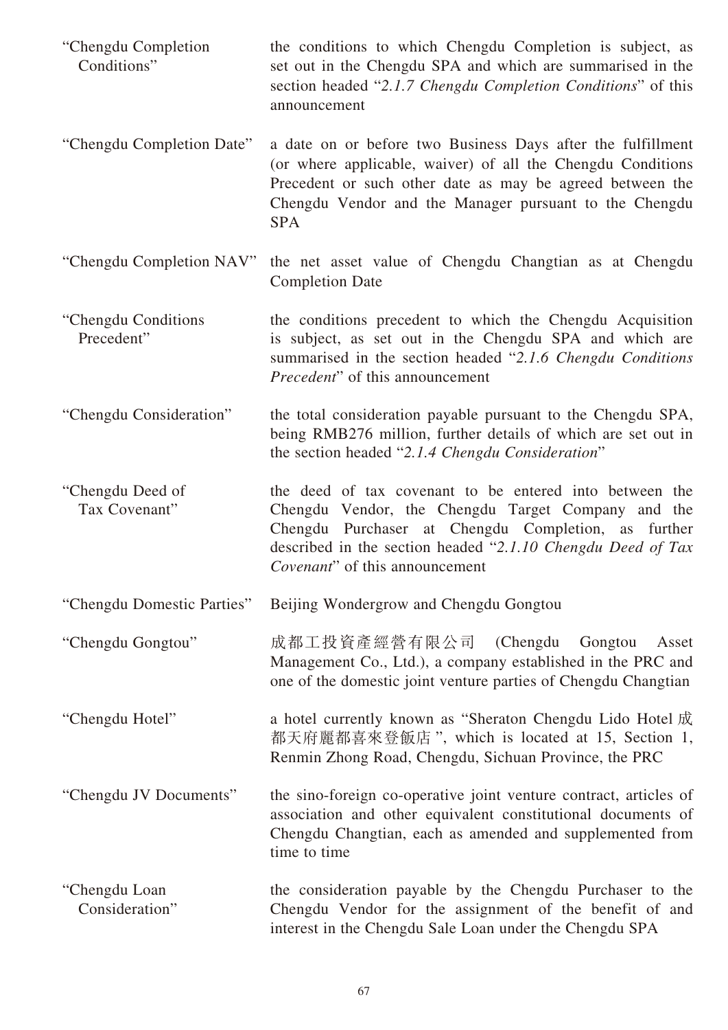| | |
|---|---|
| "Chengdu Completion Conditions" | the conditions to which Chengdu Completion is subject, as set out in the Chengdu SPA and which are summarised in the section headed "*2.1.7 Chengdu Completion Conditions*" of this announcement |
| "Chengdu Completion Date" | a date on or before two Business Days after the fulfillment (or where applicable, waiver) of all the Chengdu Conditions Precedent or such other date as may be agreed between the Chengdu Vendor and the Manager pursuant to the Chengdu SPA |
| "Chengdu Completion NAV" | the net asset value of Chengdu Changtian as at Chengdu Completion Date |
| "Chengdu Conditions Precedent" | the conditions precedent to which the Chengdu Acquisition is subject, as set out in the Chengdu SPA and which are summarised in the section headed "*2.1.6 Chengdu Conditions Precedent*" of this announcement |
| "Chengdu Consideration" | the total consideration payable pursuant to the Chengdu SPA, being RMB276 million, further details of which are set out in the section headed "*2.1.4 Chengdu Consideration*" |
| "Chengdu Deed of Tax Covenant" | the deed of tax covenant to be entered into between the Chengdu Vendor, the Chengdu Target Company and the Chengdu Purchaser at Chengdu Completion, as further described in the section headed "*2.1.10 Chengdu Deed of Tax Covenant*" of this announcement |
| "Chengdu Domestic Parties" | Beijing Wondergrow and Chengdu Gongtou |
| "Chengdu Gongtou" | 成都工投資產經營有限公司 (Chengdu Gongtou Asset Management Co., Ltd.), a company established in the PRC and one of the domestic joint venture parties of Chengdu Changtian |
| "Chengdu Hotel" | a hotel currently known as "Sheraton Chengdu Lido Hotel 成都天府麗都喜來登飯店", which is located at 15, Section 1, Renmin Zhong Road, Chengdu, Sichuan Province, the PRC |
| "Chengdu JV Documents" | the sino-foreign co-operative joint venture contract, articles of association and other equivalent constitutional documents of Chengdu Changtian, each as amended and supplemented from time to time |
| "Chengdu Loan Consideration" | the consideration payable by the Chengdu Purchaser to the Chengdu Vendor for the assignment of the benefit of and interest in the Chengdu Sale Loan under the Chengdu SPA |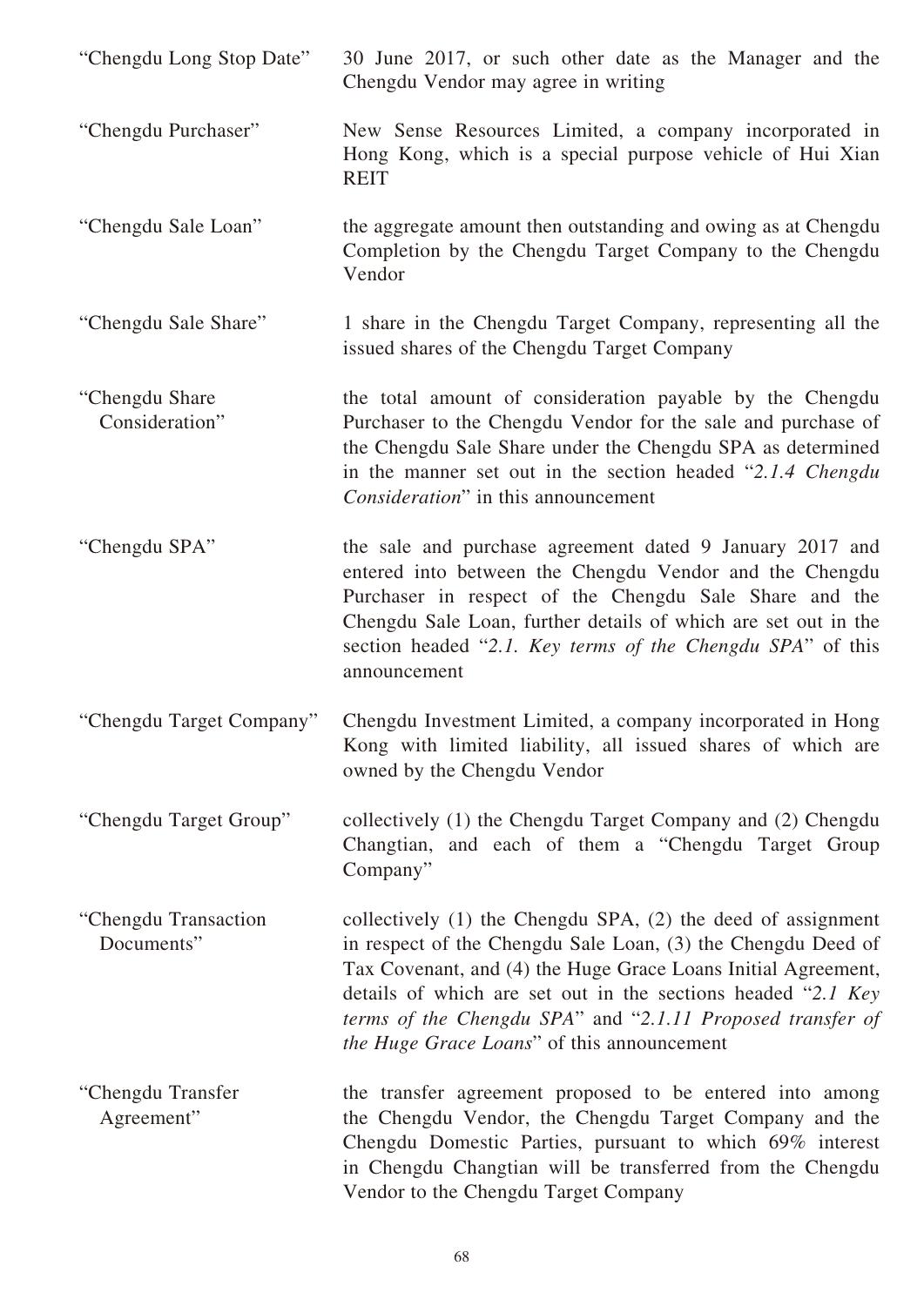| | |
|---|---|
| "Chengdu Long Stop Date" | 30 June 2017, or such other date as the Manager and the Chengdu Vendor may agree in writing |
| "Chengdu Purchaser" | New Sense Resources Limited, a company incorporated in Hong Kong, which is a special purpose vehicle of Hui Xian REIT |
| "Chengdu Sale Loan" | the aggregate amount then outstanding and owing as at Chengdu Completion by the Chengdu Target Company to the Chengdu Vendor |
| "Chengdu Sale Share" | 1 share in the Chengdu Target Company, representing all the issued shares of the Chengdu Target Company |
| "Chengdu Share Consideration" | the total amount of consideration payable by the Chengdu Purchaser to the Chengdu Vendor for the sale and purchase of the Chengdu Sale Share under the Chengdu SPA as determined in the manner set out in the section headed "*2.1.4 Chengdu Consideration*" in this announcement |
| "Chengdu SPA" | the sale and purchase agreement dated 9 January 2017 and entered into between the Chengdu Vendor and the Chengdu Purchaser in respect of the Chengdu Sale Share and the Chengdu Sale Loan, further details of which are set out in the section headed "*2.1. Key terms of the Chengdu SPA*" of this announcement |
| "Chengdu Target Company" | Chengdu Investment Limited, a company incorporated in Hong Kong with limited liability, all issued shares of which are owned by the Chengdu Vendor |
| "Chengdu Target Group" | collectively (1) the Chengdu Target Company and (2) Chengdu Changtian, and each of them a "Chengdu Target Group Company" |
| "Chengdu Transaction Documents" | collectively (1) the Chengdu SPA, (2) the deed of assignment in respect of the Chengdu Sale Loan, (3) the Chengdu Deed of Tax Covenant, and (4) the Huge Grace Loans Initial Agreement, details of which are set out in the sections headed "*2.1 Key terms of the Chengdu SPA*" and "*2.1.11 Proposed transfer of the Huge Grace Loans*" of this announcement |
| "Chengdu Transfer Agreement" | the transfer agreement proposed to be entered into among the Chengdu Vendor, the Chengdu Target Company and the Chengdu Domestic Parties, pursuant to which 69% interest in Chengdu Changtian will be transferred from the Chengdu Vendor to the Chengdu Target Company |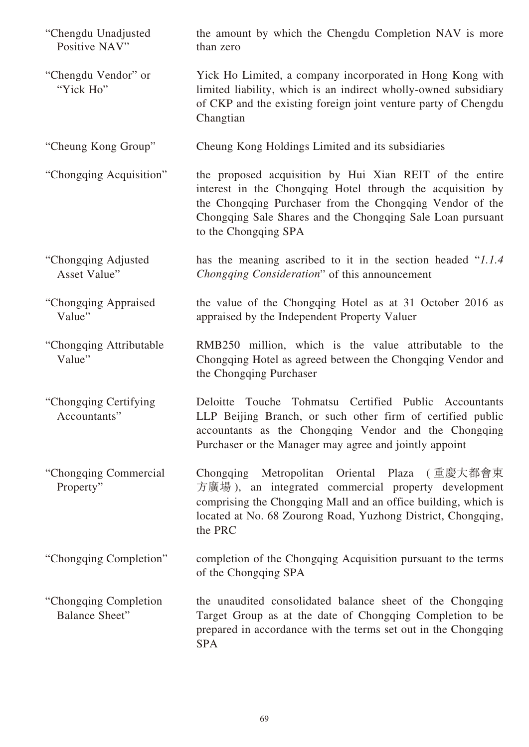| | |
|---|---|
| "Chengdu Unadjusted Positive NAV" | the amount by which the Chengdu Completion NAV is more than zero |
| "Chengdu Vendor" or "Yick Ho" | Yick Ho Limited, a company incorporated in Hong Kong with limited liability, which is an indirect wholly-owned subsidiary of CKP and the existing foreign joint venture party of Chengdu Changtian |
| "Cheung Kong Group" | Cheung Kong Holdings Limited and its subsidiaries |
| "Chongqing Acquisition" | the proposed acquisition by Hui Xian REIT of the entire interest in the Chongqing Hotel through the acquisition by the Chongqing Purchaser from the Chongqing Vendor of the Chongqing Sale Shares and the Chongqing Sale Loan pursuant to the Chongqing SPA |
| "Chongqing Adjusted Asset Value" | has the meaning ascribed to it in the section headed "*1.1.4 Chongqing Consideration*" of this announcement |
| "Chongqing Appraised Value" | the value of the Chongqing Hotel as at 31 October 2016 as appraised by the Independent Property Valuer |
| "Chongqing Attributable Value" | RMB250 million, which is the value attributable to the Chongqing Hotel as agreed between the Chongqing Vendor and the Chongqing Purchaser |
| "Chongqing Certifying Accountants" | Deloitte Touche Tohmatsu Certified Public Accountants LLP Beijing Branch, or such other firm of certified public accountants as the Chongqing Vendor and the Chongqing Purchaser or the Manager may agree and jointly appoint |
| "Chongqing Commercial Property" | Chongqing Metropolitan Oriental Plaza (重慶大都會東方廣場), an integrated commercial property development comprising the Chongqing Mall and an office building, which is located at No. 68 Zourong Road, Yuzhong District, Chongqing, the PRC |
| "Chongqing Completion" | completion of the Chongqing Acquisition pursuant to the terms of the Chongqing SPA |
| "Chongqing Completion Balance Sheet" | the unaudited consolidated balance sheet of the Chongqing Target Group as at the date of Chongqing Completion to be prepared in accordance with the terms set out in the Chongqing SPA |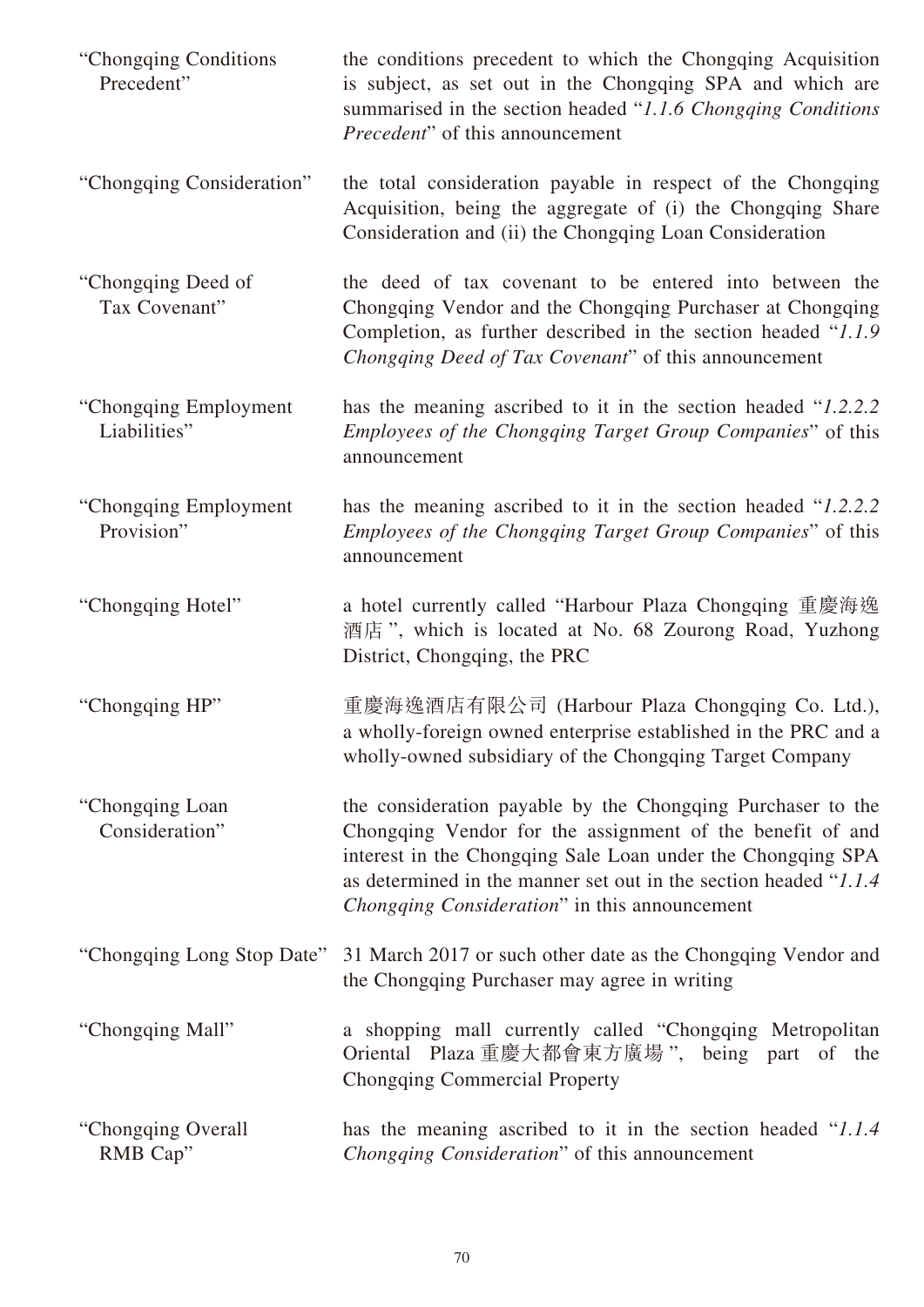| | |
|---|---|
| "Chongqing Conditions Precedent" | the conditions precedent to which the Chongqing Acquisition is subject, as set out in the Chongqing SPA and which are summarised in the section headed "*1.1.6 Chongqing Conditions Precedent*" of this announcement |
| "Chongqing Consideration" | the total consideration payable in respect of the Chongqing Acquisition, being the aggregate of (i) the Chongqing Share Consideration and (ii) the Chongqing Loan Consideration |
| "Chongqing Deed of Tax Covenant" | the deed of tax covenant to be entered into between the Chongqing Vendor and the Chongqing Purchaser at Chongqing Completion, as further described in the section headed "*1.1.9 Chongqing Deed of Tax Covenant*" of this announcement |
| "Chongqing Employment Liabilities" | has the meaning ascribed to it in the section headed "*1.2.2.2 Employees of the Chongqing Target Group Companies*" of this announcement |
| "Chongqing Employment Provision" | has the meaning ascribed to it in the section headed "*1.2.2.2 Employees of the Chongqing Target Group Companies*" of this announcement |
| "Chongqing Hotel" | a hotel currently called "Harbour Plaza Chongqing 重慶海逸酒店", which is located at No. 68 Zourong Road, Yuzhong District, Chongqing, the PRC |
| "Chongqing HP" | 重慶海逸酒店有限公司 (Harbour Plaza Chongqing Co. Ltd.), a wholly-foreign owned enterprise established in the PRC and a wholly-owned subsidiary of the Chongqing Target Company |
| "Chongqing Loan Consideration" | the consideration payable by the Chongqing Purchaser to the Chongqing Vendor for the assignment of the benefit of and interest in the Chongqing Sale Loan under the Chongqing SPA as determined in the manner set out in the section headed "*1.1.4 Chongqing Consideration*" in this announcement |
| "Chongqing Long Stop Date" | 31 March 2017 or such other date as the Chongqing Vendor and the Chongqing Purchaser may agree in writing |
| "Chongqing Mall" | a shopping mall currently called "Chongqing Metropolitan Oriental Plaza 重慶大都會東方廣場", being part of the Chongqing Commercial Property |
| "Chongqing Overall RMB Cap" | has the meaning ascribed to it in the section headed "*1.1.4 Chongqing Consideration*" of this announcement |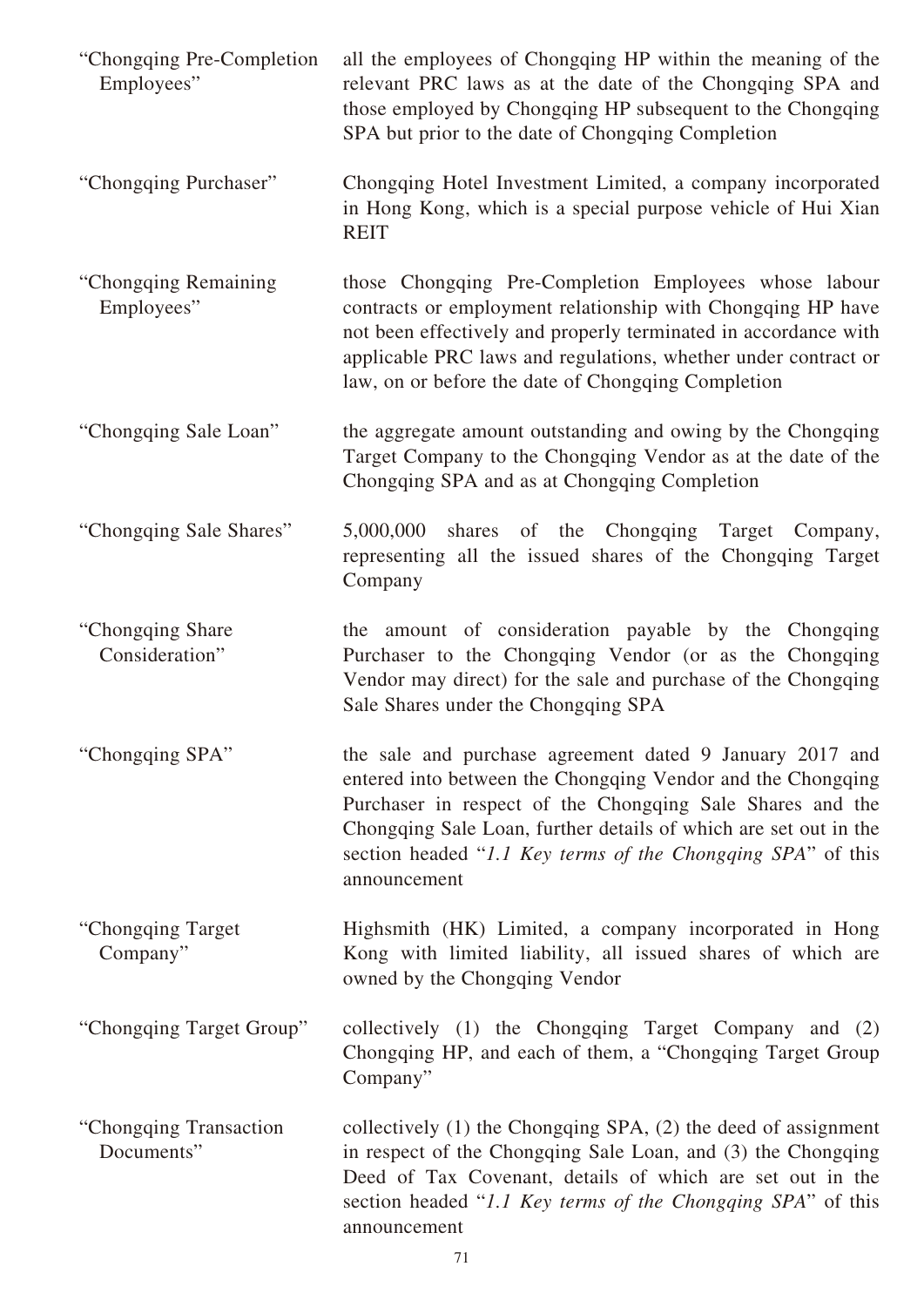| | |
|---|---|
| "Chongqing Pre-Completion Employees" | all the employees of Chongqing HP within the meaning of the relevant PRC laws as at the date of the Chongqing SPA and those employed by Chongqing HP subsequent to the Chongqing SPA but prior to the date of Chongqing Completion |
| "Chongqing Purchaser" | Chongqing Hotel Investment Limited, a company incorporated in Hong Kong, which is a special purpose vehicle of Hui Xian REIT |
| "Chongqing Remaining Employees" | those Chongqing Pre-Completion Employees whose labour contracts or employment relationship with Chongqing HP have not been effectively and properly terminated in accordance with applicable PRC laws and regulations, whether under contract or law, on or before the date of Chongqing Completion |
| "Chongqing Sale Loan" | the aggregate amount outstanding and owing by the Chongqing Target Company to the Chongqing Vendor as at the date of the Chongqing SPA and as at Chongqing Completion |
| "Chongqing Sale Shares" | 5,000,000 shares of the Chongqing Target Company, representing all the issued shares of the Chongqing Target Company |
| "Chongqing Share Consideration" | the amount of consideration payable by the Chongqing Purchaser to the Chongqing Vendor (or as the Chongqing Vendor may direct) for the sale and purchase of the Chongqing Sale Shares under the Chongqing SPA |
| "Chongqing SPA" | the sale and purchase agreement dated 9 January 2017 and entered into between the Chongqing Vendor and the Chongqing Purchaser in respect of the Chongqing Sale Shares and the Chongqing Sale Loan, further details of which are set out in the section headed "*1.1 Key terms of the Chongqing SPA*" of this announcement |
| "Chongqing Target Company" | Highsmith (HK) Limited, a company incorporated in Hong Kong with limited liability, all issued shares of which are owned by the Chongqing Vendor |
| "Chongqing Target Group" | collectively (1) the Chongqing Target Company and (2) Chongqing HP, and each of them, a "Chongqing Target Group Company" |
| "Chongqing Transaction Documents" | collectively (1) the Chongqing SPA, (2) the deed of assignment in respect of the Chongqing Sale Loan, and (3) the Chongqing Deed of Tax Covenant, details of which are set out in the section headed "*1.1 Key terms of the Chongqing SPA*" of this announcement |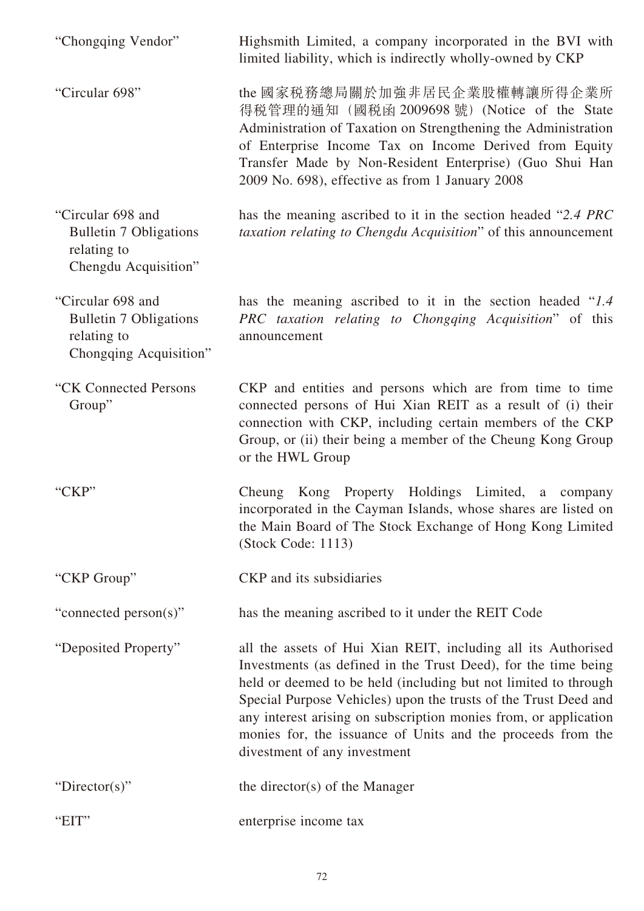| | |
|---|---|
| "Chongqing Vendor" | Highsmith Limited, a company incorporated in the BVI with limited liability, which is indirectly wholly-owned by CKP |
| "Circular 698" | the 國家稅務總局關於加強非居民企業股權轉讓所得企業所得稅管理的通知（國稅函 2009698 號）(Notice of the State Administration of Taxation on Strengthening the Administration of Enterprise Income Tax on Income Derived from Equity Transfer Made by Non-Resident Enterprise) (Guo Shui Han 2009 No. 698), effective as from 1 January 2008 |
| "Circular 698 and Bulletin 7 Obligations relating to Chengdu Acquisition" | has the meaning ascribed to it in the section headed "*2.4 PRC taxation relating to Chengdu Acquisition*" of this announcement |
| "Circular 698 and Bulletin 7 Obligations relating to Chongqing Acquisition" | has the meaning ascribed to it in the section headed "*1.4 PRC taxation relating to Chongqing Acquisition*" of this announcement |
| "CK Connected Persons Group" | CKP and entities and persons which are from time to time connected persons of Hui Xian REIT as a result of (i) their connection with CKP, including certain members of the CKP Group, or (ii) their being a member of the Cheung Kong Group or the HWL Group |
| "CKP" | Cheung Kong Property Holdings Limited, a company incorporated in the Cayman Islands, whose shares are listed on the Main Board of The Stock Exchange of Hong Kong Limited (Stock Code: 1113) |
| "CKP Group" | CKP and its subsidiaries |
| "connected person(s)" | has the meaning ascribed to it under the REIT Code |
| "Deposited Property" | all the assets of Hui Xian REIT, including all its Authorised Investments (as defined in the Trust Deed), for the time being held or deemed to be held (including but not limited to through Special Purpose Vehicles) upon the trusts of the Trust Deed and any interest arising on subscription monies from, or application monies for, the issuance of Units and the proceeds from the divestment of any investment |
| "Director(s)" | the director(s) of the Manager |
| "EIT" | enterprise income tax |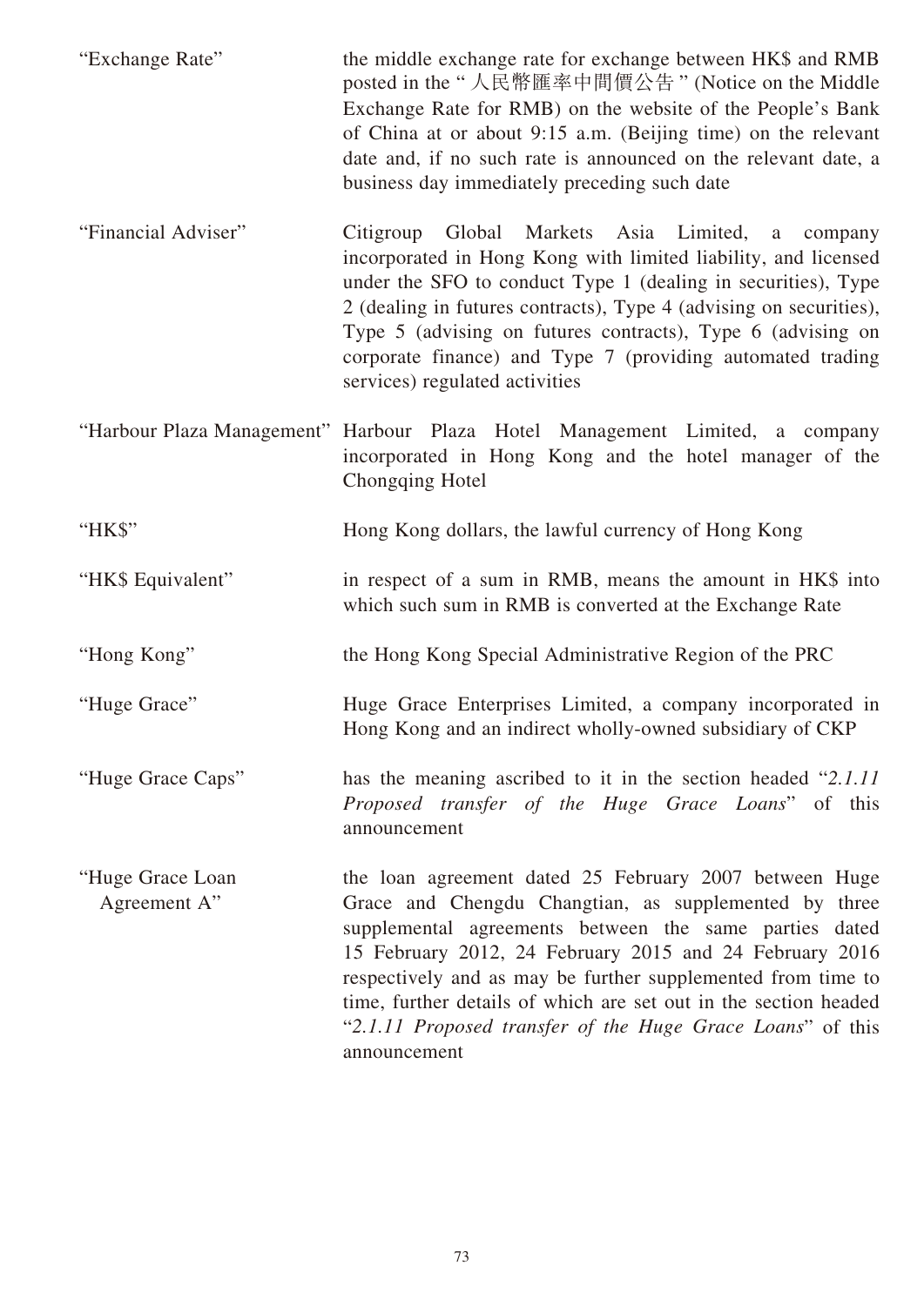| | |
|---|---|
| "Exchange Rate" | the middle exchange rate for exchange between HK$ and RMB posted in the "人民幣匯率中間價公告" (Notice on the Middle Exchange Rate for RMB) on the website of the People's Bank of China at or about 9:15 a.m. (Beijing time) on the relevant date and, if no such rate is announced on the relevant date, a business day immediately preceding such date |
| "Financial Adviser" | Citigroup Global Markets Asia Limited, a company incorporated in Hong Kong with limited liability, and licensed under the SFO to conduct Type 1 (dealing in securities), Type 2 (dealing in futures contracts), Type 4 (advising on securities), Type 5 (advising on futures contracts), Type 6 (advising on corporate finance) and Type 7 (providing automated trading services) regulated activities |
| "Harbour Plaza Management" | Harbour Plaza Hotel Management Limited, a company incorporated in Hong Kong and the hotel manager of the Chongqing Hotel |
| "HK$" | Hong Kong dollars, the lawful currency of Hong Kong |
| "HK$ Equivalent" | in respect of a sum in RMB, means the amount in HK$ into which such sum in RMB is converted at the Exchange Rate |
| "Hong Kong" | the Hong Kong Special Administrative Region of the PRC |
| "Huge Grace" | Huge Grace Enterprises Limited, a company incorporated in Hong Kong and an indirect wholly-owned subsidiary of CKP |
| "Huge Grace Caps" | has the meaning ascribed to it in the section headed "*2.1.11 Proposed transfer of the Huge Grace Loans*" of this announcement |
| "Huge Grace Loan Agreement A" | the loan agreement dated 25 February 2007 between Huge Grace and Chengdu Changtian, as supplemented by three supplemental agreements between the same parties dated 15 February 2012, 24 February 2015 and 24 February 2016 respectively and as may be further supplemented from time to time, further details of which are set out in the section headed "*2.1.11 Proposed transfer of the Huge Grace Loans*" of this announcement |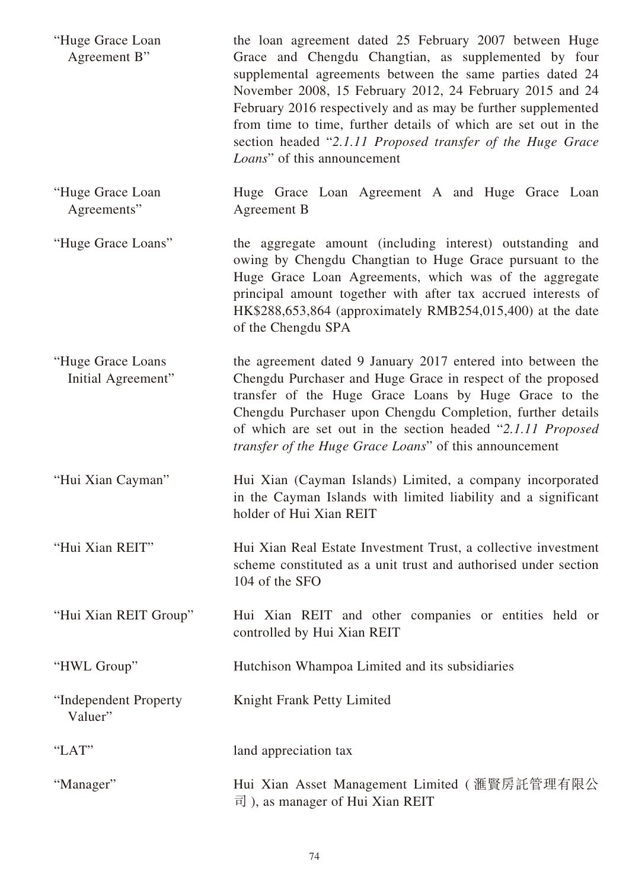| | |
|---|---|
| "Huge Grace Loan Agreement B" | the loan agreement dated 25 February 2007 between Huge Grace and Chengdu Changtian, as supplemented by four supplemental agreements between the same parties dated 24 November 2008, 15 February 2012, 24 February 2015 and 24 February 2016 respectively and as may be further supplemented from time to time, further details of which are set out in the section headed "*2.1.11 Proposed transfer of the Huge Grace Loans*" of this announcement |
| "Huge Grace Loan Agreements" | Huge Grace Loan Agreement A and Huge Grace Loan Agreement B |
| "Huge Grace Loans" | the aggregate amount (including interest) outstanding and owing by Chengdu Changtian to Huge Grace pursuant to the Huge Grace Loan Agreements, which was of the aggregate principal amount together with after tax accrued interests of HK$288,653,864 (approximately RMB254,015,400) at the date of the Chengdu SPA |
| "Huge Grace Loans Initial Agreement" | the agreement dated 9 January 2017 entered into between the Chengdu Purchaser and Huge Grace in respect of the proposed transfer of the Huge Grace Loans by Huge Grace to the Chengdu Purchaser upon Chengdu Completion, further details of which are set out in the section headed "*2.1.11 Proposed transfer of the Huge Grace Loans*" of this announcement |
| "Hui Xian Cayman" | Hui Xian (Cayman Islands) Limited, a company incorporated in the Cayman Islands with limited liability and a significant holder of Hui Xian REIT |
| "Hui Xian REIT" | Hui Xian Real Estate Investment Trust, a collective investment scheme constituted as a unit trust and authorised under section 104 of the SFO |
| "Hui Xian REIT Group" | Hui Xian REIT and other companies or entities held or controlled by Hui Xian REIT |
| "HWL Group" | Hutchison Whampoa Limited and its subsidiaries |
| "Independent Property Valuer" | Knight Frank Petty Limited |
| "LAT" | land appreciation tax |
| "Manager" | Hui Xian Asset Management Limited (滙賢房託管理有限公司), as manager of Hui Xian REIT |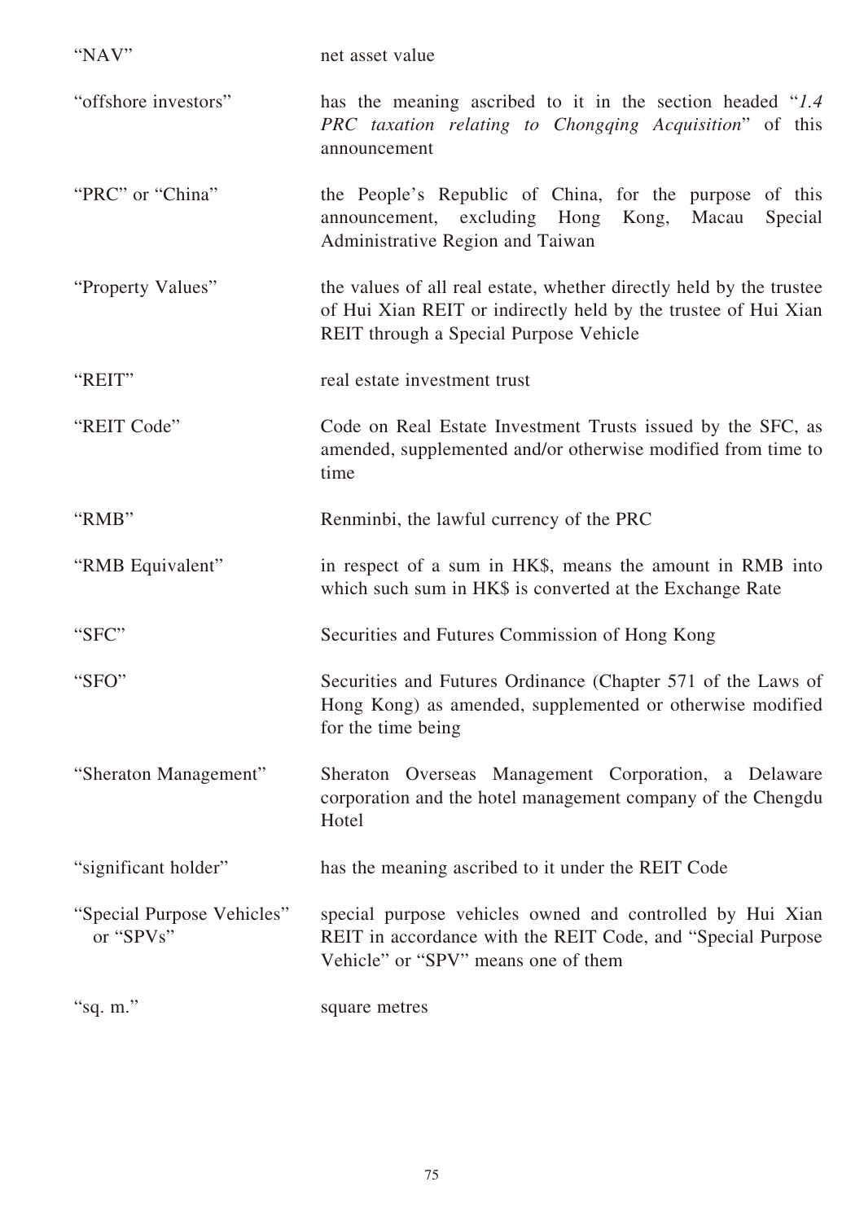| | |
|---|---|
| "NAV" | net asset value |
| "offshore investors" | has the meaning ascribed to it in the section headed "*1.4 PRC taxation relating to Chongqing Acquisition*" of this announcement |
| "PRC" or "China" | the People's Republic of China, for the purpose of this announcement, excluding Hong Kong, Macau Special Administrative Region and Taiwan |
| "Property Values" | the values of all real estate, whether directly held by the trustee of Hui Xian REIT or indirectly held by the trustee of Hui Xian REIT through a Special Purpose Vehicle |
| "REIT" | real estate investment trust |
| "REIT Code" | Code on Real Estate Investment Trusts issued by the SFC, as amended, supplemented and/or otherwise modified from time to time |
| "RMB" | Renminbi, the lawful currency of the PRC |
| "RMB Equivalent" | in respect of a sum in HK$, means the amount in RMB into which such sum in HK$ is converted at the Exchange Rate |
| "SFC" | Securities and Futures Commission of Hong Kong |
| "SFO" | Securities and Futures Ordinance (Chapter 571 of the Laws of Hong Kong) as amended, supplemented or otherwise modified for the time being |
| "Sheraton Management" | Sheraton Overseas Management Corporation, a Delaware corporation and the hotel management company of the Chengdu Hotel |
| "significant holder" | has the meaning ascribed to it under the REIT Code |
| "Special Purpose Vehicles" or "SPVs" | special purpose vehicles owned and controlled by Hui Xian REIT in accordance with the REIT Code, and "Special Purpose Vehicle" or "SPV" means one of them |
| "sq. m." | square metres |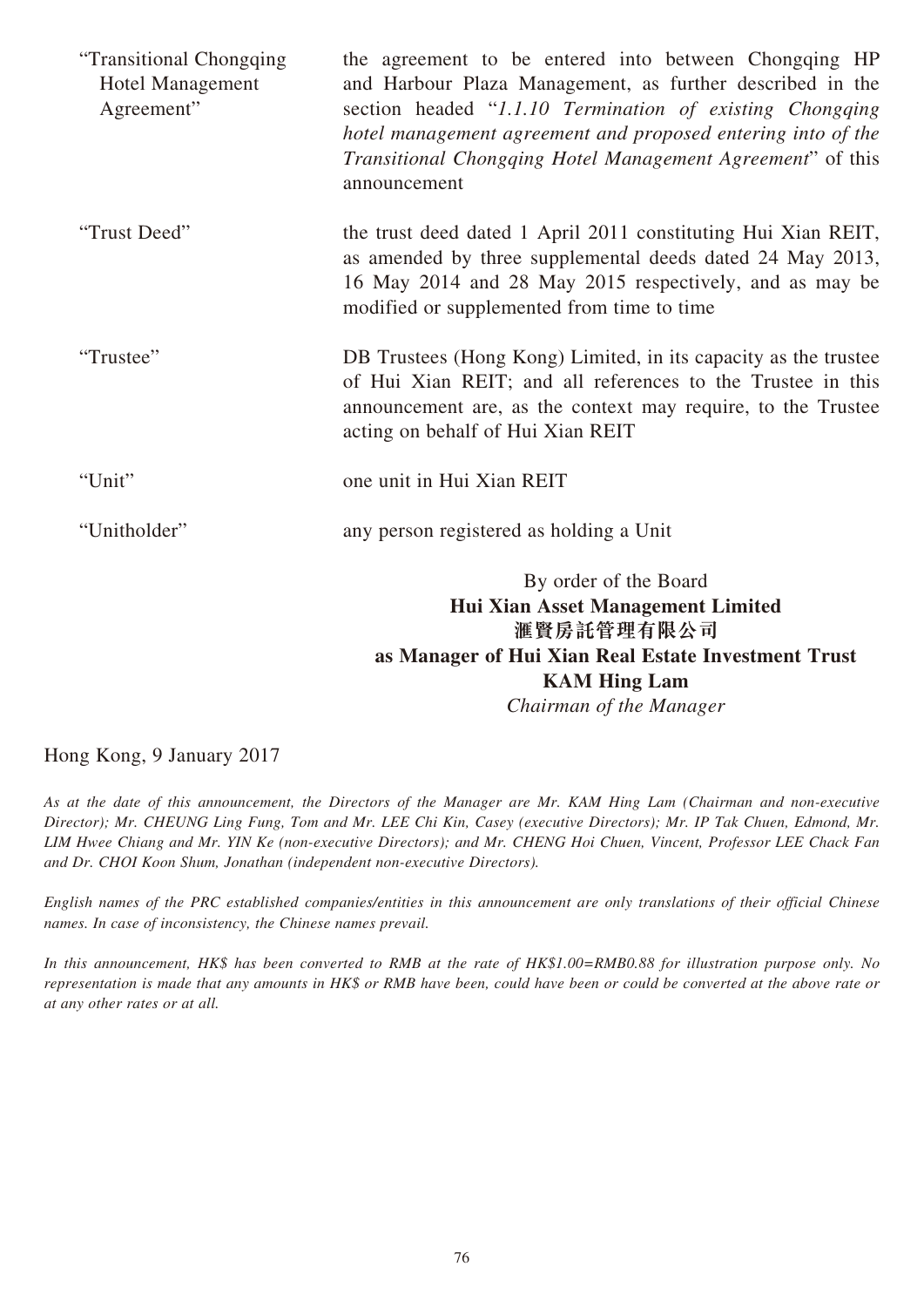| | |
|---|---|
| "Transitional Chongqing Hotel Management Agreement" | the agreement to be entered into between Chongqing HP and Harbour Plaza Management, as further described in the section headed "*1.1.10 Termination of existing Chongqing hotel management agreement and proposed entering into of the Transitional Chongqing Hotel Management Agreement*" of this announcement |
| "Trust Deed" | the trust deed dated 1 April 2011 constituting Hui Xian REIT, as amended by three supplemental deeds dated 24 May 2013, 16 May 2014 and 28 May 2015 respectively, and as may be modified or supplemented from time to time |
| "Trustee" | DB Trustees (Hong Kong) Limited, in its capacity as the trustee of Hui Xian REIT; and all references to the Trustee in this announcement are, as the context may require, to the Trustee acting on behalf of Hui Xian REIT |
| "Unit" | one unit in Hui Xian REIT |
| "Unitholder" | any person registered as holding a Unit |

By order of the Board
**Hui Xian Asset Management Limited**
**滙賢房託管理有限公司**
**as Manager of Hui Xian Real Estate Investment Trust**
**KAM Hing Lam**
*Chairman of the Manager*

Hong Kong, 9 January 2017

*As at the date of this announcement, the Directors of the Manager are Mr. KAM Hing Lam (Chairman and non-executive Director); Mr. CHEUNG Ling Fung, Tom and Mr. LEE Chi Kin, Casey (executive Directors); Mr. IP Tak Chuen, Edmond, Mr. LIM Hwee Chiang and Mr. YIN Ke (non-executive Directors); and Mr. CHENG Hoi Chuen, Vincent, Professor LEE Chack Fan and Dr. CHOI Koon Shum, Jonathan (independent non-executive Directors).*

*English names of the PRC established companies/entities in this announcement are only translations of their official Chinese names. In case of inconsistency, the Chinese names prevail.*

*In this announcement, HK$ has been converted to RMB at the rate of HK$1.00=RMB0.88 for illustration purpose only. No representation is made that any amounts in HK$ or RMB have been, could have been or could be converted at the above rate or at any other rates or at all.*